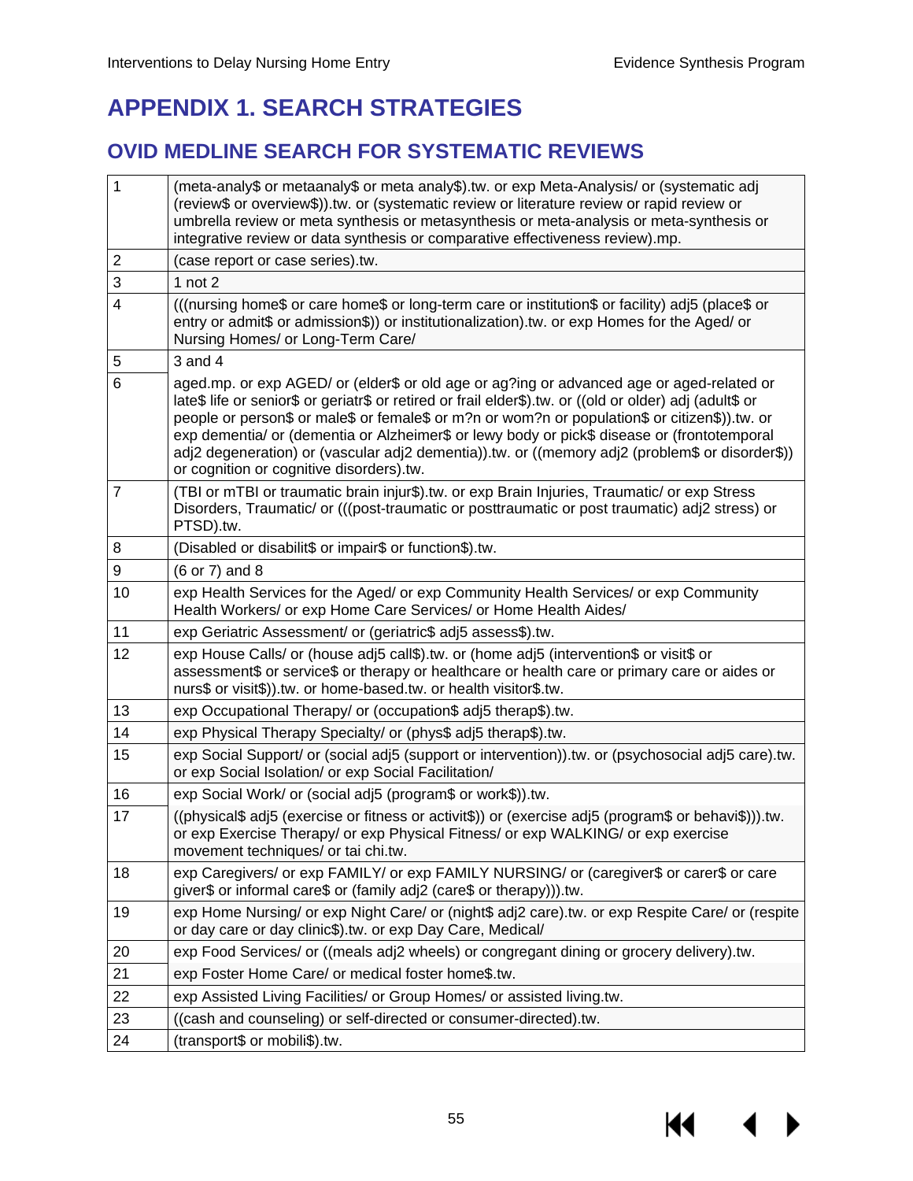# APPENDIX 1. SEARCH STRATEGIES

## OVID MEDLINE SEARCH FOR SYSTEMATIC REVIEWS

| | |
|---|---|
| 1 | (meta-analy$ or metaanaly$ or meta analy$).tw. or exp Meta-Analysis/ or (systematic adj (review$ or overview$)).tw. or (systematic review or literature review or rapid review or umbrella review or meta synthesis or metasynthesis or meta-analysis or meta-synthesis or integrative review or data synthesis or comparative effectiveness review).mp. |
| 2 | (case report or case series).tw. |
| 3 | 1 not 2 |
| 4 | (((nursing home$ or care home$ or long-term care or institution$ or facility) adj5 (place$ or entry or admit$ or admission$)) or institutionalization).tw. or exp Homes for the Aged/ or Nursing Homes/ or Long-Term Care/ |
| 5 | 3 and 4 |
| 6 | aged.mp. or exp AGED/ or (elder$ or old age or ag?ing or advanced age or aged-related or late$ life or senior$ or geriatr$ or retired or frail elder$).tw. or ((old or older) adj (adult$ or people or person$ or male$ or female$ or m?n or wom?n or population$ or citizen$)).tw. or exp dementia/ or (dementia or Alzheimer$ or lewy body or pick$ disease or (frontotemporal adj2 degeneration) or (vascular adj2 dementia)).tw. or ((memory adj2 (problem$ or disorder$)) or cognition or cognitive disorders).tw. |
| 7 | (TBI or mTBI or traumatic brain injur$).tw. or exp Brain Injuries, Traumatic/ or exp Stress Disorders, Traumatic/ or (((post-traumatic or posttraumatic or post traumatic) adj2 stress) or PTSD).tw. |
| 8 | (Disabled or disabilit$ or impair$ or function$).tw. |
| 9 | (6 or 7) and 8 |
| 10 | exp Health Services for the Aged/ or exp Community Health Services/ or exp Community Health Workers/ or exp Home Care Services/ or Home Health Aides/ |
| 11 | exp Geriatric Assessment/ or (geriatric$ adj5 assess$).tw. |
| 12 | exp House Calls/ or (house adj5 call$).tw. or (home adj5 (intervention$ or visit$ or assessment$ or service$ or therapy or healthcare or health care or primary care or aides or nurs$ or visit$)).tw. or home-based.tw. or health visitor$.tw. |
| 13 | exp Occupational Therapy/ or (occupation$ adj5 therap$).tw. |
| 14 | exp Physical Therapy Specialty/ or (phys$ adj5 therap$).tw. |
| 15 | exp Social Support/ or (social adj5 (support or intervention)).tw. or (psychosocial adj5 care).tw. or exp Social Isolation/ or exp Social Facilitation/ |
| 16 | exp Social Work/ or (social adj5 (program$ or work$)).tw. |
| 17 | ((physical$ adj5 (exercise or fitness or activit$)) or (exercise adj5 (program$ or behavi$))).tw. or exp Exercise Therapy/ or exp Physical Fitness/ or exp WALKING/ or exp exercise movement techniques/ or tai chi.tw. |
| 18 | exp Caregivers/ or exp FAMILY/ or exp FAMILY NURSING/ or (caregiver$ or carer$ or care giver$ or informal care$ or (family adj2 (care$ or therapy))).tw. |
| 19 | exp Home Nursing/ or exp Night Care/ or (night$ adj2 care).tw. or exp Respite Care/ or (respite or day care or day clinic$).tw. or exp Day Care, Medical/ |
| 20 | exp Food Services/ or ((meals adj2 wheels) or congregant dining or grocery delivery).tw. |
| 21 | exp Foster Home Care/ or medical foster home$.tw. |
| 22 | exp Assisted Living Facilities/ or Group Homes/ or assisted living.tw. |
| 23 | ((cash and counseling) or self-directed or consumer-directed).tw. |
| 24 | (transport$ or mobili$).tw. |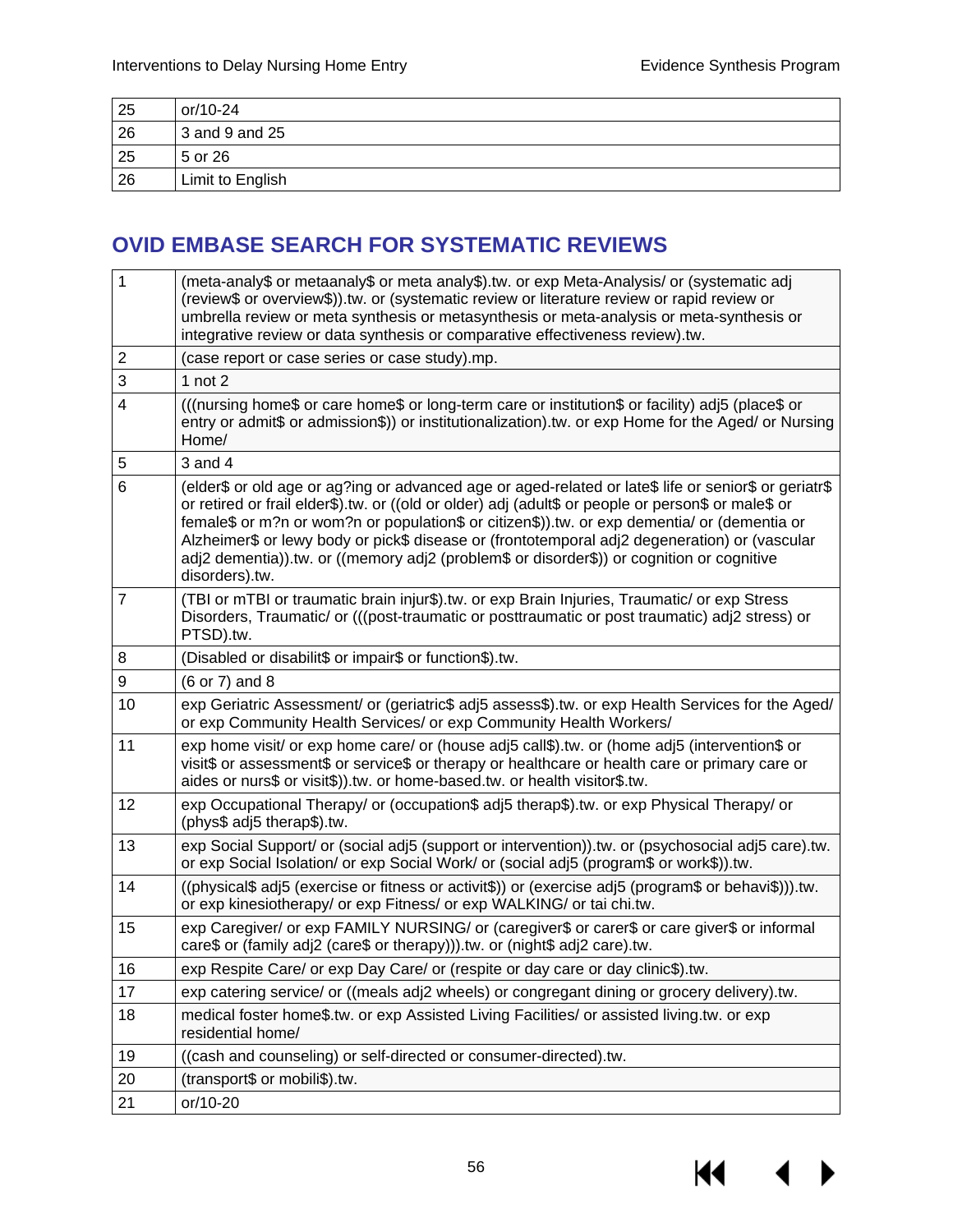| 25 | or/10-24 |
|---|---|
| 26 | 3 and 9 and 25 |
| 25 | 5 or 26 |
| 26 | Limit to English |

## OVID EMBASE SEARCH FOR SYSTEMATIC REVIEWS

| 1 | (meta-analy$ or metaanaly$ or meta analy$).tw. or exp Meta-Analysis/ or (systematic adj (review$ or overview$)).tw. or (systematic review or literature review or rapid review or umbrella review or meta synthesis or metasynthesis or meta-analysis or meta-synthesis or integrative review or data synthesis or comparative effectiveness review).tw. |
|---|---|
| 2 | (case report or case series or case study).mp. |
| 3 | 1 not 2 |
| 4 | (((nursing home$ or care home$ or long-term care or institution$ or facility) adj5 (place$ or entry or admit$ or admission$)) or institutionalization).tw. or exp Home for the Aged/ or Nursing Home/ |
| 5 | 3 and 4 |
| 6 | (elder$ or old age or ag?ing or advanced age or aged-related or late$ life or senior$ or geriatr$ or retired or frail elder$).tw. or ((old or older) adj (adult$ or people or person$ or male$ or female$ or m?n or wom?n or population$ or citizen$)).tw. or exp dementia/ or (dementia or Alzheimer$ or lewy body or pick$ disease or (frontotemporal adj2 degeneration) or (vascular adj2 dementia)).tw. or ((memory adj2 (problem$ or disorder$)) or cognition or cognitive disorders).tw. |
| 7 | (TBI or mTBI or traumatic brain injur$).tw. or exp Brain Injuries, Traumatic/ or exp Stress Disorders, Traumatic/ or (((post-traumatic or posttraumatic or post traumatic) adj2 stress) or PTSD).tw. |
| 8 | (Disabled or disabilit$ or impair$ or function$).tw. |
| 9 | (6 or 7) and 8 |
| 10 | exp Geriatric Assessment/ or (geriatric$ adj5 assess$).tw. or exp Health Services for the Aged/ or exp Community Health Services/ or exp Community Health Workers/ |
| 11 | exp home visit/ or exp home care/ or (house adj5 call$).tw. or (home adj5 (intervention$ or visit$ or assessment$ or service$ or therapy or healthcare or health care or primary care or aides or nurs$ or visit$)).tw. or home-based.tw. or health visitor$.tw. |
| 12 | exp Occupational Therapy/ or (occupation$ adj5 therap$).tw. or exp Physical Therapy/ or (phys$ adj5 therap$).tw. |
| 13 | exp Social Support/ or (social adj5 (support or intervention)).tw. or (psychosocial adj5 care).tw. or exp Social Isolation/ or exp Social Work/ or (social adj5 (program$ or work$)).tw. |
| 14 | ((physical$ adj5 (exercise or fitness or activit$)) or (exercise adj5 (program$ or behavi$))).tw. or exp kinesiotherapy/ or exp Fitness/ or exp WALKING/ or tai chi.tw. |
| 15 | exp Caregiver/ or exp FAMILY NURSING/ or (caregiver$ or carer$ or care giver$ or informal care$ or (family adj2 (care$ or therapy))).tw. or (night$ adj2 care).tw. |
| 16 | exp Respite Care/ or exp Day Care/ or (respite or day care or day clinic$).tw. |
| 17 | exp catering service/ or ((meals adj2 wheels) or congregant dining or grocery delivery).tw. |
| 18 | medical foster home$.tw. or exp Assisted Living Facilities/ or assisted living.tw. or exp residential home/ |
| 19 | ((cash and counseling) or self-directed or consumer-directed).tw. |
| 20 | (transport$ or mobili$).tw. |
| 21 | or/10-20 |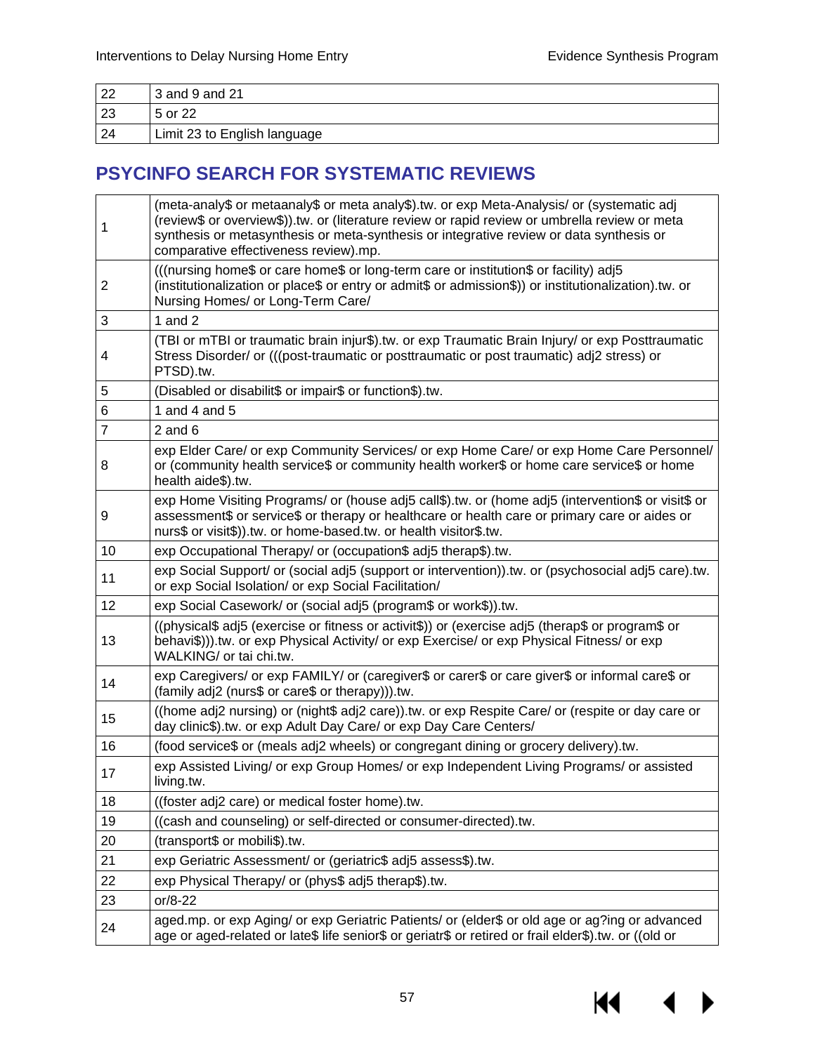| | |
|---|---|
| 22 | 3 and 9 and 21 |
| 23 | 5 or 22 |
| 24 | Limit 23 to English language |

## PSYCINFO SEARCH FOR SYSTEMATIC REVIEWS

| | |
|---|---|
| 1 | (meta-analy$ or metaanaly$ or meta analy$).tw. or exp Meta-Analysis/ or (systematic adj (review$ or overview$)).tw. or (literature review or rapid review or umbrella review or meta synthesis or metasynthesis or meta-synthesis or integrative review or data synthesis or comparative effectiveness review).mp. |
| 2 | (((nursing home$ or care home$ or long-term care or institution$ or facility) adj5 (institutionalization or place$ or entry or admit$ or admission$)) or institutionalization).tw. or Nursing Homes/ or Long-Term Care/ |
| 3 | 1 and 2 |
| 4 | (TBI or mTBI or traumatic brain injur$).tw. or exp Traumatic Brain Injury/ or exp Posttraumatic Stress Disorder/ or (((post-traumatic or posttraumatic or post traumatic) adj2 stress) or PTSD).tw. |
| 5 | (Disabled or disabilit$ or impair$ or function$).tw. |
| 6 | 1 and 4 and 5 |
| 7 | 2 and 6 |
| 8 | exp Elder Care/ or exp Community Services/ or exp Home Care/ or exp Home Care Personnel/ or (community health service$ or community health worker$ or home care service$ or home health aide$).tw. |
| 9 | exp Home Visiting Programs/ or (house adj5 call$).tw. or (home adj5 (intervention$ or visit$ or assessment$ or service$ or therapy or healthcare or health care or primary care or aides or nurs$ or visit$)).tw. or home-based.tw. or health visitor$.tw. |
| 10 | exp Occupational Therapy/ or (occupation$ adj5 therap$).tw. |
| 11 | exp Social Support/ or (social adj5 (support or intervention)).tw. or (psychosocial adj5 care).tw. or exp Social Isolation/ or exp Social Facilitation/ |
| 12 | exp Social Casework/ or (social adj5 (program$ or work$)).tw. |
| 13 | ((physical$ adj5 (exercise or fitness or activit$)) or (exercise adj5 (therap$ or program$ or behavi$))).tw. or exp Physical Activity/ or exp Exercise/ or exp Physical Fitness/ or exp WALKING/ or tai chi.tw. |
| 14 | exp Caregivers/ or exp FAMILY/ or (caregiver$ or carer$ or care giver$ or informal care$ or (family adj2 (nurs$ or care$ or therapy))).tw. |
| 15 | ((home adj2 nursing) or (night$ adj2 care)).tw. or exp Respite Care/ or (respite or day care or day clinic$).tw. or exp Adult Day Care/ or exp Day Care Centers/ |
| 16 | (food service$ or (meals adj2 wheels) or congregant dining or grocery delivery).tw. |
| 17 | exp Assisted Living/ or exp Group Homes/ or exp Independent Living Programs/ or assisted living.tw. |
| 18 | ((foster adj2 care) or medical foster home).tw. |
| 19 | ((cash and counseling) or self-directed or consumer-directed).tw. |
| 20 | (transport$ or mobili$).tw. |
| 21 | exp Geriatric Assessment/ or (geriatric$ adj5 assess$).tw. |
| 22 | exp Physical Therapy/ or (phys$ adj5 therap$).tw. |
| 23 | or/8-22 |
| 24 | aged.mp. or exp Aging/ or exp Geriatric Patients/ or (elder$ or old age or ag?ing or advanced age or aged-related or late$ life senior$ or geriatr$ or retired or frail elder$).tw. or ((old or |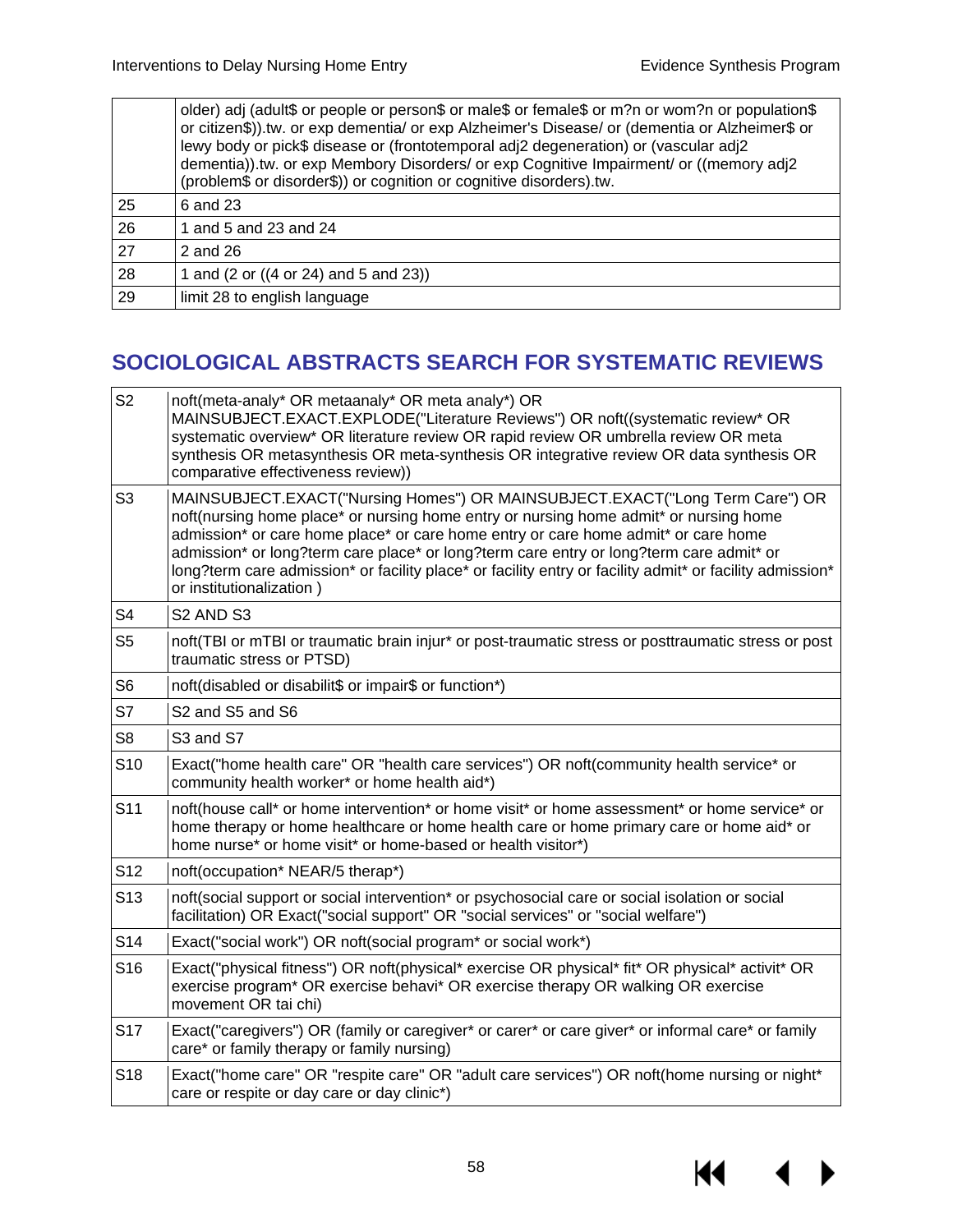|  |  |
|---|---|
|  | older) adj (adult$ or people or person$ or male$ or female$ or m?n or wom?n or population$ or citizen$)).tw. or exp dementia/ or exp Alzheimer's Disease/ or (dementia or Alzheimer$ or lewy body or pick$ disease or (frontotemporal adj2 degeneration) or (vascular adj2 dementia)).tw. or exp Memory Disorders/ or exp Cognitive Impairment/ or ((memory adj2 (problem$ or disorder$)) or cognition or cognitive disorders).tw. |
| 25 | 6 and 23 |
| 26 | 1 and 5 and 23 and 24 |
| 27 | 2 and 26 |
| 28 | 1 and (2 or ((4 or 24) and 5 and 23)) |
| 29 | limit 28 to english language |

## SOCIOLOGICAL ABSTRACTS SEARCH FOR SYSTEMATIC REVIEWS

|  |  |
|---|---|
| S2 | noft(meta-analy* OR metaanaly* OR meta analy*) OR MAINSUBJECT.EXACT.EXPLODE("Literature Reviews") OR noft((systematic review* OR systematic overview* OR literature review OR rapid review OR umbrella review OR meta synthesis OR metasynthesis OR meta-synthesis OR integrative review OR data synthesis OR comparative effectiveness review)) |
| S3 | MAINSUBJECT.EXACT("Nursing Homes") OR MAINSUBJECT.EXACT("Long Term Care") OR noft(nursing home place* or nursing home entry or nursing home admit* or nursing home admission* or care home place* or care home entry or care home admit* or care home admission* or long?term care place* or long?term care entry or long?term care admit* or long?term care admission* or facility place* or facility entry or facility admit* or facility admission* or institutionalization ) |
| S4 | S2 AND S3 |
| S5 | noft(TBI or mTBI or traumatic brain injur* or post-traumatic stress or posttraumatic stress or post traumatic stress or PTSD) |
| S6 | noft(disabled or disabilit$ or impair$ or function*) |
| S7 | S2 and S5 and S6 |
| S8 | S3 and S7 |
| S10 | Exact("home health care" OR "health care services") OR noft(community health service* or community health worker* or home health aid*) |
| S11 | noft(house call* or home intervention* or home visit* or home assessment* or home service* or home therapy or home healthcare or home health care or home primary care or home aid* or home nurse* or home visit* or home-based or health visitor*) |
| S12 | noft(occupation* NEAR/5 therap*) |
| S13 | noft(social support or social intervention* or psychosocial care or social isolation or social facilitation) OR Exact("social support" OR "social services" or "social welfare") |
| S14 | Exact("social work") OR noft(social program* or social work*) |
| S16 | Exact("physical fitness") OR noft(physical* exercise OR physical* fit* OR physical* activit* OR exercise program* OR exercise behavi* OR exercise therapy OR walking OR exercise movement OR tai chi) |
| S17 | Exact("caregivers") OR (family or caregiver* or carer* or care giver* or informal care* or family care* or family therapy or family nursing) |
| S18 | Exact("home care" OR "respite care" OR "adult care services") OR noft(home nursing or night* care or respite or day care or day clinic*) |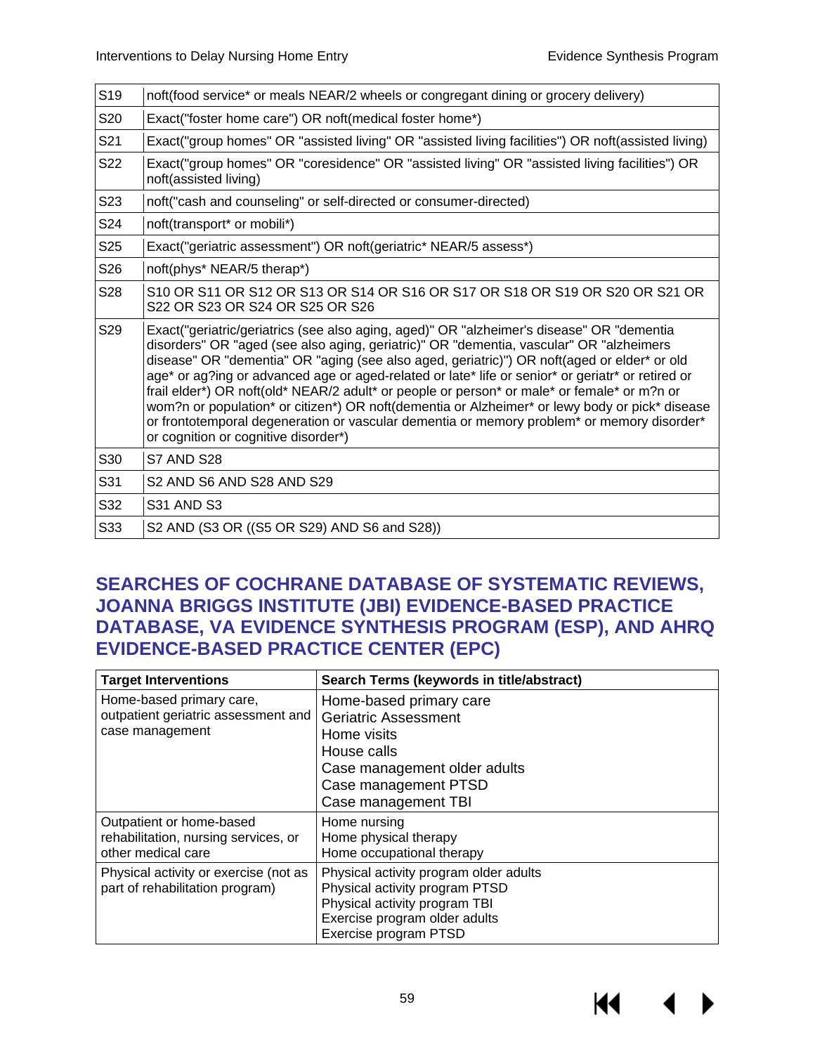| | |
|---|---|
| S19 | noft(food service* or meals NEAR/2 wheels or congregant dining or grocery delivery) |
| S20 | Exact("foster home care") OR noft(medical foster home*) |
| S21 | Exact("group homes" OR "assisted living" OR "assisted living facilities") OR noft(assisted living) |
| S22 | Exact("group homes" OR "coresidence" OR "assisted living" OR "assisted living facilities") OR noft(assisted living) |
| S23 | noft("cash and counseling" or self-directed or consumer-directed) |
| S24 | noft(transport* or mobili*) |
| S25 | Exact("geriatric assessment") OR noft(geriatric* NEAR/5 assess*) |
| S26 | noft(phys* NEAR/5 therap*) |
| S28 | S10 OR S11 OR S12 OR S13 OR S14 OR S16 OR S17 OR S18 OR S19 OR S20 OR S21 OR S22 OR S23 OR S24 OR S25 OR S26 |
| S29 | Exact("geriatric/geriatrics (see also aging, aged)" OR "alzheimer's disease" OR "dementia disorders" OR "aged (see also aging, geriatric)" OR "dementia, vascular" OR "alzheimers disease" OR "dementia" OR "aging (see also aged, geriatric)") OR noft(aged or elder* or old age* or ag?ing or advanced age or aged-related or late* life or senior* or geriatr* or retired or frail elder*) OR noft(old* NEAR/2 adult* or people or person* or male* or female* or m?n or wom?n or population* or citizen*) OR noft(dementia or Alzheimer* or lewy body or pick* disease or frontotemporal degeneration or vascular dementia or memory problem* or memory disorder* or cognition or cognitive disorder*) |
| S30 | S7 AND S28 |
| S31 | S2 AND S6 AND S28 AND S29 |
| S32 | S31 AND S3 |
| S33 | S2 AND (S3 OR ((S5 OR S29) AND S6 and S28)) |

## SEARCHES OF COCHRANE DATABASE OF SYSTEMATIC REVIEWS, JOANNA BRIGGS INSTITUTE (JBI) EVIDENCE-BASED PRACTICE DATABASE, VA EVIDENCE SYNTHESIS PROGRAM (ESP), AND AHRQ EVIDENCE-BASED PRACTICE CENTER (EPC)

| Target Interventions | Search Terms (keywords in title/abstract) |
|---|---|
| Home-based primary care, outpatient geriatric assessment and case management | Home-based primary care<br>Geriatric Assessment<br>Home visits<br>House calls<br>Case management older adults<br>Case management PTSD<br>Case management TBI |
| Outpatient or home-based rehabilitation, nursing services, or other medical care | Home nursing<br>Home physical therapy<br>Home occupational therapy |
| Physical activity or exercise (not as part of rehabilitation program) | Physical activity program older adults<br>Physical activity program PTSD<br>Physical activity program TBI<br>Exercise program older adults<br>Exercise program PTSD |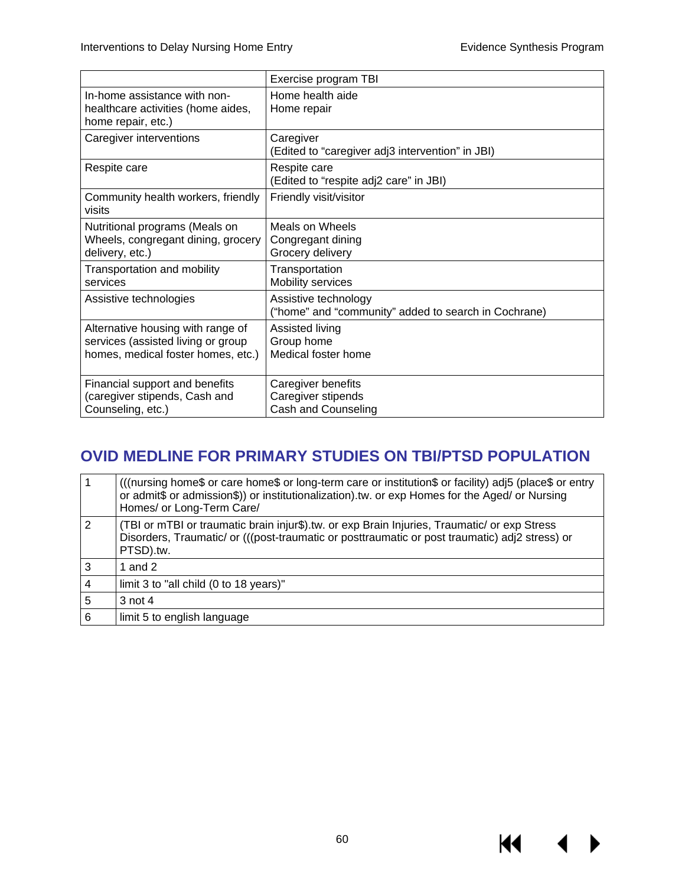| | |
|---|---|
| | Exercise program TBI |
| In-home assistance with non-healthcare activities (home aides, home repair, etc.) | Home health aide<br>Home repair |
| Caregiver interventions | Caregiver<br>(Edited to "caregiver adj3 intervention" in JBI) |
| Respite care | Respite care<br>(Edited to "respite adj2 care" in JBI) |
| Community health workers, friendly visits | Friendly visit/visitor |
| Nutritional programs (Meals on Wheels, congregant dining, grocery delivery, etc.) | Meals on Wheels<br>Congregant dining<br>Grocery delivery |
| Transportation and mobility services | Transportation<br>Mobility services |
| Assistive technologies | Assistive technology<br>("home" and "community" added to search in Cochrane) |
| Alternative housing with range of services (assisted living or group homes, medical foster homes, etc.) | Assisted living<br>Group home<br>Medical foster home |
| Financial support and benefits (caregiver stipends, Cash and Counseling, etc.) | Caregiver benefits<br>Caregiver stipends<br>Cash and Counseling |

## OVID MEDLINE FOR PRIMARY STUDIES ON TBI/PTSD POPULATION

| | |
|---|---|
| 1 | (((nursing home$ or care home$ or long-term care or institution$ or facility) adj5 (place$ or entry or admit$ or admission$)) or institutionalization).tw. or exp Homes for the Aged/ or Nursing Homes/ or Long-Term Care/ |
| 2 | (TBI or mTBI or traumatic brain injur$).tw. or exp Brain Injuries, Traumatic/ or exp Stress Disorders, Traumatic/ or (((post-traumatic or posttraumatic or post traumatic) adj2 stress) or PTSD).tw. |
| 3 | 1 and 2 |
| 4 | limit 3 to "all child (0 to 18 years)" |
| 5 | 3 not 4 |
| 6 | limit 5 to english language |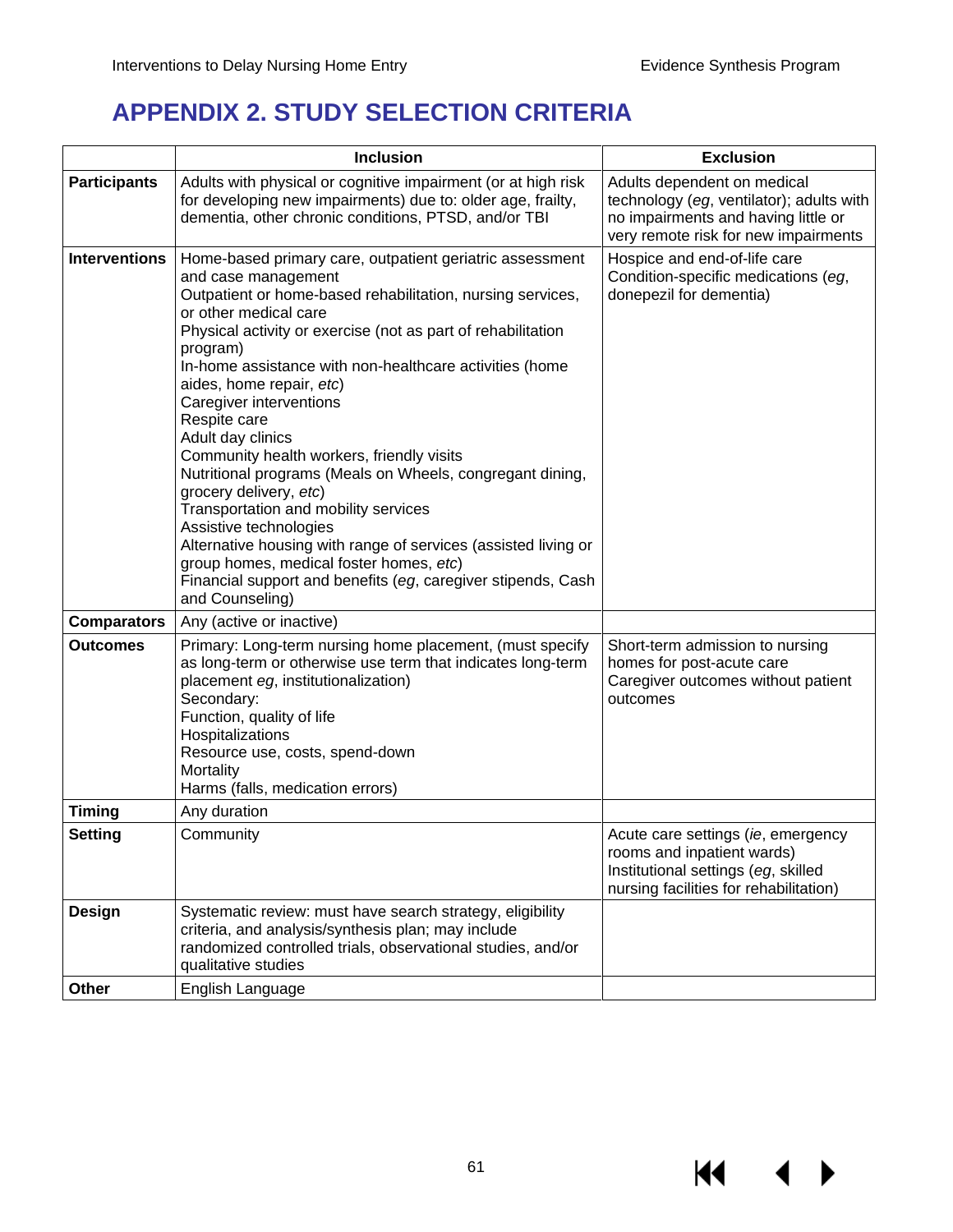# APPENDIX 2. STUDY SELECTION CRITERIA

| | Inclusion | Exclusion |
|---|---|---|
| **Participants** | Adults with physical or cognitive impairment (or at high risk for developing new impairments) due to: older age, frailty, dementia, other chronic conditions, PTSD, and/or TBI | Adults dependent on medical technology (*eg*, ventilator); adults with no impairments and having little or very remote risk for new impairments |
| **Interventions** | Home-based primary care, outpatient geriatric assessment and case management<br>Outpatient or home-based rehabilitation, nursing services, or other medical care<br>Physical activity or exercise (not as part of rehabilitation program)<br>In-home assistance with non-healthcare activities (home aides, home repair, *etc*)<br>Caregiver interventions<br>Respite care<br>Adult day clinics<br>Community health workers, friendly visits<br>Nutritional programs (Meals on Wheels, congregant dining, grocery delivery, *etc*)<br>Transportation and mobility services<br>Assistive technologies<br>Alternative housing with range of services (assisted living or group homes, medical foster homes, *etc*)<br>Financial support and benefits (*eg*, caregiver stipends, Cash and Counseling) | Hospice and end-of-life care<br>Condition-specific medications (*eg*, donepezil for dementia) |
| **Comparators** | Any (active or inactive) | |
| **Outcomes** | Primary: Long-term nursing home placement, (must specify as long-term or otherwise use term that indicates long-term placement *eg*, institutionalization)<br>Secondary:<br>Function, quality of life<br>Hospitalizations<br>Resource use, costs, spend-down<br>Mortality<br>Harms (falls, medication errors) | Short-term admission to nursing homes for post-acute care<br>Caregiver outcomes without patient outcomes |
| **Timing** | Any duration | |
| **Setting** | Community | Acute care settings (*ie*, emergency rooms and inpatient wards)<br>Institutional settings (*eg*, skilled nursing facilities for rehabilitation) |
| **Design** | Systematic review: must have search strategy, eligibility criteria, and analysis/synthesis plan; may include randomized controlled trials, observational studies, and/or qualitative studies | |
| **Other** | English Language | |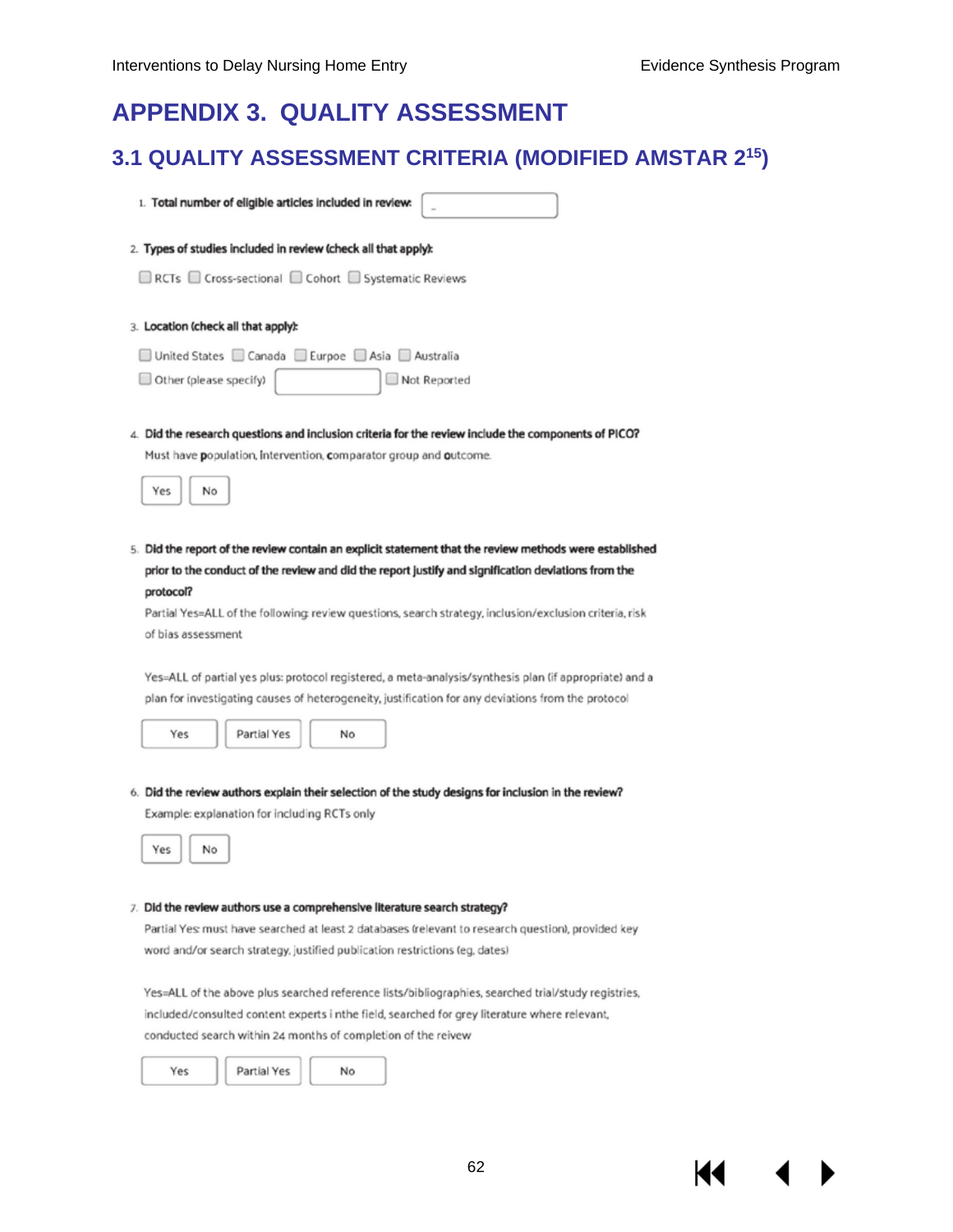# APPENDIX 3. QUALITY ASSESSMENT

## 3.1 QUALITY ASSESSMENT CRITERIA (MODIFIED AMSTAR 2[15])

1. **Total number of eligible articles included in review:** [ ]

2. **Types of studies included in review (check all that apply):**

   ☐ RCTs ☐ Cross-sectional ☐ Cohort ☐ Systematic Reviews

3. **Location (check all that apply):**

   ☐ United States ☐ Canada ☐ Eurpoe ☐ Asia ☐ Australia
   ☐ Other (please specify) [ ] ☐ Not Reported

4. **Did the research questions and inclusion criteria for the review include the components of PICO?**

   Must have **p**opulation, **i**ntervention, **c**omparator group and **o**utcome.

   Yes | No

5. **Did the report of the review contain an explicit statement that the review methods were established prior to the conduct of the review and did the report justify and signification deviations from the protocol?**

   Partial Yes=ALL of the following: review questions, search strategy, inclusion/exclusion criteria, risk of bias assessment

   Yes=ALL of partial yes plus: protocol registered, a meta-analysis/synthesis plan (if appropriate) and a plan for investigating causes of heterogeneity, justification for any deviations from the protocol

   Yes | Partial Yes | No

6. **Did the review authors explain their selection of the study designs for inclusion in the review?**

   Example: explanation for including RCTs only

   Yes | No

7. **Did the review authors use a comprehensive literature search strategy?**

   Partial Yes: must have searched at least 2 databases (relevant to research question), provided key word and/or search strategy, justified publication restrictions (eg, dates)

   Yes=ALL of the above plus searched reference lists/bibliographies, searched trial/study registries, included/consulted content experts i nthe field, searched for grey literature where relevant, conducted search within 24 months of completion of the reivew

   Yes | Partial Yes | No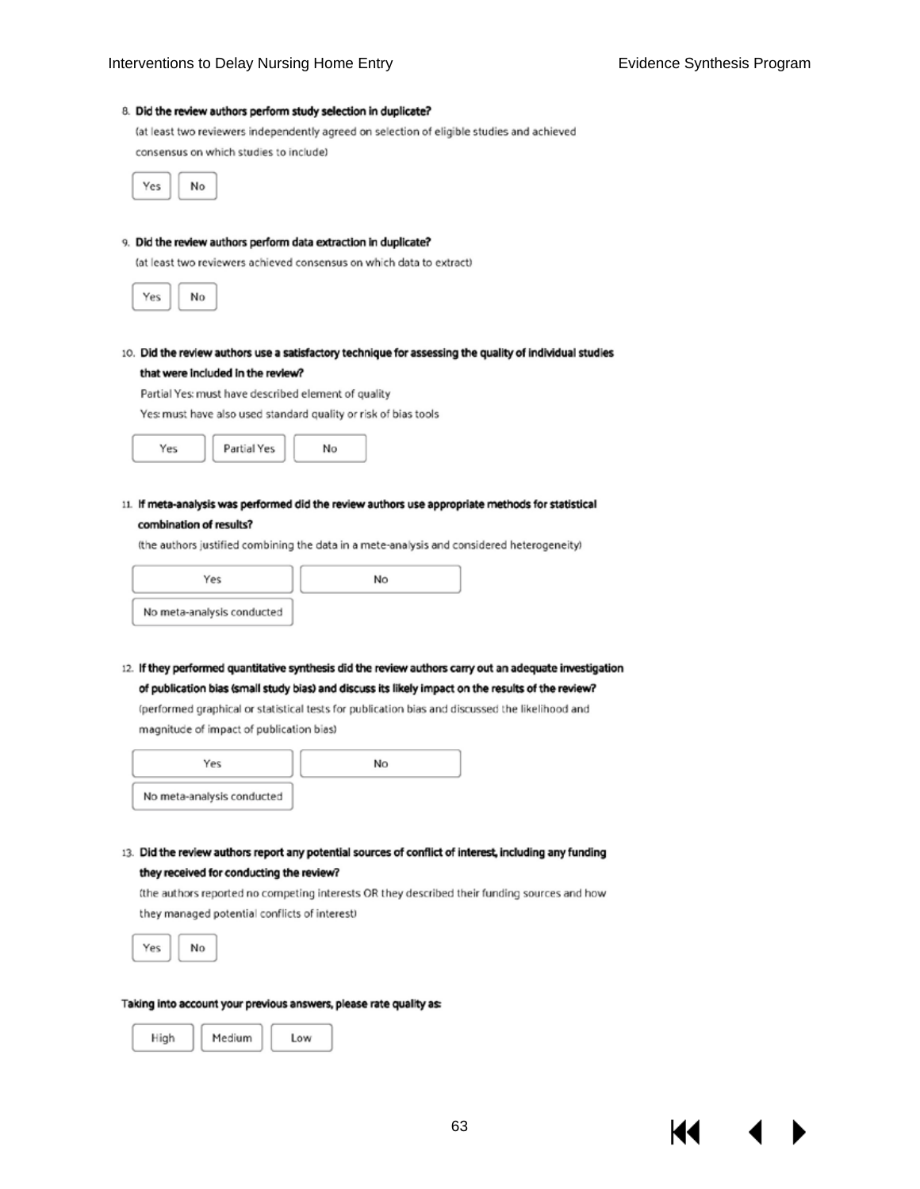8. **Did the review authors perform study selection in duplicate?**
   (at least two reviewers independently agreed on selection of eligible studies and achieved consensus on which studies to include)

   Yes | No

9. **Did the review authors perform data extraction in duplicate?**
   (at least two reviewers achieved consensus on which data to extract)

   Yes | No

10. **Did the review authors use a satisfactory technique for assessing the quality of individual studies that were included in the review?**
    Partial Yes: must have described element of quality
    Yes: must have also used standard quality or risk of bias tools

    Yes | Partial Yes | No

11. **If meta-analysis was performed did the review authors use appropriate methods for statistical combination of results?**
    (the authors justified combining the data in a mete-analysis and considered heterogeneity)

    Yes | No
    No meta-analysis conducted

12. **If they performed quantitative synthesis did the review authors carry out an adequate investigation of publication bias (small study bias) and discuss its likely impact on the results of the review?**
    (performed graphical or statistical tests for publication bias and discussed the likelihood and magnitude of impact of publication bias)

    Yes | No
    No meta-analysis conducted

13. **Did the review authors report any potential sources of conflict of interest, including any funding they received for conducting the review?**
    (the authors reported no competing interests OR they described their funding sources and how they managed potential conflicts of interest)

    Yes | No

**Taking into account your previous answers, please rate quality as:**

High | Medium | Low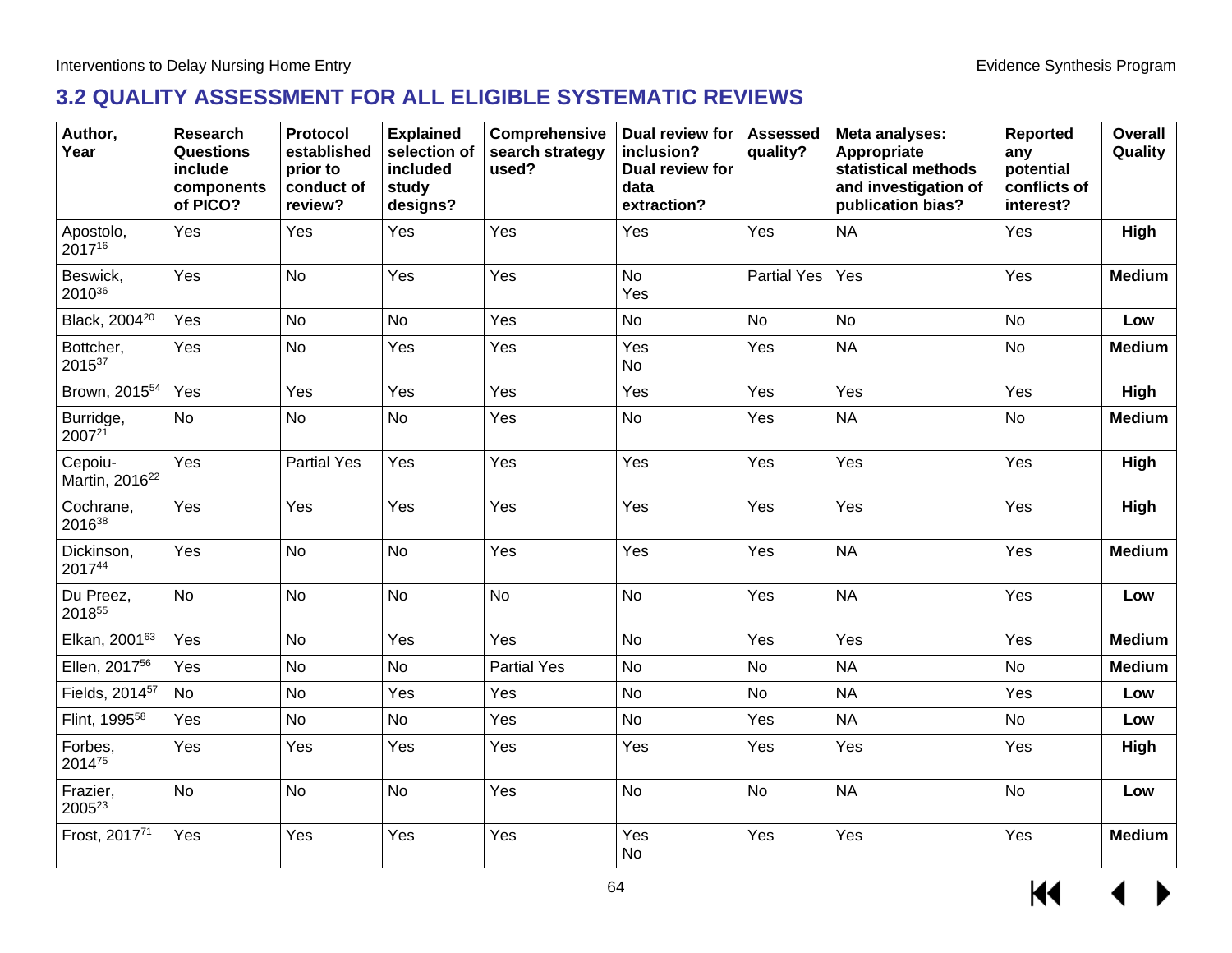## 3.2 QUALITY ASSESSMENT FOR ALL ELIGIBLE SYSTEMATIC REVIEWS

| Author, Year | Research Questions include components of PICO? | Protocol established prior to conduct of review? | Explained selection of included study designs? | Comprehensive search strategy used? | Dual review for inclusion? Dual review for data extraction? | Assessed quality? | Meta analyses: Appropriate statistical methods and investigation of publication bias? | Reported any potential conflicts of interest? | Overall Quality |
|---|---|---|---|---|---|---|---|---|---|
| Apostolo, 2017[16] | Yes | Yes | Yes | Yes | Yes | Yes | NA | Yes | **High** |
| Beswick, 2010[36] | Yes | No | Yes | Yes | No<br>Yes | Partial Yes | Yes | Yes | **Medium** |
| Black, 2004[20] | Yes | No | No | Yes | No | No | No | No | **Low** |
| Bottcher, 2015[37] | Yes | No | Yes | Yes | Yes<br>No | Yes | NA | No | **Medium** |
| Brown, 2015[54] | Yes | Yes | Yes | Yes | Yes | Yes | Yes | Yes | **High** |
| Burridge, 2007[21] | No | No | No | Yes | No | Yes | NA | No | **Medium** |
| Cepoiu-Martin, 2016[22] | Yes | Partial Yes | Yes | Yes | Yes | Yes | Yes | Yes | **High** |
| Cochrane, 2016[38] | Yes | Yes | Yes | Yes | Yes | Yes | Yes | Yes | **High** |
| Dickinson, 2017[44] | Yes | No | No | Yes | Yes | Yes | NA | Yes | **Medium** |
| Du Preez, 2018[55] | No | No | No | No | No | Yes | NA | Yes | **Low** |
| Elkan, 2001[63] | Yes | No | Yes | Yes | No | Yes | Yes | Yes | **Medium** |
| Ellen, 2017[56] | Yes | No | No | Partial Yes | No | No | NA | No | **Medium** |
| Fields, 2014[57] | No | No | Yes | Yes | No | No | NA | Yes | **Low** |
| Flint, 1995[58] | Yes | No | No | Yes | No | Yes | NA | No | **Low** |
| Forbes, 2014[75] | Yes | Yes | Yes | Yes | Yes | Yes | Yes | Yes | **High** |
| Frazier, 2005[23] | No | No | No | Yes | No | No | NA | No | **Low** |
| Frost, 2017[71] | Yes | Yes | Yes | Yes | Yes<br>No | Yes | Yes | Yes | **Medium** |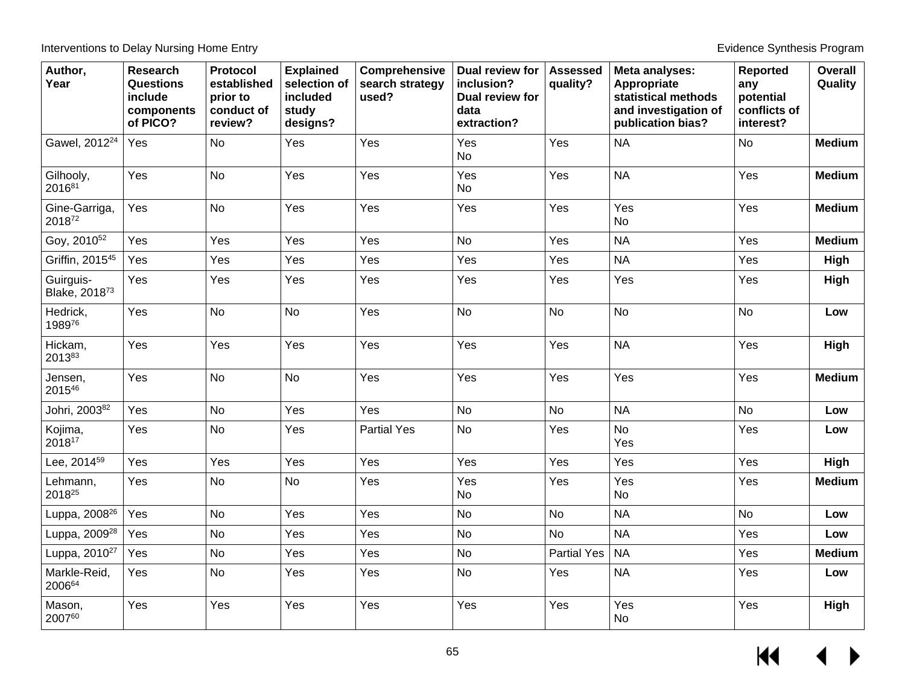| Author, Year | Research Questions include components of PICO? | Protocol established prior to conduct of review? | Explained selection of included study designs? | Comprehensive search strategy used? | Dual review for inclusion? Dual review for data extraction? | Assessed quality? | Meta analyses: Appropriate statistical methods and investigation of publication bias? | Reported any potential conflicts of interest? | Overall Quality |
|---|---|---|---|---|---|---|---|---|---|
| Gawel, 2012[24] | Yes | No | Yes | Yes | Yes No | Yes | NA | No | **Medium** |
| Gilhooly, 2016[81] | Yes | No | Yes | Yes | Yes No | Yes | NA | Yes | **Medium** |
| Gine-Garriga, 2018[72] | Yes | No | Yes | Yes | Yes | Yes | Yes No | Yes | **Medium** |
| Goy, 2010[52] | Yes | Yes | Yes | Yes | No | Yes | NA | Yes | **Medium** |
| Griffin, 2015[45] | Yes | Yes | Yes | Yes | Yes | Yes | NA | Yes | **High** |
| Guirguis-Blake, 2018[73] | Yes | Yes | Yes | Yes | Yes | Yes | Yes | Yes | **High** |
| Hedrick, 1989[76] | Yes | No | No | Yes | No | No | No | No | **Low** |
| Hickam, 2013[83] | Yes | Yes | Yes | Yes | Yes | Yes | NA | Yes | **High** |
| Jensen, 2015[46] | Yes | No | No | Yes | Yes | Yes | Yes | Yes | **Medium** |
| Johri, 2003[82] | Yes | No | Yes | Yes | No | No | NA | No | **Low** |
| Kojima, 2018[17] | Yes | No | Yes | Partial Yes | No | Yes | No Yes | Yes | **Low** |
| Lee, 2014[59] | Yes | Yes | Yes | Yes | Yes | Yes | Yes | Yes | **High** |
| Lehmann, 2018[25] | Yes | No | No | Yes | Yes No | Yes | Yes No | Yes | **Medium** |
| Luppa, 2008[26] | Yes | No | Yes | Yes | No | No | NA | No | **Low** |
| Luppa, 2009[28] | Yes | No | Yes | Yes | No | No | NA | Yes | **Low** |
| Luppa, 2010[27] | Yes | No | Yes | Yes | No | Partial Yes | NA | Yes | **Medium** |
| Markle-Reid, 2006[64] | Yes | No | Yes | Yes | No | Yes | NA | Yes | **Low** |
| Mason, 2007[60] | Yes | Yes | Yes | Yes | Yes | Yes | Yes No | Yes | **High** |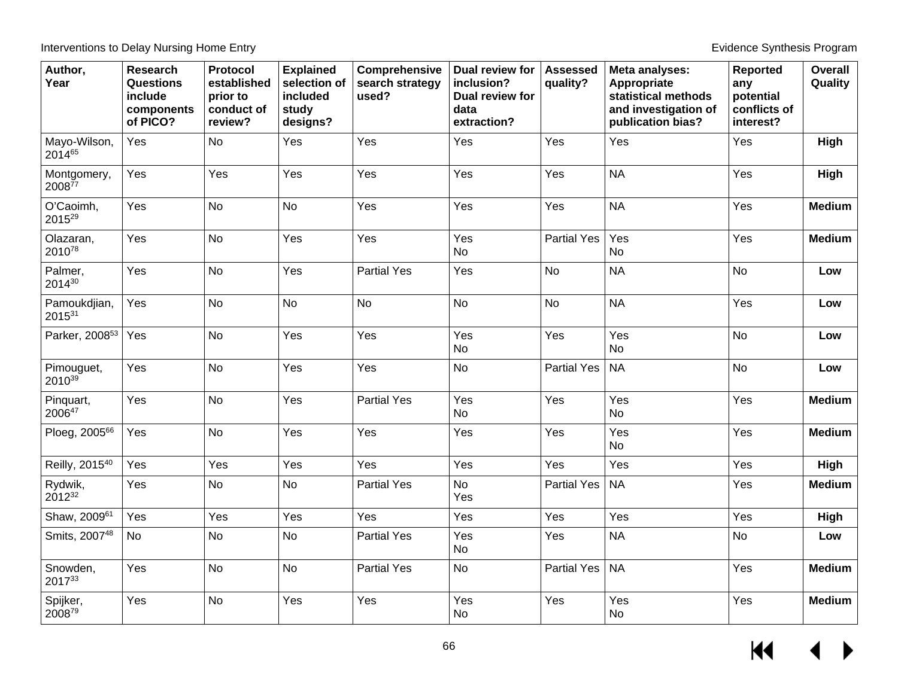| Author, Year | Research Questions include components of PICO? | Protocol established prior to conduct of review? | Explained selection of included study designs? | Comprehensive search strategy used? | Dual review for inclusion? Dual review for data extraction? | Assessed quality? | Meta analyses: Appropriate statistical methods and investigation of publication bias? | Reported any potential conflicts of interest? | Overall Quality |
|---|---|---|---|---|---|---|---|---|---|
| Mayo-Wilson, 2014[65] | Yes | No | Yes | Yes | Yes | Yes | Yes | Yes | **High** |
| Montgomery, 2008[77] | Yes | Yes | Yes | Yes | Yes | Yes | NA | Yes | **High** |
| O'Caoimh, 2015[29] | Yes | No | No | Yes | Yes | Yes | NA | Yes | **Medium** |
| Olazaran, 2010[78] | Yes | No | Yes | Yes | Yes<br>No | Partial Yes | Yes<br>No | Yes | **Medium** |
| Palmer, 2014[30] | Yes | No | Yes | Partial Yes | Yes | No | NA | No | **Low** |
| Pamoukdjian, 2015[31] | Yes | No | No | No | No | No | NA | Yes | **Low** |
| Parker, 2008[53] | Yes | No | Yes | Yes | Yes<br>No | Yes | Yes<br>No | No | **Low** |
| Pimouguet, 2010[39] | Yes | No | Yes | Yes | No | Partial Yes | NA | No | **Low** |
| Pinquart, 2006[47] | Yes | No | Yes | Partial Yes | Yes<br>No | Yes | Yes<br>No | Yes | **Medium** |
| Ploeg, 2005[66] | Yes | No | Yes | Yes | Yes | Yes | Yes<br>No | Yes | **Medium** |
| Reilly, 2015[40] | Yes | Yes | Yes | Yes | Yes | Yes | Yes | Yes | **High** |
| Rydwik, 2012[32] | Yes | No | No | Partial Yes | No<br>Yes | Partial Yes | NA | Yes | **Medium** |
| Shaw, 2009[61] | Yes | Yes | Yes | Yes | Yes | Yes | Yes | Yes | **High** |
| Smits, 2007[48] | No | No | No | Partial Yes | Yes<br>No | Yes | NA | No | **Low** |
| Snowden, 2017[33] | Yes | No | No | Partial Yes | No | Partial Yes | NA | Yes | **Medium** |
| Spijker, 2008[79] | Yes | No | Yes | Yes | Yes<br>No | Yes | Yes<br>No | Yes | **Medium** |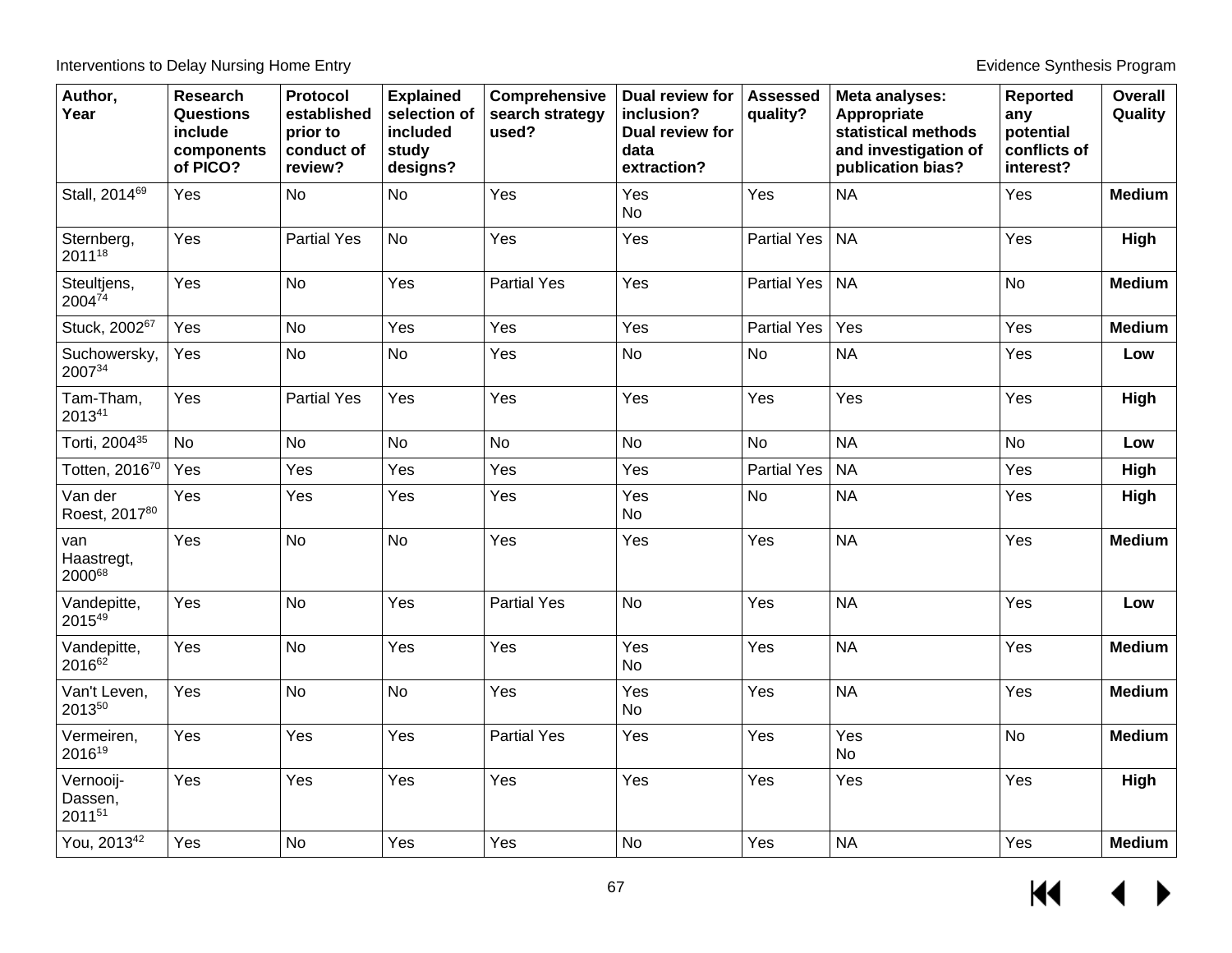| Author, Year | Research Questions include components of PICO? | Protocol established prior to conduct of review? | Explained selection of included study designs? | Comprehensive search strategy used? | Dual review for inclusion? Dual review for data extraction? | Assessed quality? | Meta analyses: Appropriate statistical methods and investigation of publication bias? | Reported any potential conflicts of interest? | Overall Quality |
|---|---|---|---|---|---|---|---|---|---|
| Stall, 2014[69] | Yes | No | No | Yes | Yes<br>No | Yes | NA | Yes | **Medium** |
| Sternberg, 2011[18] | Yes | Partial Yes | No | Yes | Yes | Partial Yes | NA | Yes | **High** |
| Steultjens, 2004[74] | Yes | No | Yes | Partial Yes | Yes | Partial Yes | NA | No | **Medium** |
| Stuck, 2002[67] | Yes | No | Yes | Yes | Yes | Partial Yes | Yes | Yes | **Medium** |
| Suchowersky, 2007[34] | Yes | No | No | Yes | No | No | NA | Yes | **Low** |
| Tam-Tham, 2013[41] | Yes | Partial Yes | Yes | Yes | Yes | Yes | Yes | Yes | **High** |
| Torti, 2004[35] | No | No | No | No | No | No | NA | No | **Low** |
| Totten, 2016[70] | Yes | Yes | Yes | Yes | Yes | Partial Yes | NA | Yes | **High** |
| Van der Roest, 2017[80] | Yes | Yes | Yes | Yes | Yes<br>No | No | NA | Yes | **High** |
| van Haastregt, 2000[68] | Yes | No | No | Yes | Yes | Yes | NA | Yes | **Medium** |
| Vandepitte, 2015[49] | Yes | No | Yes | Partial Yes | No | Yes | NA | Yes | **Low** |
| Vandepitte, 2016[62] | Yes | No | Yes | Yes | Yes<br>No | Yes | NA | Yes | **Medium** |
| Van't Leven, 2013[50] | Yes | No | No | Yes | Yes<br>No | Yes | NA | Yes | **Medium** |
| Vermeiren, 2016[19] | Yes | Yes | Yes | Partial Yes | Yes | Yes | Yes<br>No | No | **Medium** |
| Vernooij-Dassen, 2011[51] | Yes | Yes | Yes | Yes | Yes | Yes | Yes | Yes | **High** |
| You, 2013[42] | Yes | No | Yes | Yes | No | Yes | NA | Yes | **Medium** |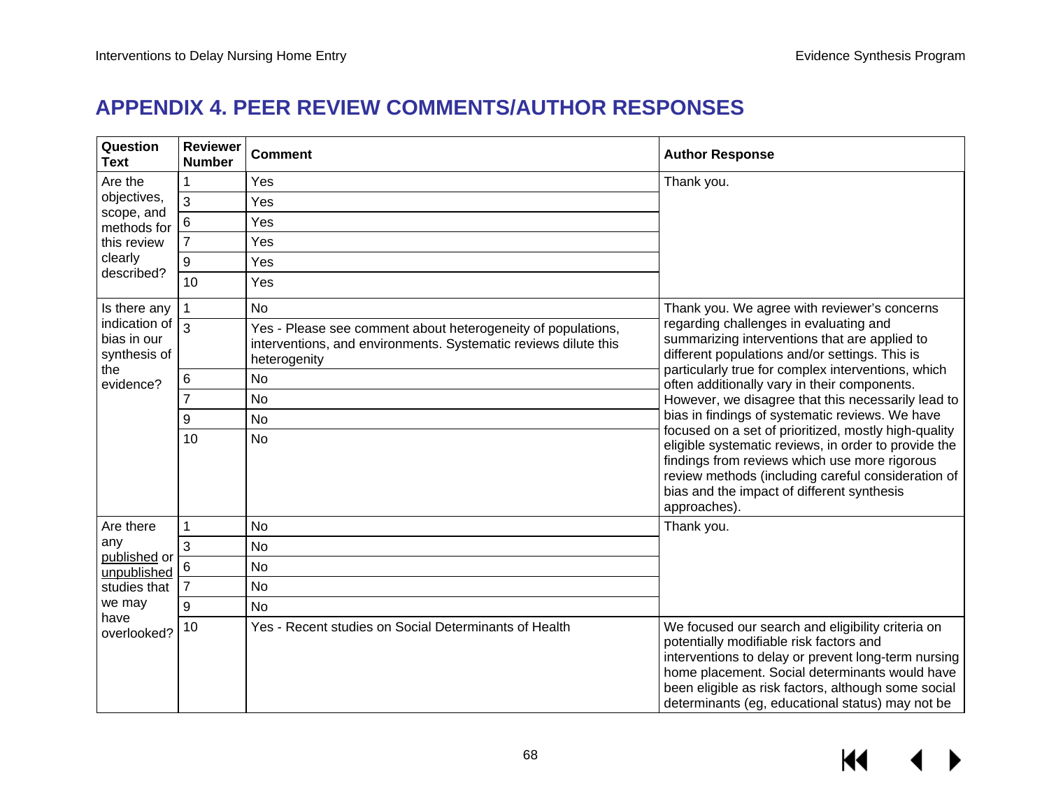# APPENDIX 4. PEER REVIEW COMMENTS/AUTHOR RESPONSES

| Question Text | Reviewer Number | Comment | Author Response |
|---|---|---|---|
| Are the objectives, scope, and methods for this review clearly described? | 1 | Yes | Thank you. |
| | 3 | Yes | |
| | 6 | Yes | |
| | 7 | Yes | |
| | 9 | Yes | |
| | 10 | Yes | |
| Is there any indication of bias in our synthesis of the evidence? | 1 | No | Thank you. We agree with reviewer's concerns regarding challenges in evaluating and summarizing interventions that are applied to different populations and/or settings. This is particularly true for complex interventions, which often additionally vary in their components. However, we disagree that this necessarily lead to bias in findings of systematic reviews. We have focused on a set of prioritized, mostly high-quality eligible systematic reviews, in order to provide the findings from reviews which use more rigorous review methods (including careful consideration of bias and the impact of different synthesis approaches). |
| | 3 | Yes - Please see comment about heterogeneity of populations, interventions, and environments. Systematic reviews dilute this heterogenity | |
| | 6 | No | |
| | 7 | No | |
| | 9 | No | |
| | 10 | No | |
| Are there any published or unpublished studies that we may have overlooked? | 1 | No | Thank you. |
| | 3 | No | |
| | 6 | No | |
| | 7 | No | |
| | 9 | No | |
| | 10 | Yes - Recent studies on Social Determinants of Health | We focused our search and eligibility criteria on potentially modifiable risk factors and interventions to delay or prevent long-term nursing home placement. Social determinants would have been eligible as risk factors, although some social determinants (eg, educational status) may not be |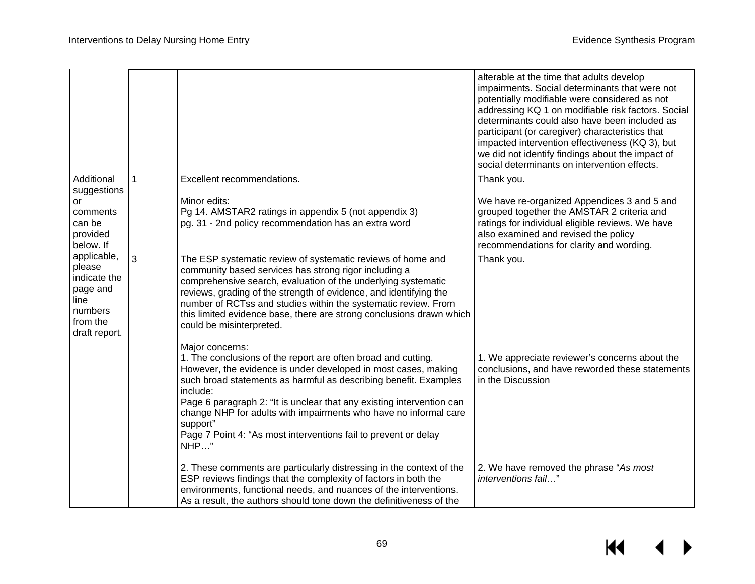| | | | |
|---|---|---|---|
| | | | alterable at the time that adults develop impairments. Social determinants that were not potentially modifiable were considered as not addressing KQ 1 on modifiable risk factors. Social determinants could also have been included as participant (or caregiver) characteristics that impacted intervention effectiveness (KQ 3), but we did not identify findings about the impact of social determinants on intervention effects. |
| Additional suggestions or comments can be provided below. If applicable, please indicate the page and line numbers from the draft report. | 1 | Excellent recommendations.<br><br>Minor edits:<br>Pg 14. AMSTAR2 ratings in appendix 5 (not appendix 3)<br>pg. 31 - 2nd policy recommendation has an extra word | Thank you.<br><br>We have re-organized Appendices 3 and 5 and grouped together the AMSTAR 2 criteria and ratings for individual eligible reviews. We have also examined and revised the policy recommendations for clarity and wording. |
| | 3 | The ESP systematic review of systematic reviews of home and community based services has strong rigor including a comprehensive search, evaluation of the underlying systematic reviews, grading of the strength of evidence, and identifying the number of RCTss and studies within the systematic review. From this limited evidence base, there are strong conclusions drawn which could be misinterpreted.<br><br>Major concerns:<br>1. The conclusions of the report are often broad and cutting. However, the evidence is under developed in most cases, making such broad statements as harmful as describing benefit. Examples include:<br>Page 6 paragraph 2: "It is unclear that any existing intervention can change NHP for adults with impairments who have no informal care support"<br>Page 7 Point 4: "As most interventions fail to prevent or delay NHP…"<br><br>2. These comments are particularly distressing in the context of the ESP reviews findings that the complexity of factors in both the environments, functional needs, and nuances of the interventions. As a result, the authors should tone down the definitiveness of the | Thank you.<br><br>1. We appreciate reviewer's concerns about the conclusions, and have reworded these statements in the Discussion<br><br>2. We have removed the phrase "*As most interventions fail…*" |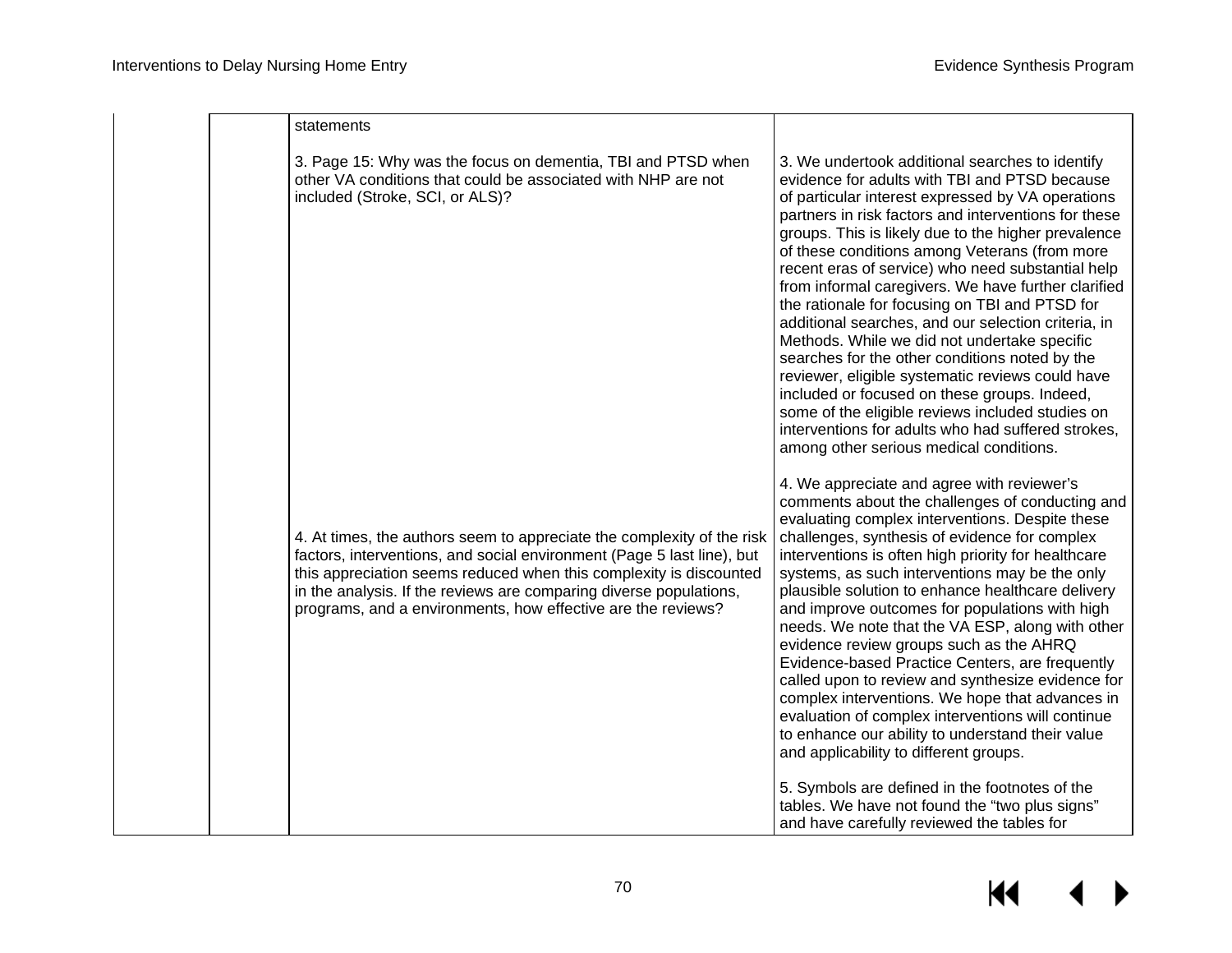| | | statements<br><br>3. Page 15: Why was the focus on dementia, TBI and PTSD when other VA conditions that could be associated with NHP are not included (Stroke, SCI, or ALS)?<br><br>4. At times, the authors seem to appreciate the complexity of the risk factors, interventions, and social environment (Page 5 last line), but this appreciation seems reduced when this complexity is discounted in the analysis. If the reviews are comparing diverse populations, programs, and a environments, how effective are the reviews? | 3. We undertook additional searches to identify evidence for adults with TBI and PTSD because of particular interest expressed by VA operations partners in risk factors and interventions for these groups. This is likely due to the higher prevalence of these conditions among Veterans (from more recent eras of service) who need substantial help from informal caregivers. We have further clarified the rationale for focusing on TBI and PTSD for additional searches, and our selection criteria, in Methods. While we did not undertake specific searches for the other conditions noted by the reviewer, eligible systematic reviews could have included or focused on these groups. Indeed, some of the eligible reviews included studies on interventions for adults who had suffered strokes, among other serious medical conditions.<br><br>4. We appreciate and agree with reviewer's comments about the challenges of conducting and evaluating complex interventions. Despite these challenges, synthesis of evidence for complex interventions is often high priority for healthcare systems, as such interventions may be the only plausible solution to enhance healthcare delivery and improve outcomes for populations with high needs. We note that the VA ESP, along with other evidence review groups such as the AHRQ Evidence-based Practice Centers, are frequently called upon to review and synthesize evidence for complex interventions. We hope that advances in evaluation of complex interventions will continue to enhance our ability to understand their value and applicability to different groups.<br><br>5. Symbols are defined in the footnotes of the tables. We have not found the "two plus signs" and have carefully reviewed the tables for |
|---|---|---|---|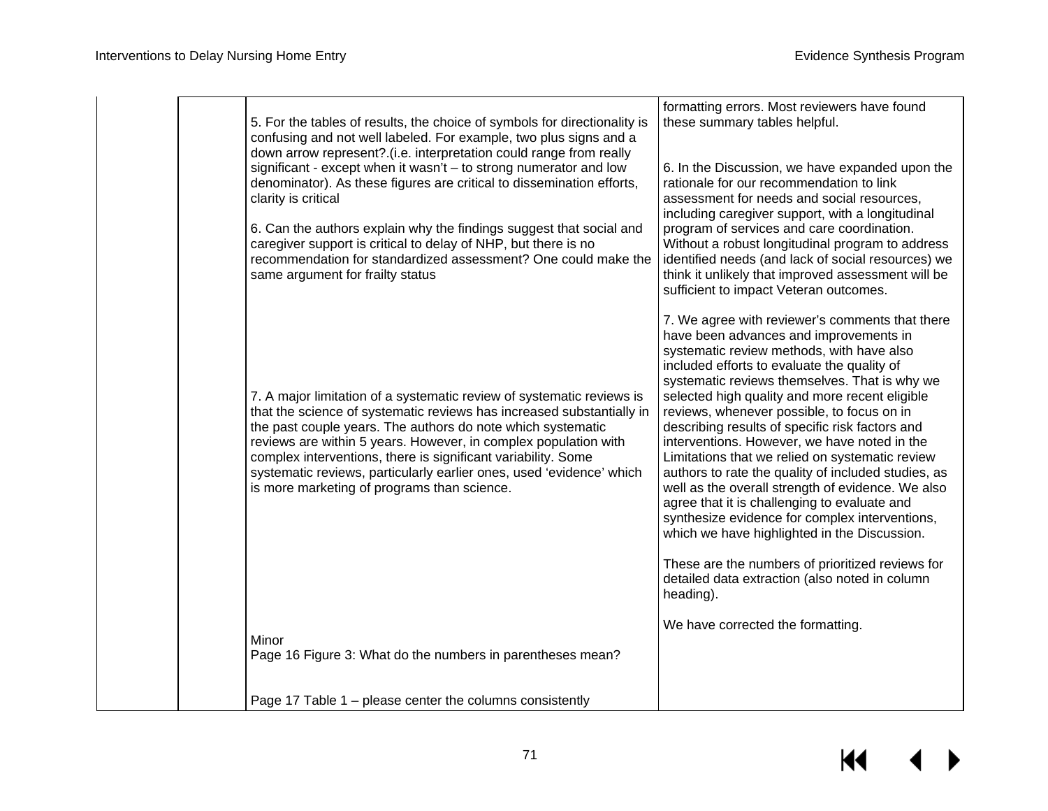| | | | |
|---|---|---|---|
| | | 5. For the tables of results, the choice of symbols for directionality is confusing and not well labeled. For example, two plus signs and a down arrow represent?.(i.e. interpretation could range from really significant - except when it wasn't – to strong numerator and low denominator). As these figures are critical to dissemination efforts, clarity is critical | formatting errors. Most reviewers have found these summary tables helpful. |
| | | 6. Can the authors explain why the findings suggest that social and caregiver support is critical to delay of NHP, but there is no recommendation for standardized assessment? One could make the same argument for frailty status | 6. In the Discussion, we have expanded upon the rationale for our recommendation to link assessment for needs and social resources, including caregiver support, with a longitudinal program of services and care coordination. Without a robust longitudinal program to address identified needs (and lack of social resources) we think it unlikely that improved assessment will be sufficient to impact Veteran outcomes. |
| | | 7. A major limitation of a systematic review of systematic reviews is that the science of systematic reviews has increased substantially in the past couple years. The authors do note which systematic reviews are within 5 years. However, in complex population with complex interventions, there is significant variability. Some systematic reviews, particularly earlier ones, used 'evidence' which is more marketing of programs than science. | 7. We agree with reviewer's comments that there have been advances and improvements in systematic review methods, with have also included efforts to evaluate the quality of systematic reviews themselves. That is why we selected high quality and more recent eligible reviews, whenever possible, to focus on in describing results of specific risk factors and interventions. However, we have noted in the Limitations that we relied on systematic review authors to rate the quality of included studies, as well as the overall strength of evidence. We also agree that it is challenging to evaluate and synthesize evidence for complex interventions, which we have highlighted in the Discussion. |
| | | Minor<br>Page 16 Figure 3: What do the numbers in parentheses mean? | These are the numbers of prioritized reviews for detailed data extraction (also noted in column heading). |
| | | Page 17 Table 1 – please center the columns consistently | We have corrected the formatting. |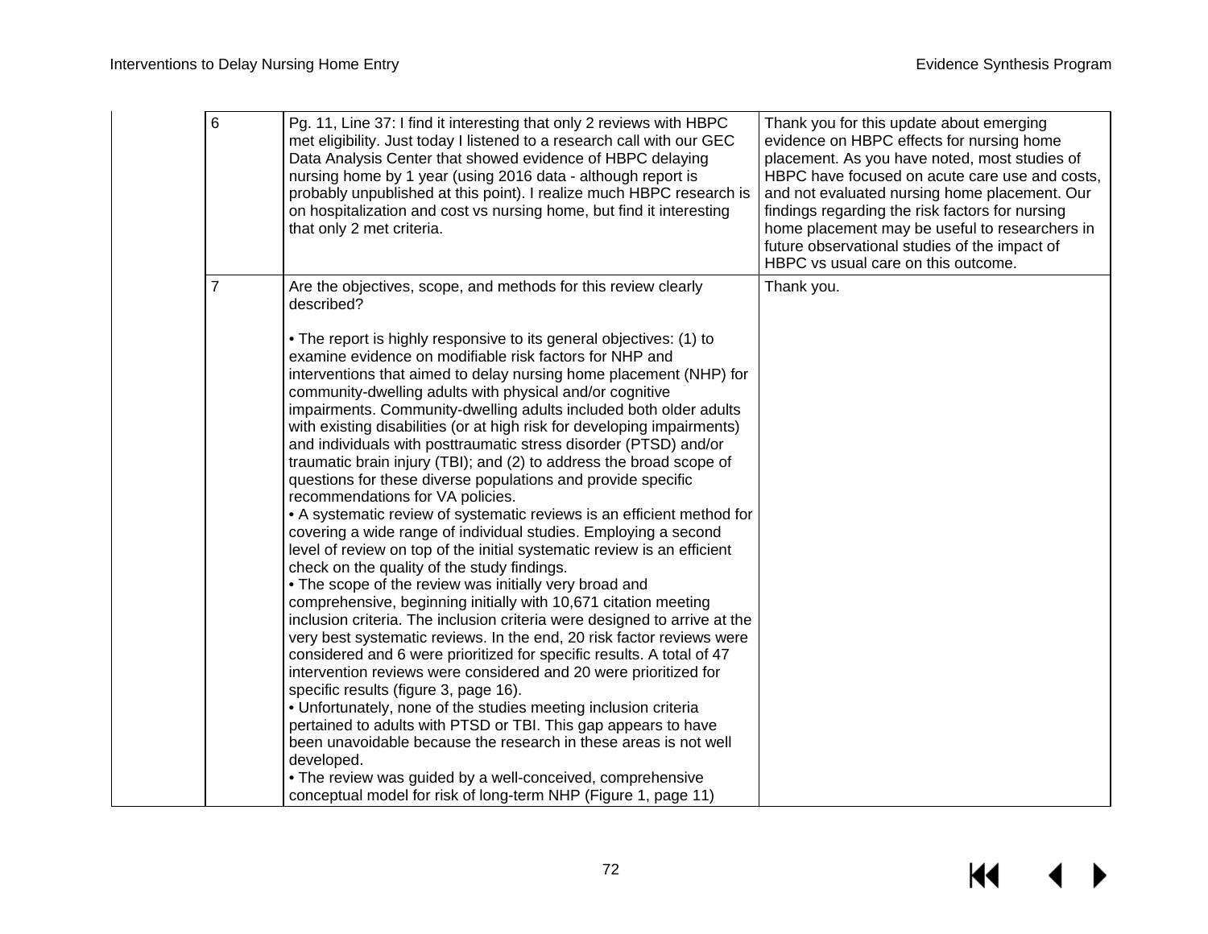| | | | |
|---|---|---|---|
| | 6 | Pg. 11, Line 37: I find it interesting that only 2 reviews with HBPC met eligibility. Just today I listened to a research call with our GEC Data Analysis Center that showed evidence of HBPC delaying nursing home by 1 year (using 2016 data - although report is probably unpublished at this point). I realize much HBPC research is on hospitalization and cost vs nursing home, but find it interesting that only 2 met criteria. | Thank you for this update about emerging evidence on HBPC effects for nursing home placement. As you have noted, most studies of HBPC have focused on acute care use and costs, and not evaluated nursing home placement. Our findings regarding the risk factors for nursing home placement may be useful to researchers in future observational studies of the impact of HBPC vs usual care on this outcome. |
| | 7 | Are the objectives, scope, and methods for this review clearly described?<br><br>• The report is highly responsive to its general objectives: (1) to examine evidence on modifiable risk factors for NHP and interventions that aimed to delay nursing home placement (NHP) for community-dwelling adults with physical and/or cognitive impairments. Community-dwelling adults included both older adults with existing disabilities (or at high risk for developing impairments) and individuals with posttraumatic stress disorder (PTSD) and/or traumatic brain injury (TBI); and (2) to address the broad scope of questions for these diverse populations and provide specific recommendations for VA policies.<br>• A systematic review of systematic reviews is an efficient method for covering a wide range of individual studies. Employing a second level of review on top of the initial systematic review is an efficient check on the quality of the study findings.<br>• The scope of the review was initially very broad and comprehensive, beginning initially with 10,671 citation meeting inclusion criteria. The inclusion criteria were designed to arrive at the very best systematic reviews. In the end, 20 risk factor reviews were considered and 6 were prioritized for specific results. A total of 47 intervention reviews were considered and 20 were prioritized for specific results (figure 3, page 16).<br>• Unfortunately, none of the studies meeting inclusion criteria pertained to adults with PTSD or TBI. This gap appears to have been unavoidable because the research in these areas is not well developed.<br>• The review was guided by a well-conceived, comprehensive conceptual model for risk of long-term NHP (Figure 1, page 11) | Thank you. |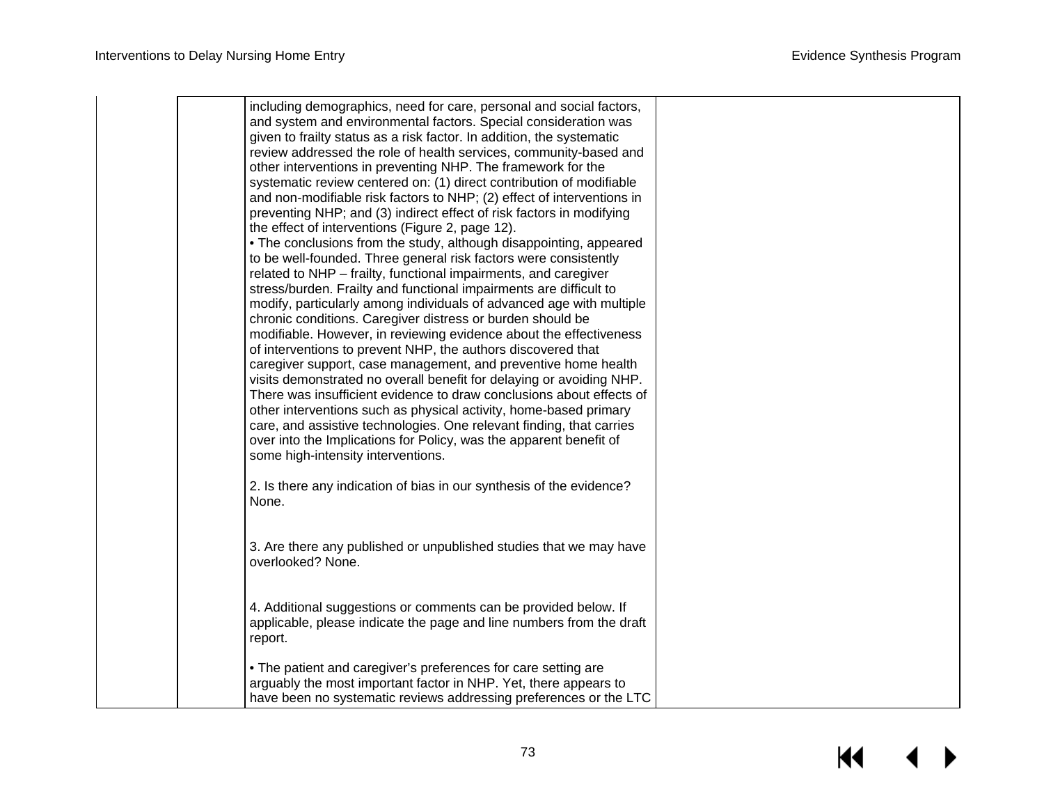| | | | |
|---|---|---|---|
| | | including demographics, need for care, personal and social factors, and system and environmental factors. Special consideration was given to frailty status as a risk factor. In addition, the systematic review addressed the role of health services, community-based and other interventions in preventing NHP. The framework for the systematic review centered on: (1) direct contribution of modifiable and non-modifiable risk factors to NHP; (2) effect of interventions in preventing NHP; and (3) indirect effect of risk factors in modifying the effect of interventions (Figure 2, page 12).<br>• The conclusions from the study, although disappointing, appeared to be well-founded. Three general risk factors were consistently related to NHP – frailty, functional impairments, and caregiver stress/burden. Frailty and functional impairments are difficult to modify, particularly among individuals of advanced age with multiple chronic conditions. Caregiver distress or burden should be modifiable. However, in reviewing evidence about the effectiveness of interventions to prevent NHP, the authors discovered that caregiver support, case management, and preventive home health visits demonstrated no overall benefit for delaying or avoiding NHP. There was insufficient evidence to draw conclusions about effects of other interventions such as physical activity, home-based primary care, and assistive technologies. One relevant finding, that carries over into the Implications for Policy, was the apparent benefit of some high-intensity interventions.<br><br>2. Is there any indication of bias in our synthesis of the evidence? None.<br><br>3. Are there any published or unpublished studies that we may have overlooked? None.<br><br>4. Additional suggestions or comments can be provided below. If applicable, please indicate the page and line numbers from the draft report.<br><br>• The patient and caregiver's preferences for care setting are arguably the most important factor in NHP. Yet, there appears to have been no systematic reviews addressing preferences or the LTC | |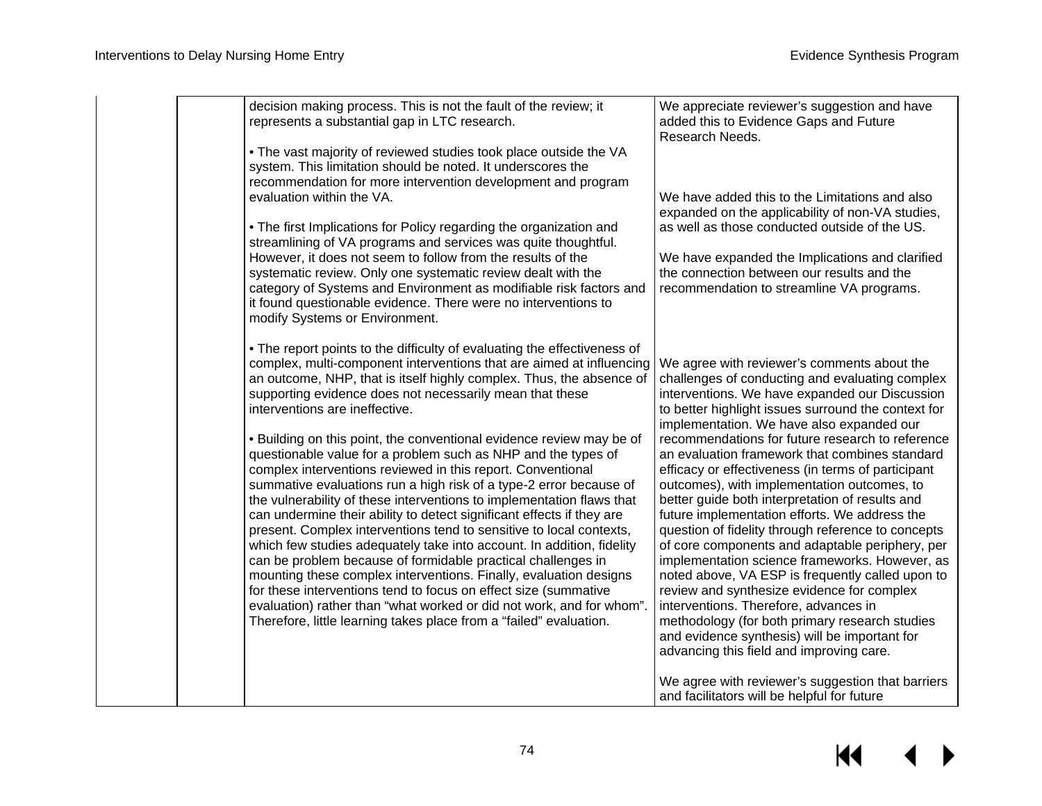| | | | |
|---|---|---|---|
| | | decision making process. This is not the fault of the review; it represents a substantial gap in LTC research.<br><br>• The vast majority of reviewed studies took place outside the VA system. This limitation should be noted. It underscores the recommendation for more intervention development and program evaluation within the VA.<br><br>• The first Implications for Policy regarding the organization and streamlining of VA programs and services was quite thoughtful. However, it does not seem to follow from the results of the systematic review. Only one systematic review dealt with the category of Systems and Environment as modifiable risk factors and it found questionable evidence. There were no interventions to modify Systems or Environment.<br><br>• The report points to the difficulty of evaluating the effectiveness of complex, multi-component interventions that are aimed at influencing an outcome, NHP, that is itself highly complex. Thus, the absence of supporting evidence does not necessarily mean that these interventions are ineffective.<br><br>• Building on this point, the conventional evidence review may be of questionable value for a problem such as NHP and the types of complex interventions reviewed in this report. Conventional summative evaluations run a high risk of a type-2 error because of the vulnerability of these interventions to implementation flaws that can undermine their ability to detect significant effects if they are present. Complex interventions tend to sensitive to local contexts, which few studies adequately take into account. In addition, fidelity can be problem because of formidable practical challenges in mounting these complex interventions. Finally, evaluation designs for these interventions tend to focus on effect size (summative evaluation) rather than "what worked or did not work, and for whom". Therefore, little learning takes place from a "failed" evaluation. | We appreciate reviewer's suggestion and have added this to Evidence Gaps and Future Research Needs.<br><br>We have added this to the Limitations and also expanded on the applicability of non-VA studies, as well as those conducted outside of the US.<br><br>We have expanded the Implications and clarified the connection between our results and the recommendation to streamline VA programs.<br><br>We agree with reviewer's comments about the challenges of conducting and evaluating complex interventions. We have expanded our Discussion to better highlight issues surround the context for implementation. We have also expanded our recommendations for future research to reference an evaluation framework that combines standard efficacy or effectiveness (in terms of participant outcomes), with implementation outcomes, to better guide both interpretation of results and future implementation efforts. We address the question of fidelity through reference to concepts of core components and adaptable periphery, per implementation science frameworks. However, as noted above, VA ESP is frequently called upon to review and synthesize evidence for complex interventions. Therefore, advances in methodology (for both primary research studies and evidence synthesis) will be important for advancing this field and improving care.<br><br>We agree with reviewer's suggestion that barriers and facilitators will be helpful for future |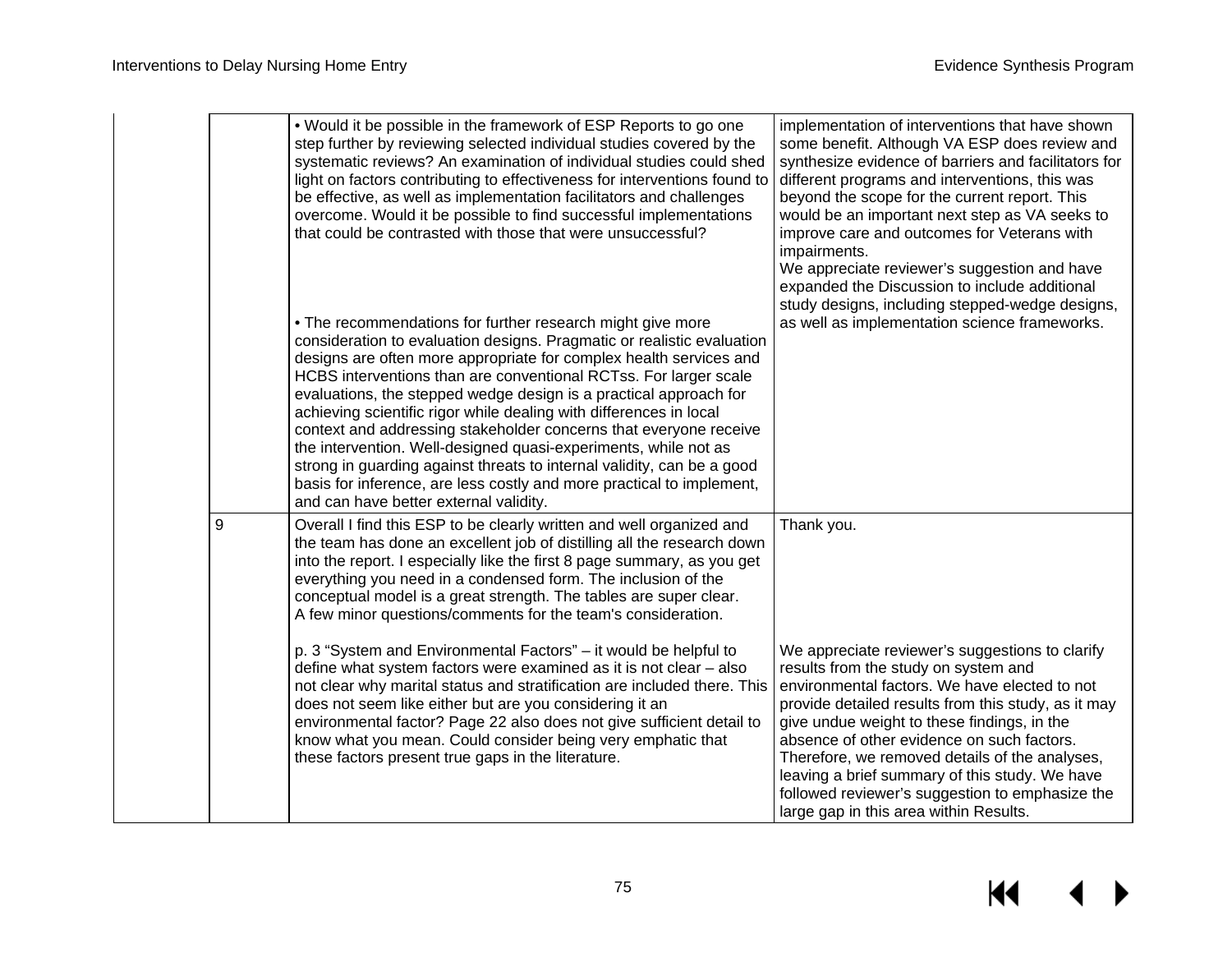|  |  |  |  |
|---|---|---|---|
|  |  | • Would it be possible in the framework of ESP Reports to go one step further by reviewing selected individual studies covered by the systematic reviews? An examination of individual studies could shed light on factors contributing to effectiveness for interventions found to be effective, as well as implementation facilitators and challenges overcome. Would it be possible to find successful implementations that could be contrasted with those that were unsuccessful?<br><br>• The recommendations for further research might give more consideration to evaluation designs. Pragmatic or realistic evaluation designs are often more appropriate for complex health services and HCBS interventions than are conventional RCTss. For larger scale evaluations, the stepped wedge design is a practical approach for achieving scientific rigor while dealing with differences in local context and addressing stakeholder concerns that everyone receive the intervention. Well-designed quasi-experiments, while not as strong in guarding against threats to internal validity, can be a good basis for inference, are less costly and more practical to implement, and can have better external validity. | implementation of interventions that have shown some benefit. Although VA ESP does review and synthesize evidence of barriers and facilitators for different programs and interventions, this was beyond the scope for the current report. This would be an important next step as VA seeks to improve care and outcomes for Veterans with impairments.<br>We appreciate reviewer's suggestion and have expanded the Discussion to include additional study designs, including stepped-wedge designs, as well as implementation science frameworks. |
|  | 9 | Overall I find this ESP to be clearly written and well organized and the team has done an excellent job of distilling all the research down into the report. I especially like the first 8 page summary, as you get everything you need in a condensed form. The inclusion of the conceptual model is a great strength. The tables are super clear.<br>A few minor questions/comments for the team's consideration.<br><br>p. 3 "System and Environmental Factors" – it would be helpful to define what system factors were examined as it is not clear – also not clear why marital status and stratification are included there. This does not seem like either but are you considering it an environmental factor? Page 22 also does not give sufficient detail to know what you mean. Could consider being very emphatic that these factors present true gaps in the literature. | Thank you.<br><br>We appreciate reviewer's suggestions to clarify results from the study on system and environmental factors. We have elected to not provide detailed results from this study, as it may give undue weight to these findings, in the absence of other evidence on such factors. Therefore, we removed details of the analyses, leaving a brief summary of this study. We have followed reviewer's suggestion to emphasize the large gap in this area within Results. |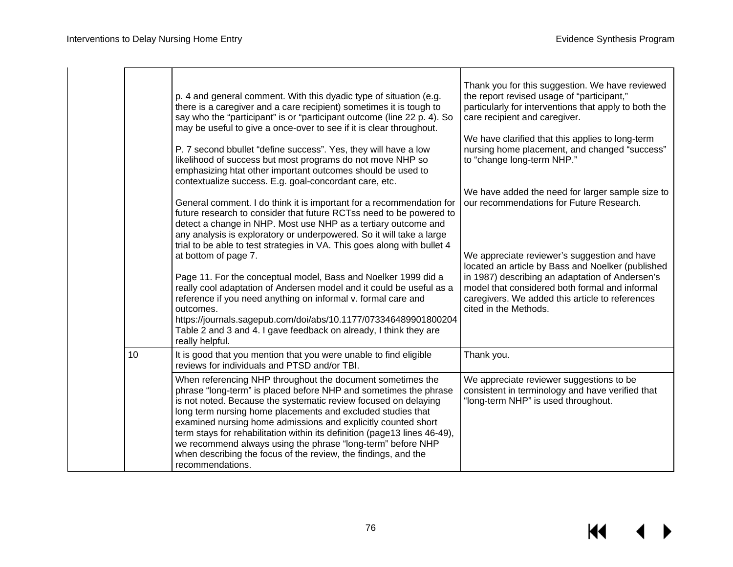| | | | |
|---|---|---|---|
| | | p. 4 and general comment. With this dyadic type of situation (e.g. there is a caregiver and a care recipient) sometimes it is tough to say who the "participant" is or "participant outcome (line 22 p. 4). So may be useful to give a once-over to see if it is clear throughout.<br><br>P. 7 second bbullet "define success". Yes, they will have a low likelihood of success but most programs do not move NHP so emphasizing htat other important outcomes should be used to contextualize success. E.g. goal-concordant care, etc.<br><br>General comment. I do think it is important for a recommendation for future research to consider that future RCTss need to be powered to detect a change in NHP. Most use NHP as a tertiary outcome and any analysis is exploratory or underpowered. So it will take a large trial to be able to test strategies in VA. This goes along with bullet 4 at bottom of page 7.<br><br>Page 11. For the conceptual model, Bass and Noelker 1999 did a really cool adaptation of Andersen model and it could be useful as a reference if you need anything on informal v. formal care and outcomes.<br>https://journals.sagepub.com/doi/abs/10.1177/073346489901800204<br>Table 2 and 3 and 4. I gave feedback on already, I think they are really helpful. | Thank you for this suggestion. We have reviewed the report revised usage of "participant," particularly for interventions that apply to both the care recipient and caregiver.<br><br>We have clarified that this applies to long-term nursing home placement, and changed "success" to "change long-term NHP."<br><br>We have added the need for larger sample size to our recommendations for Future Research.<br><br>We appreciate reviewer's suggestion and have located an article by Bass and Noelker (published in 1987) describing an adaptation of Andersen's model that considered both formal and informal caregivers. We added this article to references cited in the Methods. |
| | 10 | It is good that you mention that you were unable to find eligible reviews for individuals and PTSD and/or TBI. | Thank you. |
| | | When referencing NHP throughout the document sometimes the phrase "long-term" is placed before NHP and sometimes the phrase is not noted. Because the systematic review focused on delaying long term nursing home placements and excluded studies that examined nursing home admissions and explicitly counted short term stays for rehabilitation within its definition (page13 lines 46-49), we recommend always using the phrase "long-term" before NHP when describing the focus of the review, the findings, and the recommendations. | We appreciate reviewer suggestions to be consistent in terminology and have verified that "long-term NHP" is used throughout. |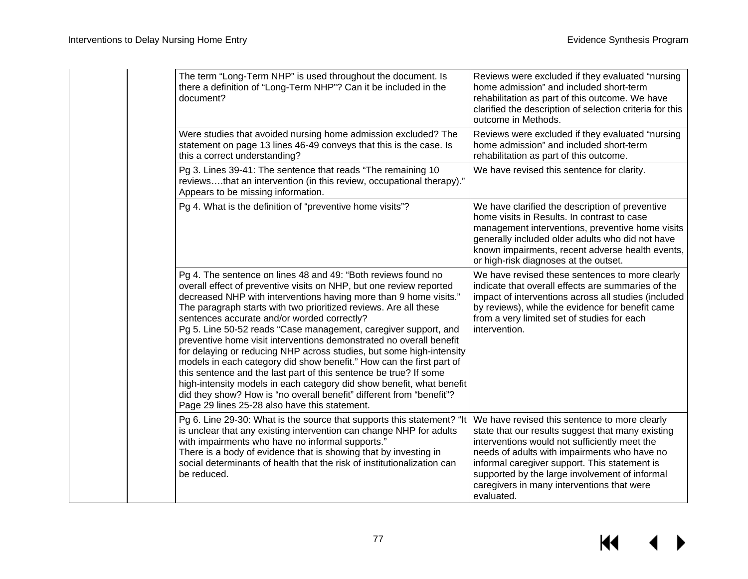| | | | |
|---|---|---|---|
| | | The term "Long-Term NHP" is used throughout the document. Is there a definition of "Long-Term NHP"? Can it be included in the document? | Reviews were excluded if they evaluated "nursing home admission" and included short-term rehabilitation as part of this outcome. We have clarified the description of selection criteria for this outcome in Methods. |
| | | Were studies that avoided nursing home admission excluded? The statement on page 13 lines 46-49 conveys that this is the case. Is this a correct understanding? | Reviews were excluded if they evaluated "nursing home admission" and included short-term rehabilitation as part of this outcome. |
| | | Pg 3. Lines 39-41: The sentence that reads "The remaining 10 reviews….that an intervention (in this review, occupational therapy)." Appears to be missing information. | We have revised this sentence for clarity. |
| | | Pg 4. What is the definition of "preventive home visits"? | We have clarified the description of preventive home visits in Results. In contrast to case management interventions, preventive home visits generally included older adults who did not have known impairments, recent adverse health events, or high-risk diagnoses at the outset. |
| | | Pg 4. The sentence on lines 48 and 49: "Both reviews found no overall effect of preventive visits on NHP, but one review reported decreased NHP with interventions having more than 9 home visits." The paragraph starts with two prioritized reviews. Are all these sentences accurate and/or worded correctly?<br>Pg 5. Line 50-52 reads "Case management, caregiver support, and preventive home visit interventions demonstrated no overall benefit for delaying or reducing NHP across studies, but some high-intensity models in each category did show benefit." How can the first part of this sentence and the last part of this sentence be true? If some high-intensity models in each category did show benefit, what benefit did they show? How is "no overall benefit" different from "benefit"? Page 29 lines 25-28 also have this statement. | We have revised these sentences to more clearly indicate that overall effects are summaries of the impact of interventions across all studies (included by reviews), while the evidence for benefit came from a very limited set of studies for each intervention. |
| | | Pg 6. Line 29-30: What is the source that supports this statement? "It is unclear that any existing intervention can change NHP for adults with impairments who have no informal supports."<br>There is a body of evidence that is showing that by investing in social determinants of health that the risk of institutionalization can be reduced. | We have revised this sentence to more clearly state that our results suggest that many existing interventions would not sufficiently meet the needs of adults with impairments who have no informal caregiver support. This statement is supported by the large involvement of informal caregivers in many interventions that were evaluated. |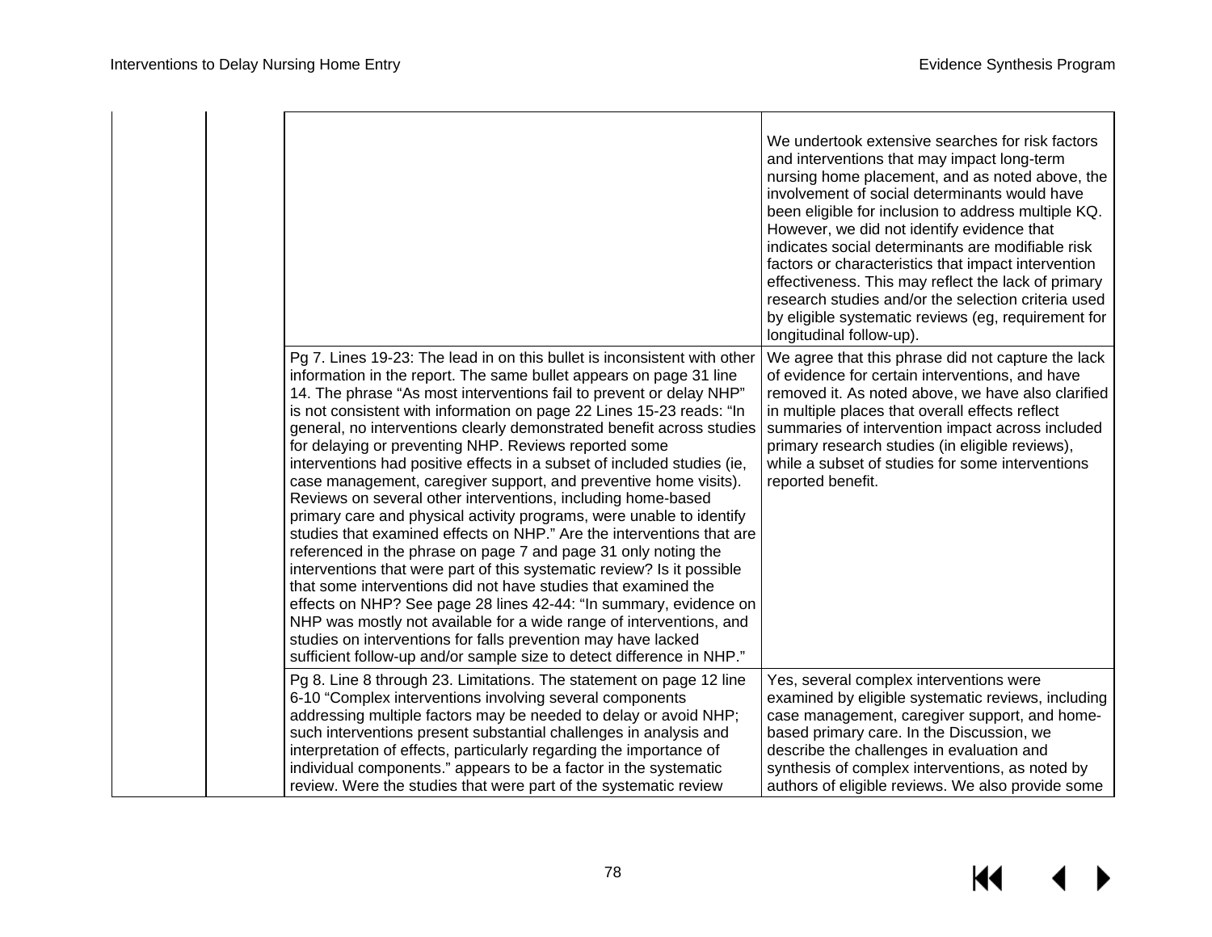| | | | |
|---|---|---|---|
| | | | We undertook extensive searches for risk factors and interventions that may impact long-term nursing home placement, and as noted above, the involvement of social determinants would have been eligible for inclusion to address multiple KQ. However, we did not identify evidence that indicates social determinants are modifiable risk factors or characteristics that impact intervention effectiveness. This may reflect the lack of primary research studies and/or the selection criteria used by eligible systematic reviews (eg, requirement for longitudinal follow-up). |
| | | Pg 7. Lines 19-23: The lead in on this bullet is inconsistent with other information in the report. The same bullet appears on page 31 line 14. The phrase "As most interventions fail to prevent or delay NHP" is not consistent with information on page 22 Lines 15-23 reads: "In general, no interventions clearly demonstrated benefit across studies for delaying or preventing NHP. Reviews reported some interventions had positive effects in a subset of included studies (ie, case management, caregiver support, and preventive home visits). Reviews on several other interventions, including home-based primary care and physical activity programs, were unable to identify studies that examined effects on NHP." Are the interventions that are referenced in the phrase on page 7 and page 31 only noting the interventions that were part of this systematic review? Is it possible that some interventions did not have studies that examined the effects on NHP? See page 28 lines 42-44: "In summary, evidence on NHP was mostly not available for a wide range of interventions, and studies on interventions for falls prevention may have lacked sufficient follow-up and/or sample size to detect difference in NHP." | We agree that this phrase did not capture the lack of evidence for certain interventions, and have removed it. As noted above, we have also clarified in multiple places that overall effects reflect summaries of intervention impact across included primary research studies (in eligible reviews), while a subset of studies for some interventions reported benefit. |
| | | Pg 8. Line 8 through 23. Limitations. The statement on page 12 line 6-10 "Complex interventions involving several components addressing multiple factors may be needed to delay or avoid NHP; such interventions present substantial challenges in analysis and interpretation of effects, particularly regarding the importance of individual components." appears to be a factor in the systematic review. Were the studies that were part of the systematic review | Yes, several complex interventions were examined by eligible systematic reviews, including case management, caregiver support, and home-based primary care. In the Discussion, we describe the challenges in evaluation and synthesis of complex interventions, as noted by authors of eligible reviews. We also provide some |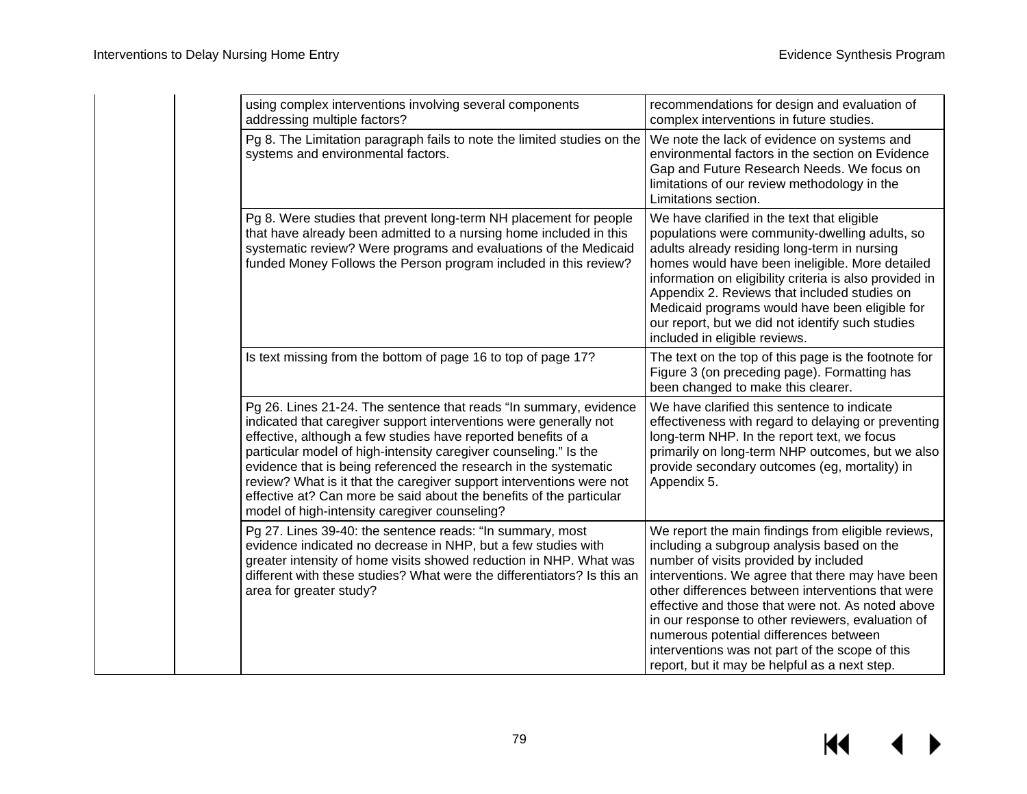|  |  | using complex interventions involving several components addressing multiple factors? | recommendations for design and evaluation of complex interventions in future studies. |
|---|---|---|---|
|  |  | Pg 8. The Limitation paragraph fails to note the limited studies on the systems and environmental factors. | We note the lack of evidence on systems and environmental factors in the section on Evidence Gap and Future Research Needs. We focus on limitations of our review methodology in the Limitations section. |
|  |  | Pg 8. Were studies that prevent long-term NH placement for people that have already been admitted to a nursing home included in this systematic review? Were programs and evaluations of the Medicaid funded Money Follows the Person program included in this review? | We have clarified in the text that eligible populations were community-dwelling adults, so adults already residing long-term in nursing homes would have been ineligible. More detailed information on eligibility criteria is also provided in Appendix 2. Reviews that included studies on Medicaid programs would have been eligible for our report, but we did not identify such studies included in eligible reviews. |
|  |  | Is text missing from the bottom of page 16 to top of page 17? | The text on the top of this page is the footnote for Figure 3 (on preceding page). Formatting has been changed to make this clearer. |
|  |  | Pg 26. Lines 21-24. The sentence that reads "In summary, evidence indicated that caregiver support interventions were generally not effective, although a few studies have reported benefits of a particular model of high-intensity caregiver counseling." Is the evidence that is being referenced the research in the systematic review? What is it that the caregiver support interventions were not effective at? Can more be said about the benefits of the particular model of high-intensity caregiver counseling? | We have clarified this sentence to indicate effectiveness with regard to delaying or preventing long-term NHP. In the report text, we focus primarily on long-term NHP outcomes, but we also provide secondary outcomes (eg, mortality) in Appendix 5. |
|  |  | Pg 27. Lines 39-40: the sentence reads: "In summary, most evidence indicated no decrease in NHP, but a few studies with greater intensity of home visits showed reduction in NHP. What was different with these studies? What were the differentiators? Is this an area for greater study? | We report the main findings from eligible reviews, including a subgroup analysis based on the number of visits provided by included interventions. We agree that there may have been other differences between interventions that were effective and those that were not. As noted above in our response to other reviewers, evaluation of numerous potential differences between interventions was not part of the scope of this report, but it may be helpful as a next step. |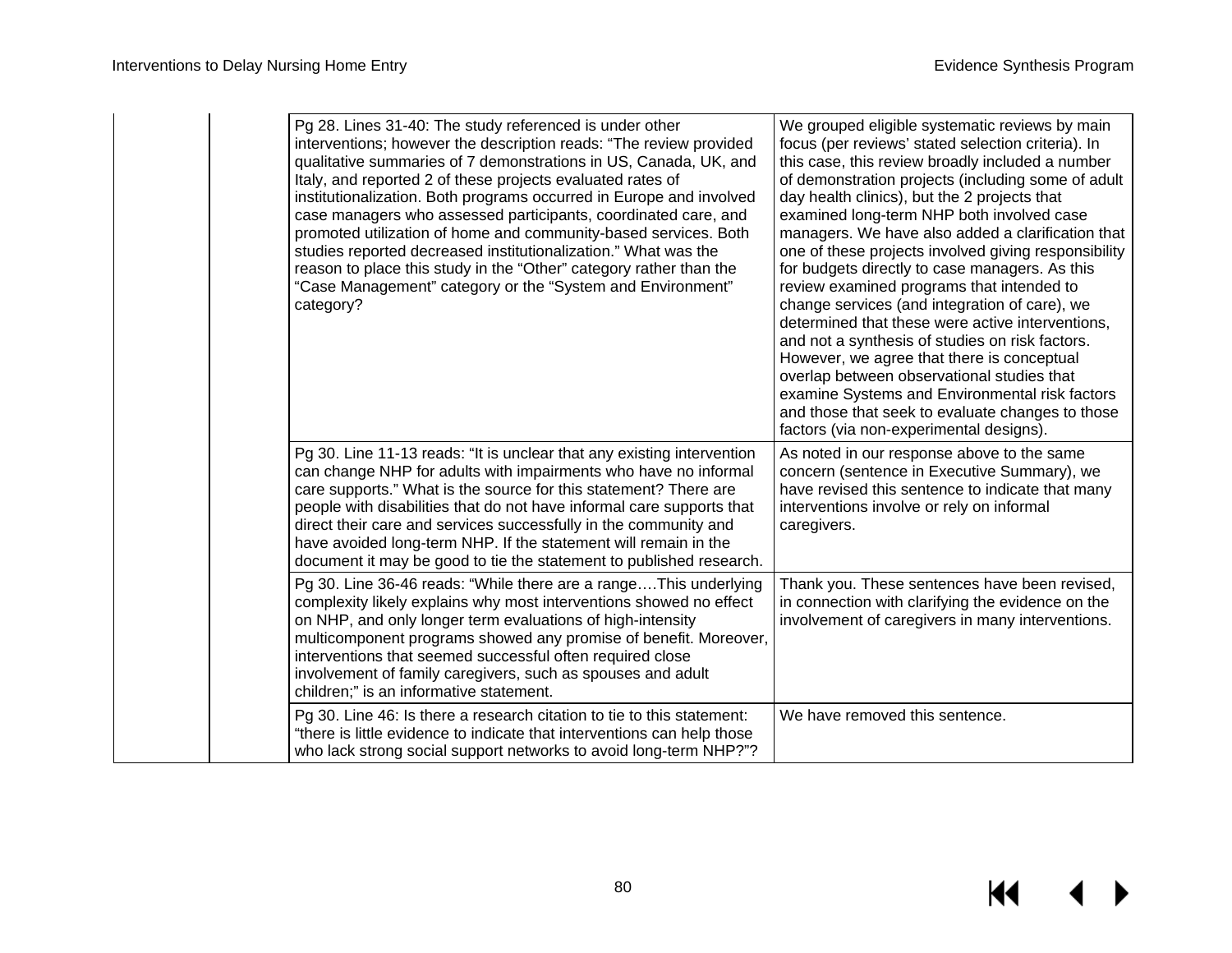| | | | |
|---|---|---|---|
| | | Pg 28. Lines 31-40: The study referenced is under other interventions; however the description reads: "The review provided qualitative summaries of 7 demonstrations in US, Canada, UK, and Italy, and reported 2 of these projects evaluated rates of institutionalization. Both programs occurred in Europe and involved case managers who assessed participants, coordinated care, and promoted utilization of home and community-based services. Both studies reported decreased institutionalization." What was the reason to place this study in the "Other" category rather than the "Case Management" category or the "System and Environment" category? | We grouped eligible systematic reviews by main focus (per reviews' stated selection criteria). In this case, this review broadly included a number of demonstration projects (including some of adult day health clinics), but the 2 projects that examined long-term NHP both involved case managers. We have also added a clarification that one of these projects involved giving responsibility for budgets directly to case managers. As this review examined programs that intended to change services (and integration of care), we determined that these were active interventions, and not a synthesis of studies on risk factors. However, we agree that there is conceptual overlap between observational studies that examine Systems and Environmental risk factors and those that seek to evaluate changes to those factors (via non-experimental designs). |
| | | Pg 30. Line 11-13 reads: "It is unclear that any existing intervention can change NHP for adults with impairments who have no informal care supports." What is the source for this statement? There are people with disabilities that do not have informal care supports that direct their care and services successfully in the community and have avoided long-term NHP. If the statement will remain in the document it may be good to tie the statement to published research. | As noted in our response above to the same concern (sentence in Executive Summary), we have revised this sentence to indicate that many interventions involve or rely on informal caregivers. |
| | | Pg 30. Line 36-46 reads: "While there are a range….This underlying complexity likely explains why most interventions showed no effect on NHP, and only longer term evaluations of high-intensity multicomponent programs showed any promise of benefit. Moreover, interventions that seemed successful often required close involvement of family caregivers, such as spouses and adult children;" is an informative statement. | Thank you. These sentences have been revised, in connection with clarifying the evidence on the involvement of caregivers in many interventions. |
| | | Pg 30. Line 46: Is there a research citation to tie to this statement: "there is little evidence to indicate that interventions can help those who lack strong social support networks to avoid long-term NHP?"? | We have removed this sentence. |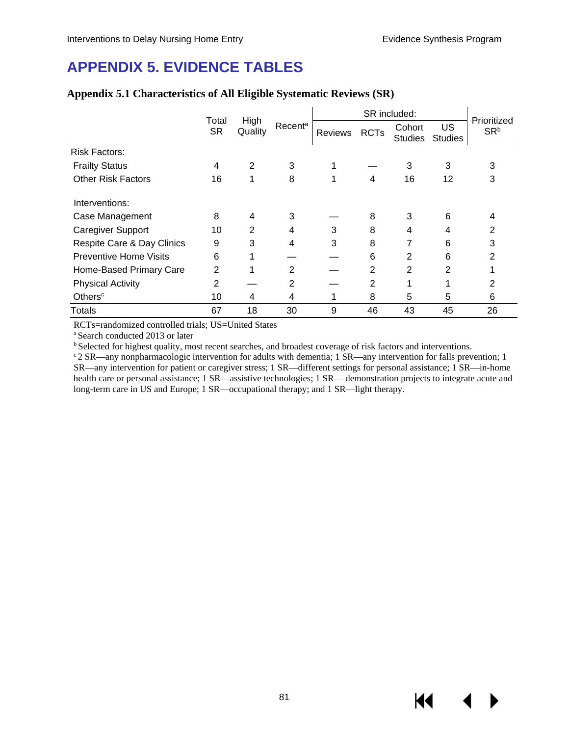# APPENDIX 5. EVIDENCE TABLES

### Appendix 5.1 Characteristics of All Eligible Systematic Reviews (SR)

| | Total SR | High Quality | Recent[a] | SR included: | | | | Prioritized SR[b] |
|---|---|---|---|---|---|---|---|---|
| | | | | Reviews | RCTs | Cohort Studies | US Studies | |
| Risk Factors: | | | | | | | | |
| Frailty Status | 4 | 2 | 3 | 1 | — | 3 | 3 | 3 |
| Other Risk Factors | 16 | 1 | 8 | 1 | 4 | 16 | 12 | 3 |
| Interventions: | | | | | | | | |
| Case Management | 8 | 4 | 3 | — | 8 | 3 | 6 | 4 |
| Caregiver Support | 10 | 2 | 4 | 3 | 8 | 4 | 4 | 2 |
| Respite Care & Day Clinics | 9 | 3 | 4 | 3 | 8 | 7 | 6 | 3 |
| Preventive Home Visits | 6 | 1 | — | — | 6 | 2 | 6 | 2 |
| Home-Based Primary Care | 2 | 1 | 2 | — | 2 | 2 | 2 | 1 |
| Physical Activity | 2 | — | 2 | — | 2 | 1 | 1 | 2 |
| Others[c] | 10 | 4 | 4 | 1 | 8 | 5 | 5 | 6 |
| Totals | 67 | 18 | 30 | 9 | 46 | 43 | 45 | 26 |

RCTs=randomized controlled trials; US=United States

[a] Search conducted 2013 or later

[b] Selected for highest quality, most recent searches, and broadest coverage of risk factors and interventions.

[c] 2 SR—any nonpharmacologic intervention for adults with dementia; 1 SR—any intervention for falls prevention; 1 SR—any intervention for patient or caregiver stress; 1 SR—different settings for personal assistance; 1 SR—in-home health care or personal assistance; 1 SR—assistive technologies; 1 SR— demonstration projects to integrate acute and long-term care in US and Europe; 1 SR—occupational therapy; and 1 SR—light therapy.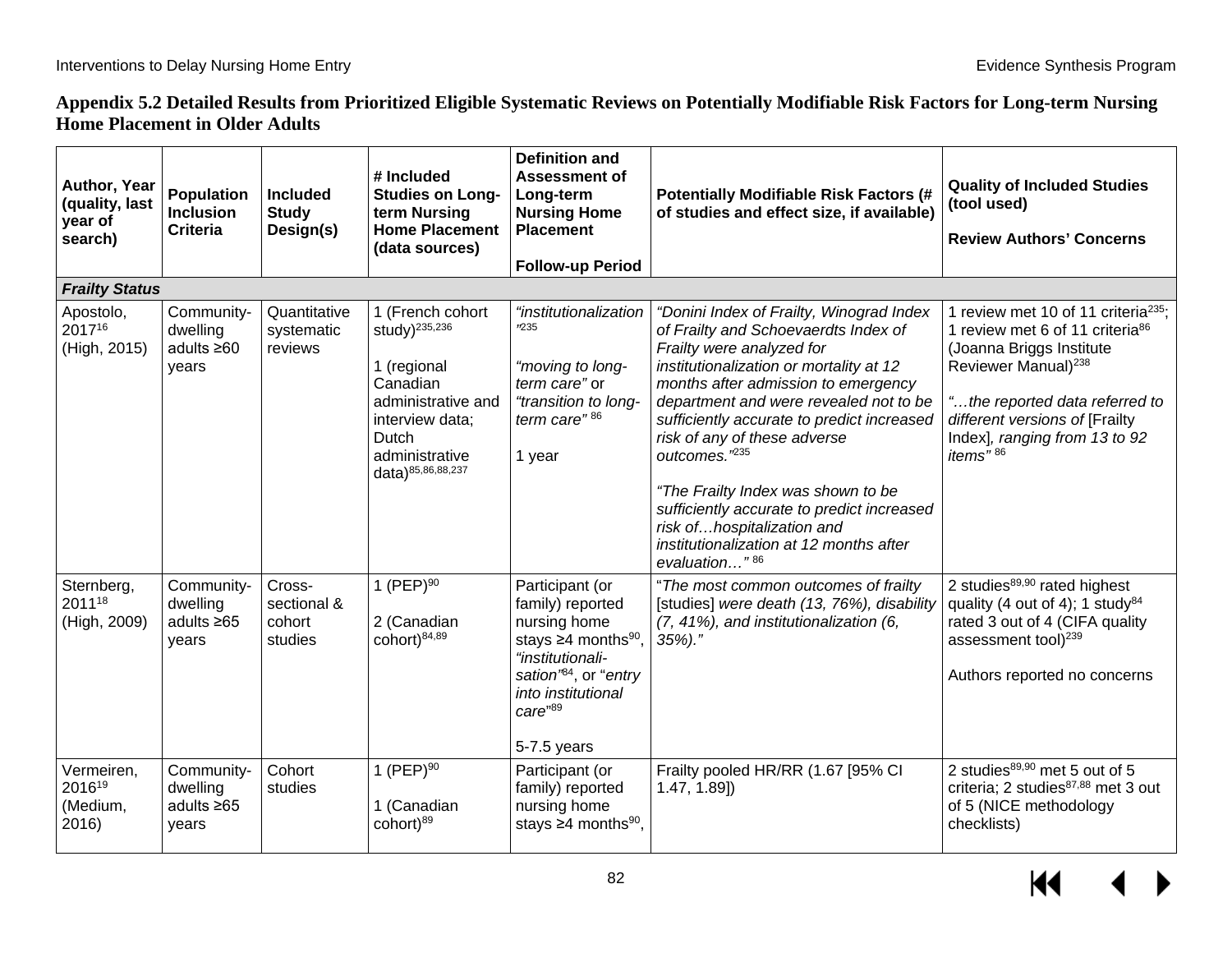## Appendix 5.2 Detailed Results from Prioritized Eligible Systematic Reviews on Potentially Modifiable Risk Factors for Long-term Nursing Home Placement in Older Adults

| Author, Year (quality, last year of search) | Population Inclusion Criteria | Included Study Design(s) | # Included Studies on Long-term Nursing Home Placement (data sources) | Definition and Assessment of Long-term Nursing Home Placement<br><br>Follow-up Period | Potentially Modifiable Risk Factors (# of studies and effect size, if available) | Quality of Included Studies (tool used)<br><br>Review Authors' Concerns |
|---|---|---|---|---|---|---|
| ***Frailty Status*** | | | | | | |
| Apostolo, 2017[16] (High, 2015) | Community-dwelling adults ≥60 years | Quantitative systematic reviews | 1 (French cohort study)[235,236]<br><br>1 (regional Canadian administrative and interview data; Dutch administrative data)[85,86,88,237] | *"institutionalization"*[235]<br><br>*"moving to long-term care"* or *"transition to long-term care"*[86]<br><br>1 year | *"Donini Index of Frailty, Winograd Index of Frailty and Schoevaerdts Index of Frailty were analyzed for institutionalization or mortality at 12 months after admission to emergency department and were revealed not to be sufficiently accurate to predict increased risk of any of these adverse outcomes."*[235]<br><br>*"The Frailty Index was shown to be sufficiently accurate to predict increased risk of…hospitalization and institutionalization at 12 months after evaluation…"*[86] | 1 review met 10 of 11 criteria[235]; 1 review met 6 of 11 criteria[86] (Joanna Briggs Institute Reviewer Manual)[238]<br><br>*"…the reported data referred to different versions of* [Frailty Index]*, ranging from 13 to 92 items"*[86] |
| Sternberg, 2011[18] (High, 2009) | Community-dwelling adults ≥65 years | Cross-sectional & cohort studies | 1 (PEP)[90]<br><br>2 (Canadian cohort)[84,89] | Participant (or family) reported nursing home stays ≥4 months[90], *"institutionali-sation"*[84], or "*entry into institutional care*"[89]<br><br>5-7.5 years | "*The most common outcomes of frailty* [studies] *were death (13, 76%), disability (7, 41%), and institutionalization (6, 35%).*" | 2 studies[89,90] rated highest quality (4 out of 4); 1 study[84] rated 3 out of 4 (CIFA quality assessment tool)[239]<br><br>Authors reported no concerns |
| Vermeiren, 2016[19] (Medium, 2016) | Community-dwelling adults ≥65 years | Cohort studies | 1 (PEP)[90]<br><br>1 (Canadian cohort)[89] | Participant (or family) reported nursing home stays ≥4 months[90], | Frailty pooled HR/RR (1.67 [95% CI 1.47, 1.89]) | 2 studies[89,90] met 5 out of 5 criteria; 2 studies[87,88] met 3 out of 5 (NICE methodology checklists) |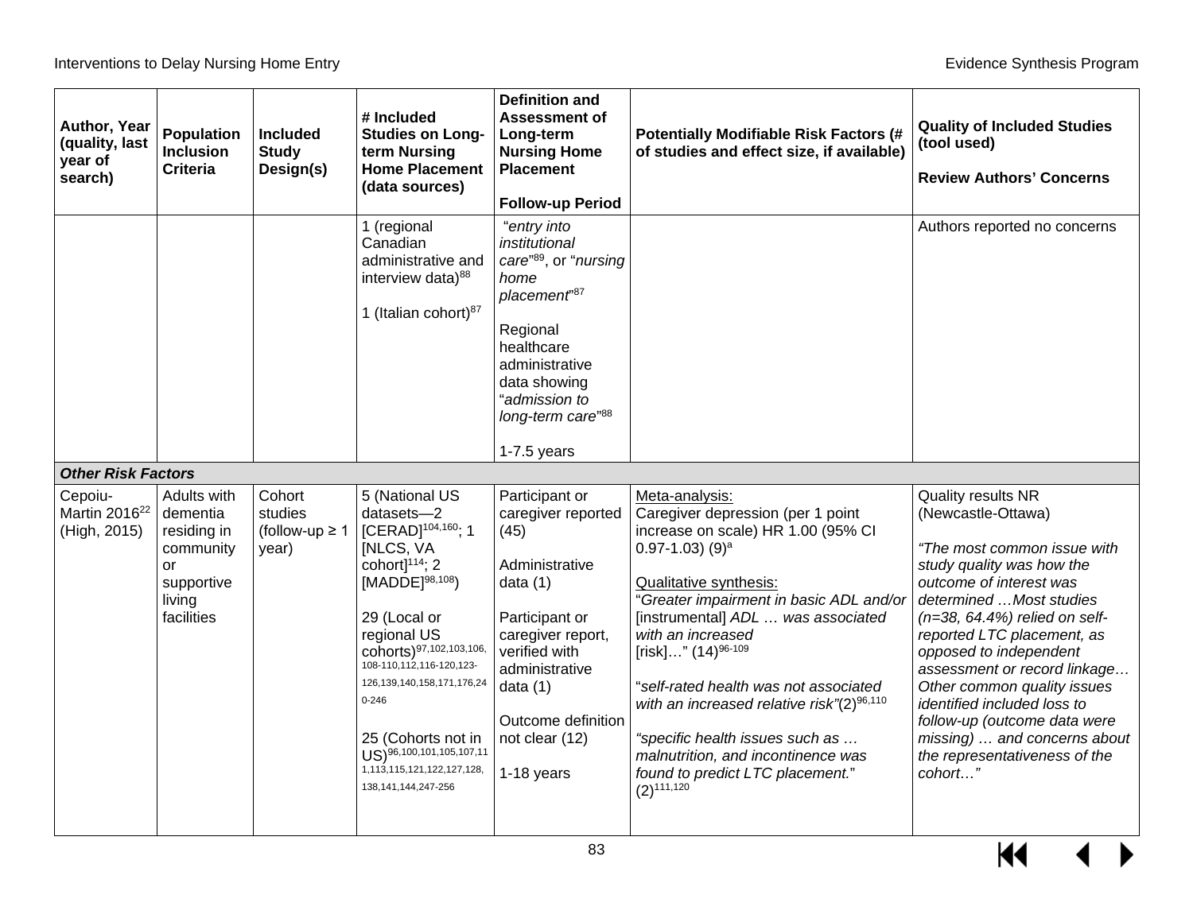| Author, Year (quality, last year of search) | Population Inclusion Criteria | Included Study Design(s) | # Included Studies on Long-term Nursing Home Placement (data sources) | Definition and Assessment of Long-term Nursing Home Placement<br><br>Follow-up Period | Potentially Modifiable Risk Factors (# of studies and effect size, if available) | Quality of Included Studies (tool used)<br><br>Review Authors' Concerns |
|---|---|---|---|---|---|---|
| | | | 1 (regional Canadian administrative and interview data)[88]<br><br>1 (Italian cohort)[87] | "*entry into institutional care*"[89], or "*nursing home placement*"[87]<br><br>Regional healthcare administrative data showing "*admission to long-term care*"[88]<br><br>1-7.5 years | | Authors reported no concerns |
| ***Other Risk Factors*** | | | | | | |
| Cepoiu-Martin 2016[22] (High, 2015) | Adults with dementia residing in community or supportive living facilities | Cohort studies (follow-up ≥ 1 year) | 5 (National US datasets—2 [CERAD][104,160]; 1 [NLCS, VA cohort][114]; 2 [MADDE][98,108])<br><br>29 (Local or regional US cohorts)[97,102,103,106,108-110,112,116-120,123-126,139,140,158,171,176,240-246]<br><br>25 (Cohorts not in US)[96,100,101,105,107,111,113,115,121,122,127,128,138,141,144,247-256] | Participant or caregiver reported (45)<br><br>Administrative data (1)<br><br>Participant or caregiver report, verified with administrative data (1)<br><br>Outcome definition not clear (12)<br><br>1-18 years | Meta-analysis:<br>Caregiver depression (per 1 point increase on scale) HR 1.00 (95% CI 0.97-1.03) (9)[a]<br><br>Qualitative synthesis:<br>"*Greater impairment in basic ADL and/or* [instrumental] *ADL … was associated with an increased* [risk]…" (14)[96-109]<br><br>"*self-rated health was not associated with an increased relative risk*"(2)[96,110]<br><br>"*specific health issues such as … malnutrition, and incontinence was found to predict LTC placement.*" (2)[111,120] | Quality results NR (Newcastle-Ottawa)<br><br>*"The most common issue with study quality was how the outcome of interest was determined …Most studies (n=38, 64.4%) relied on self-reported LTC placement, as opposed to independent assessment or record linkage… Other common quality issues identified included loss to follow-up (outcome data were missing) … and concerns about the representativeness of the cohort…"* |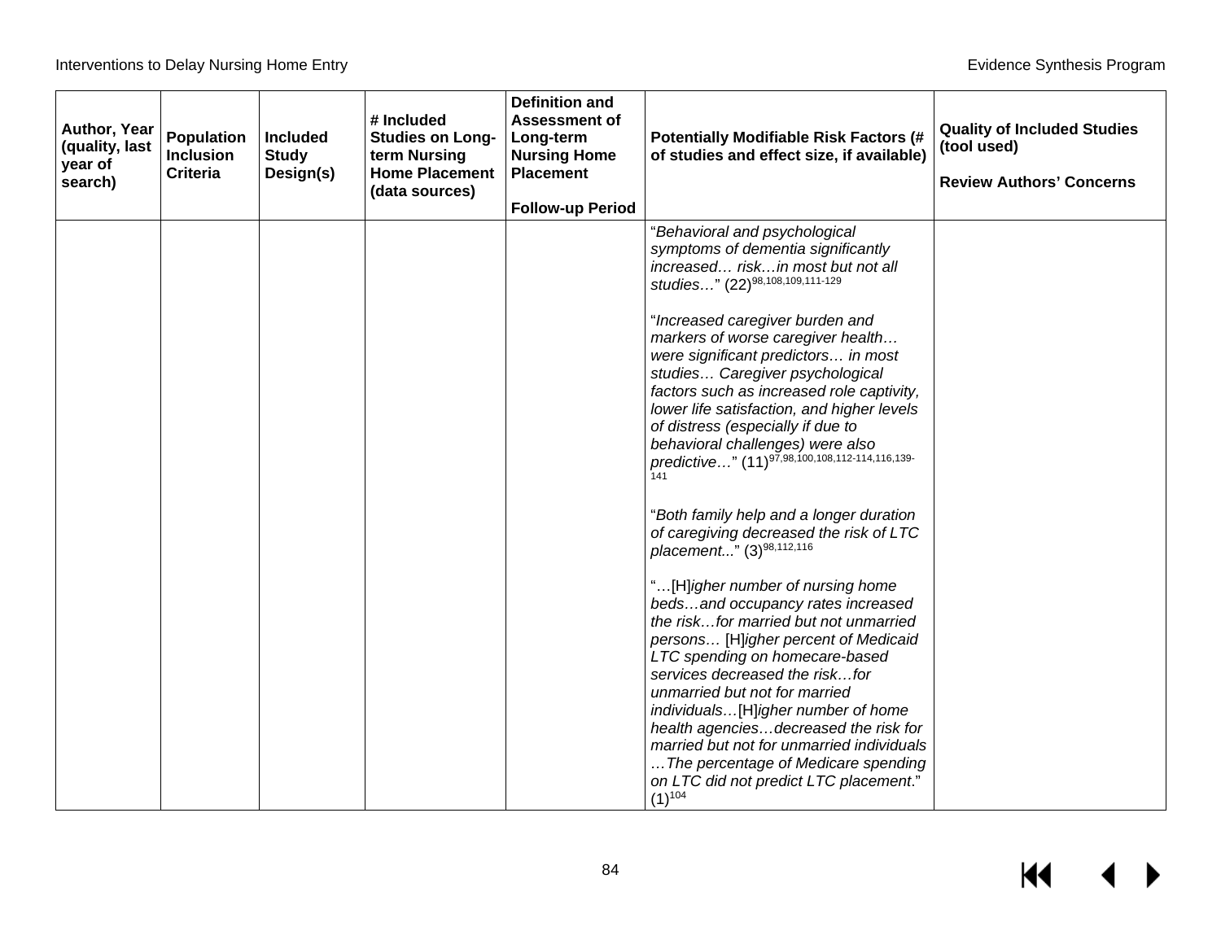| Author, Year (quality, last year of search) | Population Inclusion Criteria | Included Study Design(s) | # Included Studies on Long-term Nursing Home Placement (data sources) | Definition and Assessment of Long-term Nursing Home Placement<br><br>Follow-up Period | Potentially Modifiable Risk Factors (# of studies and effect size, if available) | Quality of Included Studies (tool used)<br><br>Review Authors' Concerns |
|---|---|---|---|---|---|---|
| | | | | | "*Behavioral and psychological symptoms of dementia significantly increased… risk…in most but not all studies…*" (22)[98,108,109,111-129]<br><br>"*Increased caregiver burden and markers of worse caregiver health… were significant predictors… in most studies… Caregiver psychological factors such as increased role captivity, lower life satisfaction, and higher levels of distress (especially if due to behavioral challenges) were also predictive…*" (11)[97,98,100,108,112-114,116,139-141]<br><br>"*Both family help and a longer duration of caregiving decreased the risk of LTC placement...*" (3)[98,112,116]<br><br>"…[H]*igher number of nursing home beds…and occupancy rates increased the risk…for married but not unmarried persons…* [H]*igher percent of Medicaid LTC spending on homecare-based services decreased the risk…for unmarried but not for married individuals…*[H]*igher number of home health agencies…decreased the risk for married but not for unmarried individuals …The percentage of Medicare spending on LTC did not predict LTC placement*." (1)[104] | |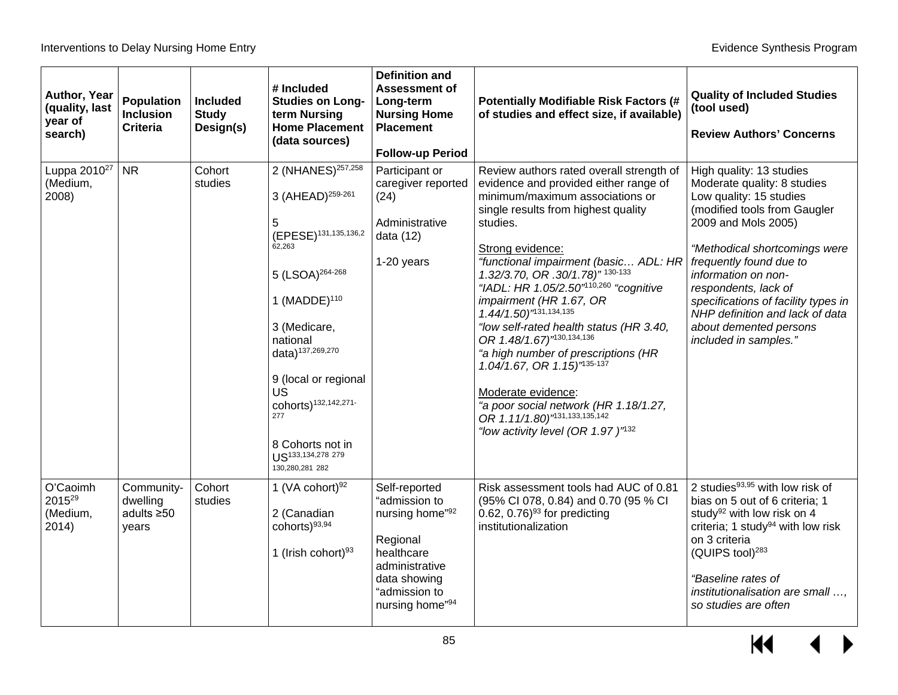| Author, Year (quality, last year of search) | Population Inclusion Criteria | Included Study Design(s) | # Included Studies on Long-term Nursing Home Placement (data sources) | Definition and Assessment of Long-term Nursing Home Placement<br><br>Follow-up Period | Potentially Modifiable Risk Factors (# of studies and effect size, if available) | Quality of Included Studies (tool used)<br><br>Review Authors' Concerns |
|---|---|---|---|---|---|---|
| Luppa 2010[27] (Medium, 2008) | NR | Cohort studies | 2 (NHANES)[257,258]<br><br>3 (AHEAD)[259-261]<br><br>5 (EPESE)[131,135,136,262,263]<br><br>5 (LSOA)[264-268]<br><br>1 (MADDE)[110]<br><br>3 (Medicare, national data)[137,269,270]<br><br>9 (local or regional US cohorts)[132,142,271-277]<br><br>8 Cohorts not in US[133,134,278 279 130,280,281 282] | Participant or caregiver reported (24)<br><br>Administrative data (12)<br><br>1-20 years | Review authors rated overall strength of evidence and provided either range of minimum/maximum associations or single results from highest quality studies.<br><br>Strong evidence:<br>*"functional impairment (basic… ADL: HR 1.32/3.70, OR .30/1.78)"* [130-133]<br>*"IADL: HR 1.05/2.50"*[110,260] *"cognitive impairment (HR 1.67, OR 1.44/1.50)"*[131,134,135]<br>*"low self-rated health status (HR 3.40, OR 1.48/1.67)"*[130,134,136]<br>*"a high number of prescriptions (HR 1.04/1.67, OR 1.15)"*[135-137]<br><br>Moderate evidence:<br>*"a poor social network (HR 1.18/1.27, OR 1.11/1.80)"*[131,133,135,142]<br>*"low activity level (OR 1.97 )"*[132] | High quality: 13 studies<br>Moderate quality: 8 studies<br>Low quality: 15 studies<br>(modified tools from Gaugler 2009 and Mols 2005)<br><br>*"Methodical shortcomings were frequently found due to information on non-respondents, lack of specifications of facility types in NHP definition and lack of data about demented persons included in samples."* |
| O'Caoimh 2015[29] (Medium, 2014) | Community-dwelling adults ≥50 years | Cohort studies | 1 (VA cohort)[92]<br><br>2 (Canadian cohorts)[93,94]<br><br>1 (Irish cohort)[93] | Self-reported "admission to nursing home"[92]<br><br>Regional healthcare administrative data showing "admission to nursing home"[94] | Risk assessment tools had AUC of 0.81 (95% CI 078, 0.84) and 0.70 (95 % CI 0.62, 0.76)[93] for predicting institutionalization | 2 studies[93,95] with low risk of bias on 5 out of 6 criteria; 1 study[92] with low risk on 4 criteria; 1 study[94] with low risk on 3 criteria<br>(QUIPS tool)[283]<br><br>*"Baseline rates of institutionalisation are small …, so studies are often* |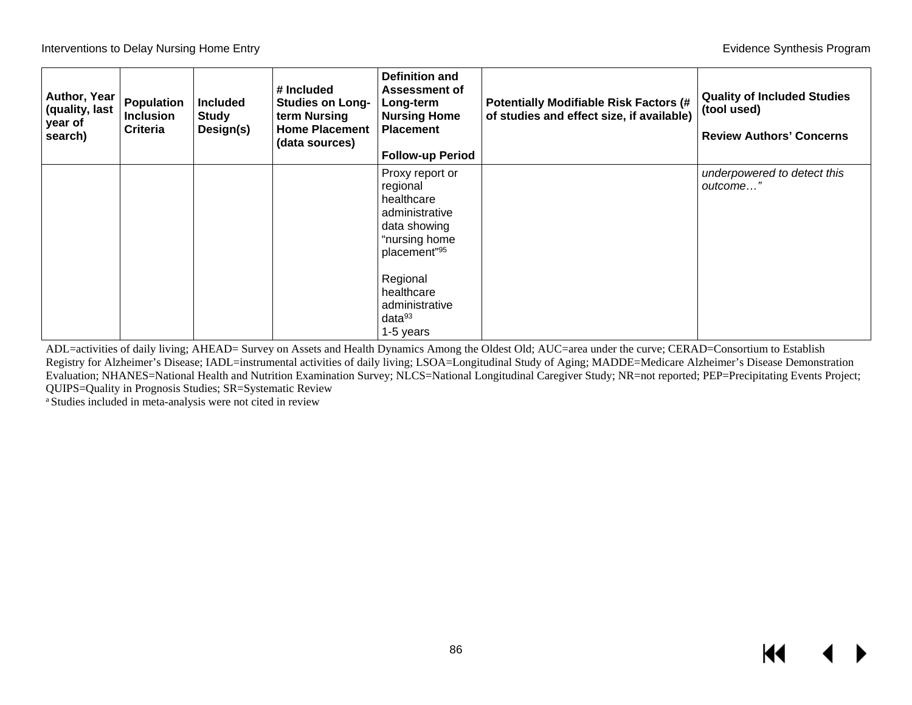| Author, Year (quality, last year of search) | Population Inclusion Criteria | Included Study Design(s) | # Included Studies on Long-term Nursing Home Placement (data sources) | Definition and Assessment of Long-term Nursing Home Placement<br><br>Follow-up Period | Potentially Modifiable Risk Factors (# of studies and effect size, if available) | Quality of Included Studies (tool used)<br><br>Review Authors' Concerns |
|---|---|---|---|---|---|---|
| | | | | Proxy report or regional healthcare administrative data showing "nursing home placement"[95]<br><br>Regional healthcare administrative data[93]<br>1-5 years | | *underpowered to detect this outcome…"* |

ADL=activities of daily living; AHEAD= Survey on Assets and Health Dynamics Among the Oldest Old; AUC=area under the curve; CERAD=Consortium to Establish Registry for Alzheimer's Disease; IADL=instrumental activities of daily living; LSOA=Longitudinal Study of Aging; MADDE=Medicare Alzheimer's Disease Demonstration Evaluation; NHANES=National Health and Nutrition Examination Survey; NLCS=National Longitudinal Caregiver Study; NR=not reported; PEP=Precipitating Events Project; QUIPS=Quality in Prognosis Studies; SR=Systematic Review

[a] Studies included in meta-analysis were not cited in review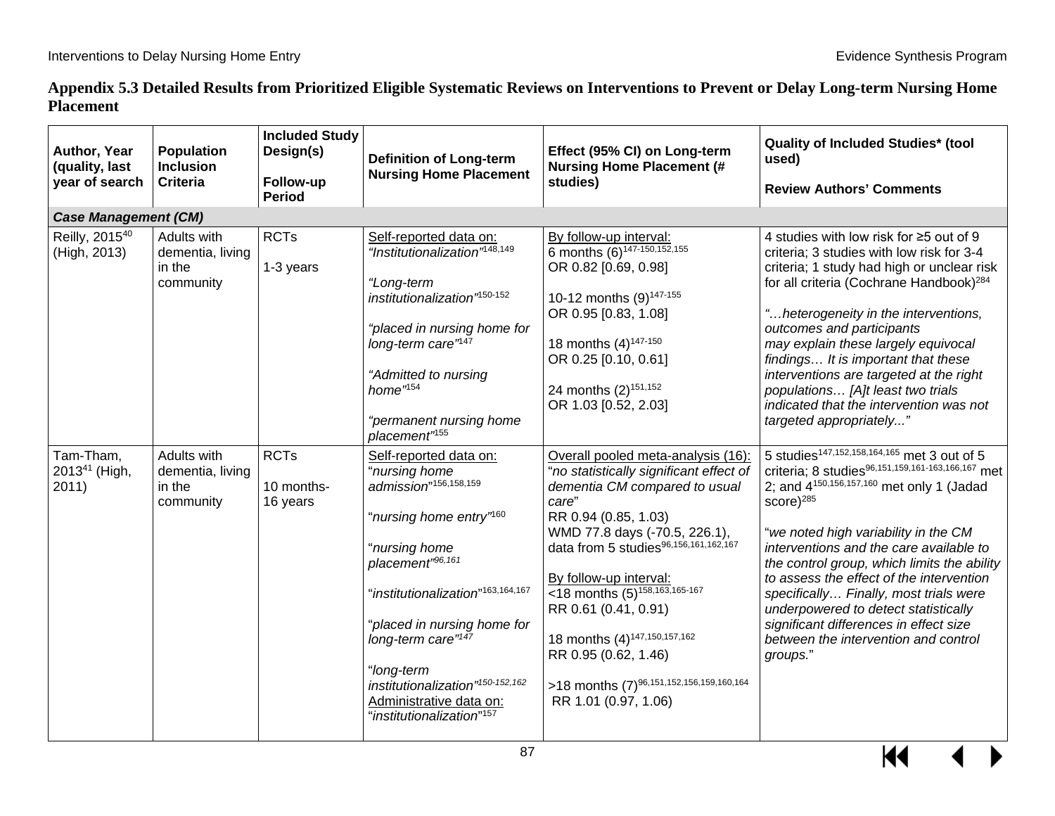## Appendix 5.3 Detailed Results from Prioritized Eligible Systematic Reviews on Interventions to Prevent or Delay Long-term Nursing Home Placement

| Author, Year (quality, last year of search | Population Inclusion Criteria | Included Study Design(s)<br><br>Follow-up Period | Definition of Long-term Nursing Home Placement | Effect (95% CI) on Long-term Nursing Home Placement (# studies) | Quality of Included Studies* (tool used)<br><br>Review Authors' Comments |
|---|---|---|---|---|---|
| ***Case Management (CM)*** | | | | | |
| Reilly, 2015[40] (High, 2013) | Adults with dementia, living in the community | RCTs<br><br>1-3 years | Self-reported data on:<br>*"Institutionalization"*[148,149]<br><br>*"Long-term institutionalization"*[150-152]<br><br>*"placed in nursing home for long-term care"*[147]<br><br>*"Admitted to nursing home"*[154]<br><br>*"permanent nursing home placement"*[155] | By follow-up interval:<br>6 months (6)[147-150,152,155]<br>OR 0.82 [0.69, 0.98]<br><br>10-12 months (9)[147-155]<br>OR 0.95 [0.83, 1.08]<br><br>18 months (4)[147-150]<br>OR 0.25 [0.10, 0.61]<br><br>24 months (2)[151,152]<br>OR 1.03 [0.52, 2.03] | 4 studies with low risk for ≥5 out of 9 criteria; 3 studies with low risk for 3-4 criteria; 1 study had high or unclear risk for all criteria (Cochrane Handbook)[284]<br><br>*"…heterogeneity in the interventions, outcomes and participants may explain these largely equivocal findings… It is important that these interventions are targeted at the right populations… [A]t least two trials indicated that the intervention was not targeted appropriately..."* |
| Tam-Tham, 2013[41] (High, 2011) | Adults with dementia, living in the community | RCTs<br><br>10 months-16 years | Self-reported data on:<br>"*nursing home admission*"[156,158,159]<br><br>"*nursing home entry"*[160]<br><br>"*nursing home placement"*[96,161]<br><br>"*institutionalization*"[163,164,167]<br><br>"*placed in nursing home for long-term care"*[147]<br><br>"*long-term institutionalization"*[150-152,162]<br>Administrative data on:<br>"*institutionalization*"[157] | Overall pooled meta-analysis (16):<br>"*no statistically significant effect of dementia CM compared to usual care*"<br>RR 0.94 (0.85, 1.03)<br>WMD 77.8 days (-70.5, 226.1), data from 5 studies[96,156,161,162,167]<br><br>By follow-up interval:<br><18 months (5)[158,163,165-167]<br>RR 0.61 (0.41, 0.91)<br><br>18 months (4)[147,150,157,162]<br>RR 0.95 (0.62, 1.46)<br><br>>18 months (7)[96,151,152,156,159,160,164]<br>RR 1.01 (0.97, 1.06) | 5 studies[147,152,158,164,165] met 3 out of 5 criteria; 8 studies[96,151,159,161-163,166,167] met 2; and 4[150,156,157,160] met only 1 (Jadad score)[285]<br><br>"*we noted high variability in the CM interventions and the care available to the control group, which limits the ability to assess the effect of the intervention specifically… Finally, most trials were underpowered to detect statistically significant differences in effect size between the intervention and control groups.*" |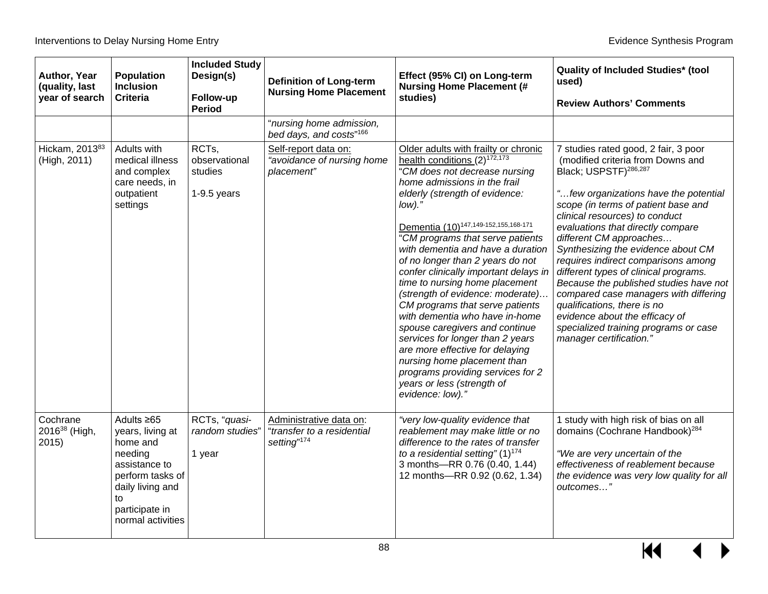| Author, Year (quality, last year of search | Population Inclusion Criteria | Included Study Design(s)<br><br>Follow-up Period | Definition of Long-term Nursing Home Placement | Effect (95% CI) on Long-term Nursing Home Placement (# studies) | Quality of Included Studies* (tool used)<br><br>Review Authors' Comments |
|---|---|---|---|---|---|
| | | | "*nursing home admission, bed days, and costs*"[166] | | |
| Hickam, 2013[83] (High, 2011) | Adults with medical illness and complex care needs, in outpatient settings | RCTs, observational studies<br><br>1-9.5 years | Self-report data on: *"avoidance of nursing home placement"* | Older adults with frailty or chronic health conditions (2)[172,173]<br>"*CM does not decrease nursing home admissions in the frail elderly (strength of evidence: low).*"<br><br>Dementia (10)[147,149-152,155,168-171]<br>"*CM programs that serve patients with dementia and have a duration of no longer than 2 years do not confer clinically important delays in time to nursing home placement (strength of evidence: moderate)… CM programs that serve patients with dementia who have in-home spouse caregivers and continue services for longer than 2 years are more effective for delaying nursing home placement than programs providing services for 2 years or less (strength of evidence: low).*" | 7 studies rated good, 2 fair, 3 poor (modified criteria from Downs and Black; USPSTF)[286,287]<br><br>*"…few organizations have the potential scope (in terms of patient base and clinical resources) to conduct evaluations that directly compare different CM approaches… Synthesizing the evidence about CM requires indirect comparisons among different types of clinical programs. Because the published studies have not compared case managers with differing qualifications, there is no evidence about the efficacy of specialized training programs or case manager certification."* |
| Cochrane 2016[38] (High, 2015) | Adults ≥65 years, living at home and needing assistance to perform tasks of daily living and to participate in normal activities | RCTs, "*quasi-random studies*"<br><br>1 year | Administrative data on: "*transfer to a residential setting*"[174] | *"very low-quality evidence that reablement may make little or no difference to the rates of transfer to a residential setting"* (1)[174]<br>3 months—RR 0.76 (0.40, 1.44)<br>12 months—RR 0.92 (0.62, 1.34) | 1 study with high risk of bias on all domains (Cochrane Handbook)[284]<br><br>*"We are very uncertain of the effectiveness of reablement because the evidence was very low quality for all outcomes…"* |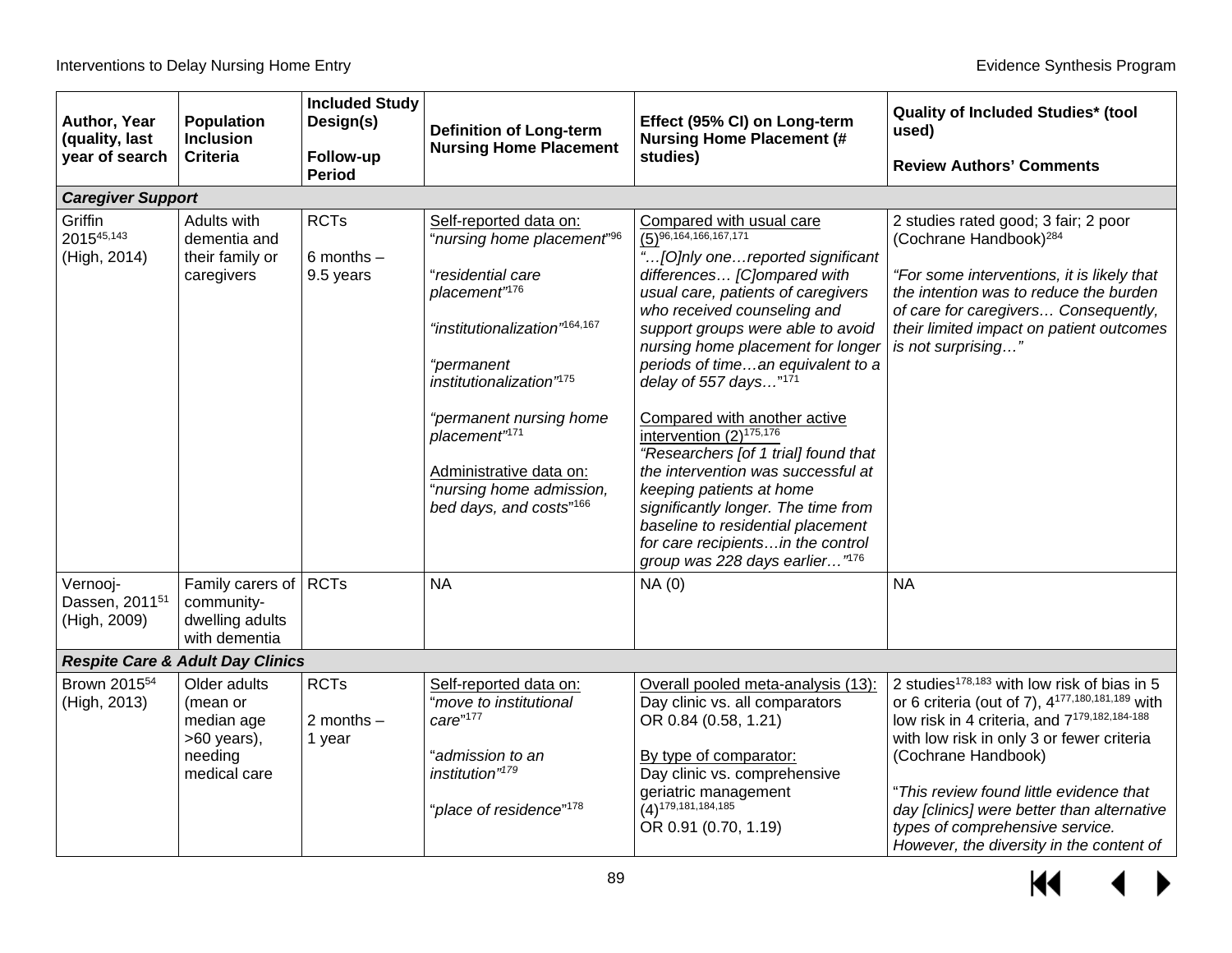| Author, Year (quality, last year of search | Population Inclusion Criteria | Included Study Design(s)<br><br>Follow-up Period | Definition of Long-term Nursing Home Placement | Effect (95% CI) on Long-term Nursing Home Placement (# studies) | Quality of Included Studies* (tool used)<br><br>Review Authors' Comments |
|---|---|---|---|---|---|
| ***Caregiver Support*** | | | | | |
| Griffin 2015[45,143] (High, 2014) | Adults with dementia and their family or caregivers | RCTs<br><br>6 months – 9.5 years | Self-reported data on:<br>"*nursing home placement*"[96]<br><br>"*residential care placement*"[176]<br><br>*"institutionalization"*[164,167]<br><br>*"permanent institutionalization"*[175]<br><br>*"permanent nursing home placement"*[171]<br><br>Administrative data on:<br>"*nursing home admission, bed days, and costs*"[166] | Compared with usual care (5)[96,164,166,167,171]<br>*"…[O]nly one…reported significant differences… [C]ompared with usual care, patients of caregivers who received counseling and support groups were able to avoid nursing home placement for longer periods of time…an equivalent to a delay of 557 days…"*[171]<br><br>Compared with another active intervention (2)[175,176]<br>*"Researchers [of 1 trial] found that the intervention was successful at keeping patients at home significantly longer. The time from baseline to residential placement for care recipients…in the control group was 228 days earlier…"*[176] | 2 studies rated good; 3 fair; 2 poor (Cochrane Handbook)[284]<br><br>*"For some interventions, it is likely that the intention was to reduce the burden of care for caregivers… Consequently, their limited impact on patient outcomes is not surprising…"* |
| Vernooj-Dassen, 2011[51] (High, 2009) | Family carers of community-dwelling adults with dementia | RCTs | NA | NA (0) | NA |
| ***Respite Care & Adult Day Clinics*** | | | | | |
| Brown 2015[54] (High, 2013) | Older adults (mean or median age >60 years), needing medical care | RCTs<br><br>2 months – 1 year | Self-reported data on:<br>"*move to institutional care*"[177]<br><br>"*admission to an institution"*[179]<br><br>"*place of residence*"[178] | Overall pooled meta-analysis (13):<br>Day clinic vs. all comparators<br>OR 0.84 (0.58, 1.21)<br><br>By type of comparator:<br>Day clinic vs. comprehensive geriatric management (4)[179,181,184,185]<br>OR 0.91 (0.70, 1.19) | 2 studies[178,183] with low risk of bias in 5 or 6 criteria (out of 7), 4[177,180,181,189] with low risk in 4 criteria, and 7[179,182,184-188] with low risk in only 3 or fewer criteria (Cochrane Handbook)<br><br>"*This review found little evidence that day [clinics] were better than alternative types of comprehensive service. However, the diversity in the content of* |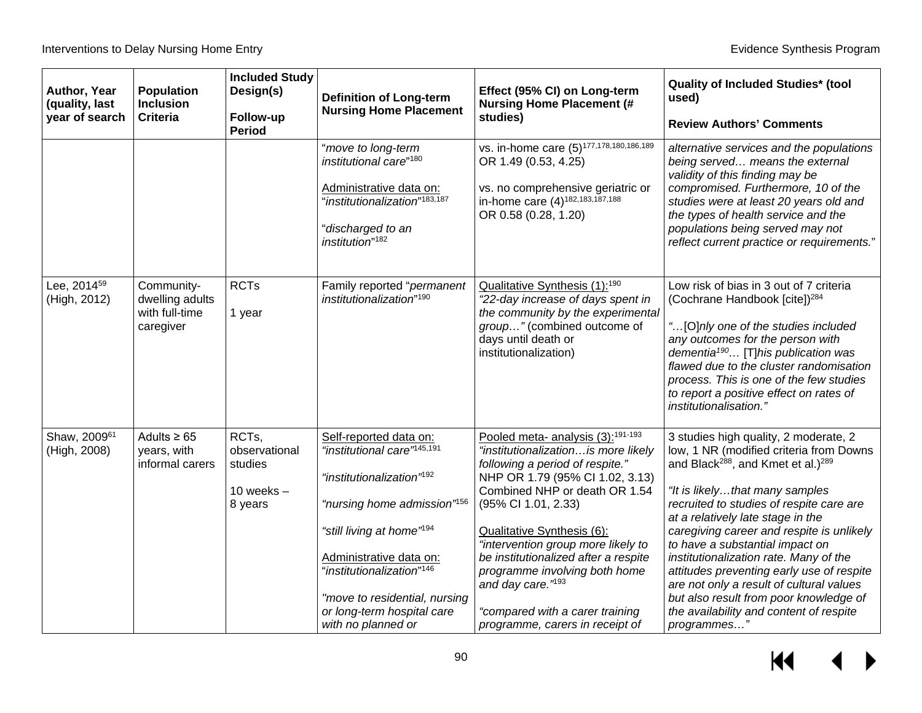| Author, Year (quality, last year of search | Population Inclusion Criteria | Included Study Design(s)<br><br>Follow-up Period | Definition of Long-term Nursing Home Placement | Effect (95% CI) on Long-term Nursing Home Placement (# studies) | Quality of Included Studies* (tool used)<br><br>Review Authors' Comments |
|---|---|---|---|---|---|
| | | | "*move to long-term institutional care*"[180]<br><br>Administrative data on: "*institutionalization*"[183,187]<br><br>"*discharged to an institution*"[182] | vs. in-home care (5)[177,178,180,186,189] OR 1.49 (0.53, 4.25)<br><br>vs. no comprehensive geriatric or in-home care (4)[182,183,187,188] OR 0.58 (0.28, 1.20) | *alternative services and the populations being served… means the external validity of this finding may be compromised. Furthermore, 10 of the studies were at least 20 years old and the types of health service and the populations being served may not reflect current practice or requirements.*" |
| Lee, 2014[59] (High, 2012) | Community-dwelling adults with full-time caregiver | RCTs<br><br>1 year | Family reported "*permanent institutionalization*"[190] | Qualitative Synthesis (1):[190] *"22-day increase of days spent in the community by the experimental group…"* (combined outcome of days until death or institutionalization) | Low risk of bias in 3 out of 7 criteria (Cochrane Handbook [cite])[284]<br><br>*"…*[O]*nly one of the studies included any outcomes for the person with dementia*[190]*…* [T]*his publication was flawed due to the cluster randomisation process. This is one of the few studies to report a positive effect on rates of institutionalisation."* |
| Shaw, 2009[61] (High, 2008) | Adults ≥ 65 years, with informal carers | RCTs, observational studies<br><br>10 weeks – 8 years | Self-reported data on: *"institutional care"*[145,191]<br><br>*"institutionalization"*[192]<br><br>*"nursing home admission"*[156]<br><br>*"still living at home"*[194]<br><br>Administrative data on: "*institutionalization*"[146]<br><br>*"move to residential, nursing or long-term hospital care with no planned or* | Pooled meta- analysis (3):[191-193] *"institutionalization…is more likely following a period of respite."* NHP OR 1.79 (95% CI 1.02, 3.13) Combined NHP or death OR 1.54 (95% CI 1.01, 2.33)<br><br>Qualitative Synthesis (6): *"intervention group more likely to be institutionalized after a respite programme involving both home and day care."*[193]<br><br>*"compared with a carer training programme, carers in receipt of* | 3 studies high quality, 2 moderate, 2 low, 1 NR (modified criteria from Downs and Black[288], and Kmet et al.)[289]<br><br>*"It is likely…that many samples recruited to studies of respite care are at a relatively late stage in the caregiving career and respite is unlikely to have a substantial impact on institutionalization rate. Many of the attitudes preventing early use of respite are not only a result of cultural values but also result from poor knowledge of the availability and content of respite programmes…"* |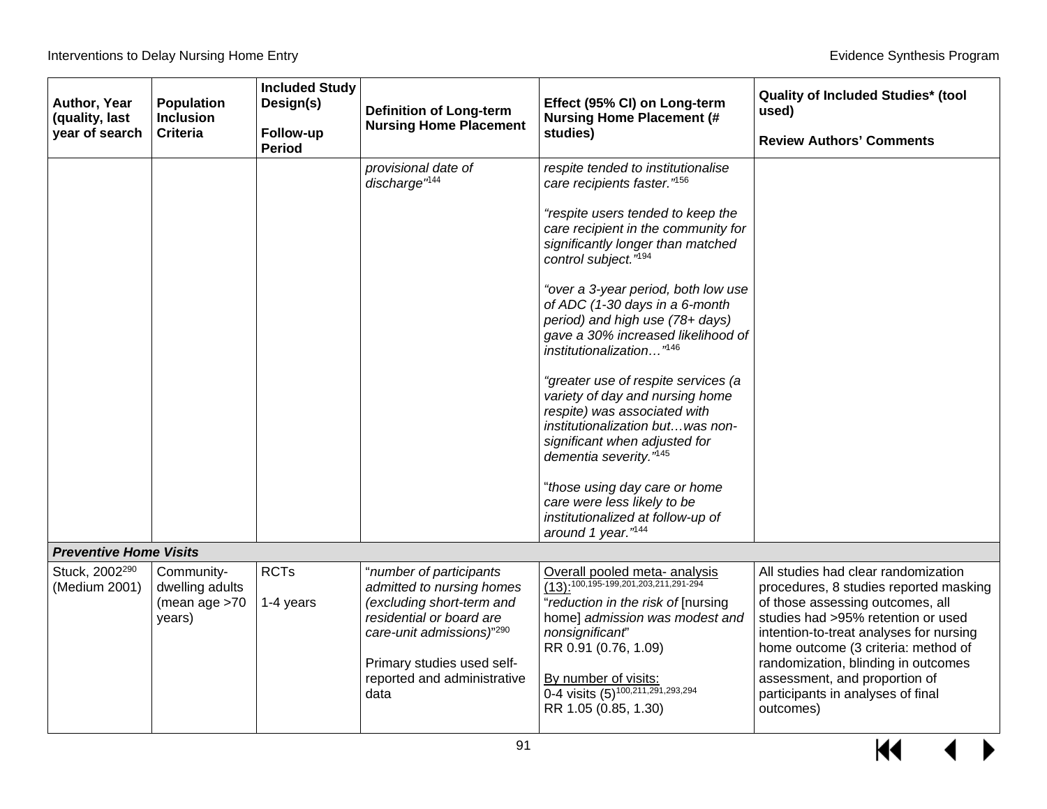| Author, Year (quality, last year of search | Population Inclusion Criteria | Included Study Design(s)<br><br>Follow-up Period | Definition of Long-term Nursing Home Placement | Effect (95% CI) on Long-term Nursing Home Placement (# studies) | Quality of Included Studies* (tool used)<br><br>Review Authors' Comments |
|---|---|---|---|---|---|
| | | | *provisional date of discharge"*[144] | *respite tended to institutionalise care recipients faster."*[156]<br><br>*"respite users tended to keep the care recipient in the community for significantly longer than matched control subject."*[194]<br><br>*"over a 3-year period, both low use of ADC (1-30 days in a 6-month period) and high use (78+ days) gave a 30% increased likelihood of institutionalization…"*[146]<br><br>*"greater use of respite services (a variety of day and nursing home respite) was associated with institutionalization but…was non-significant when adjusted for dementia severity."*[145]<br><br>"*those using day care or home care were less likely to be institutionalized at follow-up of around 1 year."*[144] | |
| ***Preventive Home Visits*** | | | | | |
| Stuck, 2002[290] (Medium 2001) | Community-dwelling adults (mean age >70 years) | RCTs<br><br>1-4 years | "*number of participants admitted to nursing homes (excluding short-term and residential or board are care-unit admissions)*"[290]<br><br>Primary studies used self-reported and administrative data | Overall pooled meta- analysis (13):[100,195-199,201,203,211,291-294]<br>"*reduction in the risk of* [nursing home] *admission was modest and nonsignificant*"<br>RR 0.91 (0.76, 1.09)<br><br>By number of visits:<br>0-4 visits (5)[100,211,291,293,294]<br>RR 1.05 (0.85, 1.30) | All studies had clear randomization procedures, 8 studies reported masking of those assessing outcomes, all studies had >95% retention or used intention-to-treat analyses for nursing home outcome (3 criteria: method of randomization, blinding in outcomes assessment, and proportion of participants in analyses of final outcomes) |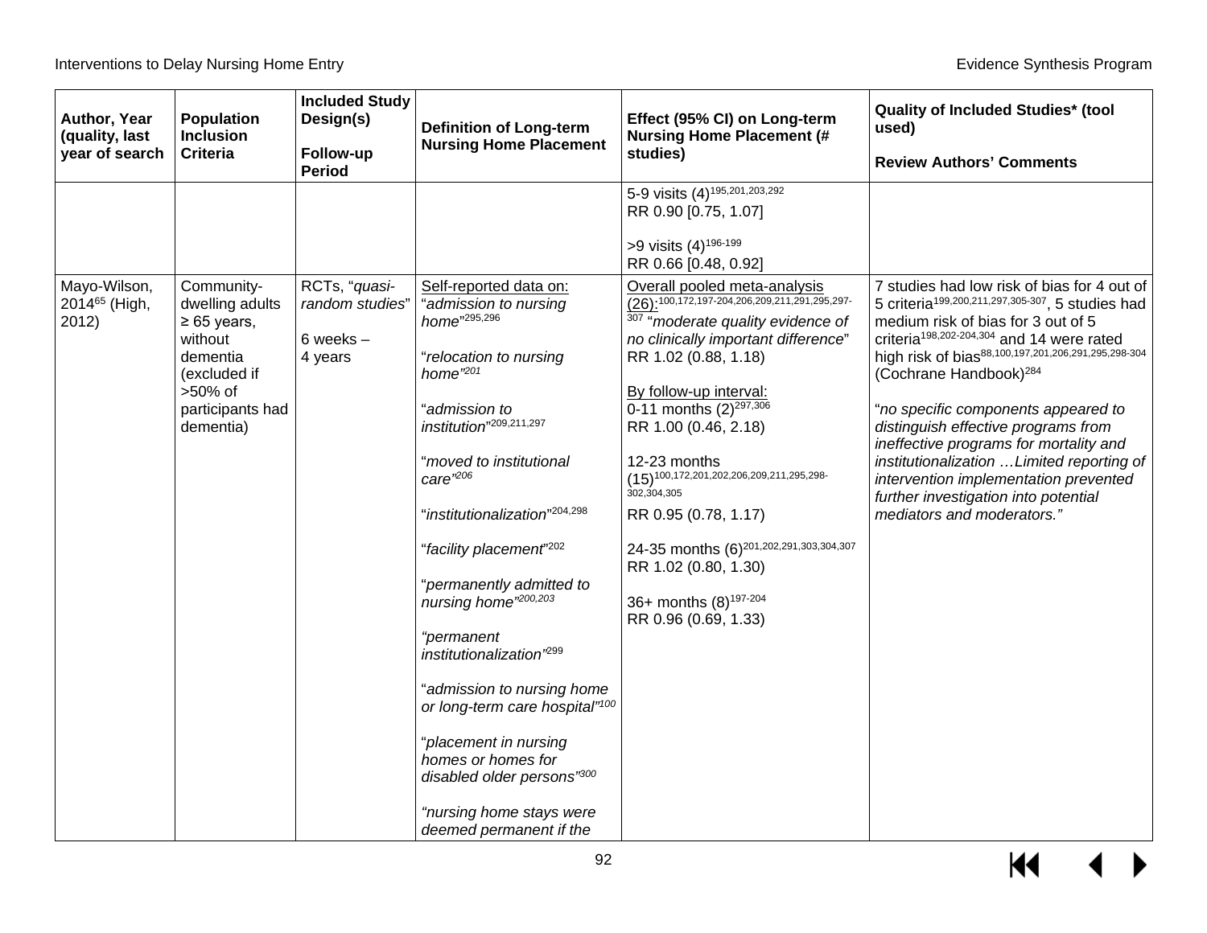| Author, Year (quality, last year of search | Population Inclusion Criteria | Included Study Design(s)<br><br>Follow-up Period | Definition of Long-term Nursing Home Placement | Effect (95% CI) on Long-term Nursing Home Placement (# studies) | Quality of Included Studies* (tool used)<br><br>Review Authors' Comments |
|---|---|---|---|---|---|
| | | | | 5-9 visits (4)[195,201,203,292]<br>RR 0.90 [0.75, 1.07]<br><br>>9 visits (4)[196-199]<br>RR 0.66 [0.48, 0.92] | |
| Mayo-Wilson, 2014[65] (High, 2012) | Community-dwelling adults ≥ 65 years, without dementia (excluded if >50% of participants had dementia) | RCTs, "*quasi-random studies*"<br><br>6 weeks – 4 years | Self-reported data on:<br>"*admission to nursing home*"[295,296]<br><br>"*relocation to nursing home*"[201]<br><br>"*admission to institution*"[209,211,297]<br><br>"*moved to institutional care*"[206]<br><br>"*institutionalization*"[204,298]<br><br>"*facility placement*"[202]<br><br>"*permanently admitted to nursing home*"[200,203]<br><br>"*permanent institutionalization*"[299]<br><br>"*admission to nursing home or long-term care hospital*"[100]<br><br>"*placement in nursing homes or homes for disabled older persons*"[300]<br><br>"*nursing home stays were deemed permanent if the* | Overall pooled meta-analysis (26):[100,172,197-204,206,209,211,291,295,297-307] "*moderate quality evidence of no clinically important difference*"<br>RR 1.02 (0.88, 1.18)<br><br>By follow-up interval:<br>0-11 months (2)[297,306]<br>RR 1.00 (0.46, 2.18)<br><br>12-23 months (15)[100,172,201,202,206,209,211,295,298-302,304,305]<br>RR 0.95 (0.78, 1.17)<br><br>24-35 months (6)[201,202,291,303,304,307]<br>RR 1.02 (0.80, 1.30)<br><br>36+ months (8)[197-204]<br>RR 0.96 (0.69, 1.33) | 7 studies had low risk of bias for 4 out of 5 criteria[199,200,211,297,305-307], 5 studies had medium risk of bias for 3 out of 5 criteria[198,202-204,304] and 14 were rated high risk of bias[88,100,197,201,206,291,295,298-304] (Cochrane Handbook)[284]<br><br>"*no specific components appeared to distinguish effective programs from ineffective programs for mortality and institutionalization …Limited reporting of intervention implementation prevented further investigation into potential mediators and moderators.*" |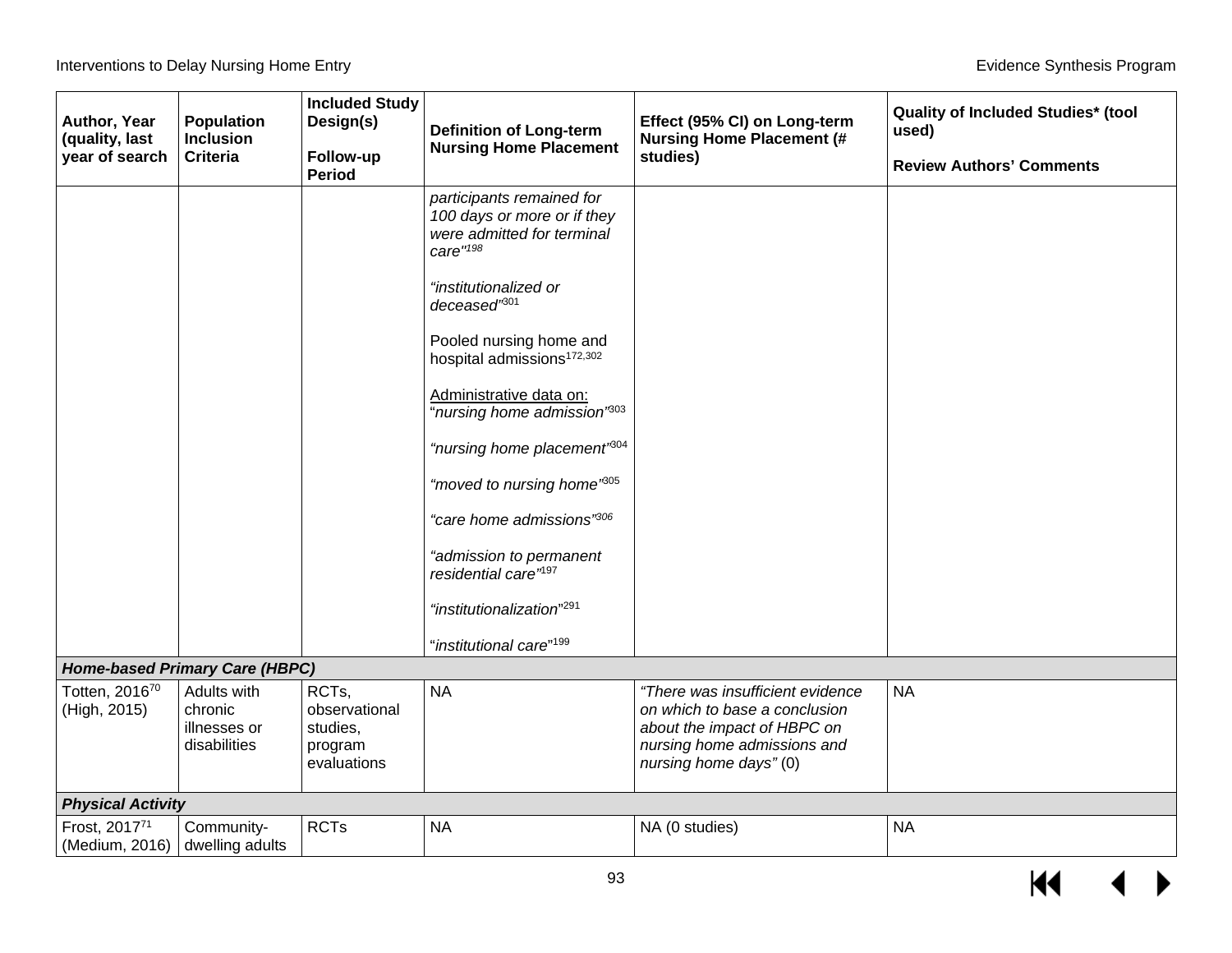| Author, Year (quality, last year of search | Population Inclusion Criteria | Included Study Design(s) <br><br> Follow-up Period | Definition of Long-term Nursing Home Placement | Effect (95% CI) on Long-term Nursing Home Placement (# studies) | Quality of Included Studies* (tool used) <br><br> Review Authors' Comments |
|---|---|---|---|---|---|
| | | | *participants remained for 100 days or more or if they were admitted for terminal care"*[198] <br><br> *"institutionalized or deceased"*[301] <br><br> Pooled nursing home and hospital admissions[172,302] <br><br> Administrative data on: "*nursing home admission"*[303] <br><br> *"nursing home placement"*[304] <br><br> *"moved to nursing home"*[305] <br><br> *"care home admissions"*[306] <br><br> *"admission to permanent residential care"*[197] <br><br> *"institutionalization"*[291] <br><br> "*institutional care*"[199] | | |
| ***Home-based Primary Care (HBPC)*** | | | | | |
| Totten, 2016[70] (High, 2015) | Adults with chronic illnesses or disabilities | RCTs, observational studies, program evaluations | NA | *"There was insufficient evidence on which to base a conclusion about the impact of HBPC on nursing home admissions and nursing home days"* (0) | NA |
| ***Physical Activity*** | | | | | |
| Frost, 2017[71] (Medium, 2016) | Community-dwelling adults | RCTs | NA | NA (0 studies) | NA |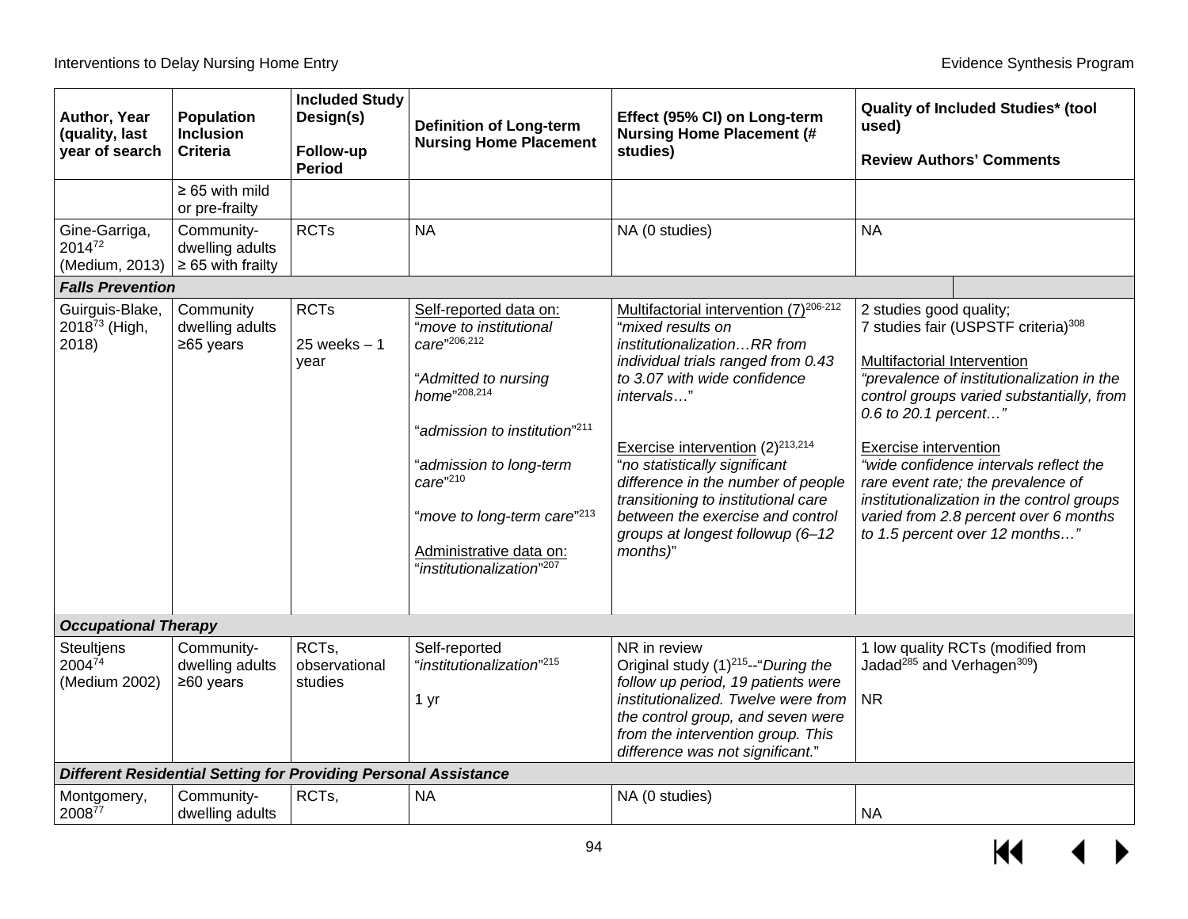| Author, Year (quality, last year of search | Population Inclusion Criteria | Included Study Design(s)<br><br>Follow-up Period | Definition of Long-term Nursing Home Placement | Effect (95% CI) on Long-term Nursing Home Placement (# studies) | Quality of Included Studies* (tool used)<br><br>Review Authors' Comments |
|---|---|---|---|---|---|
| | ≥ 65 with mild or pre-frailty | | | | |
| Gine-Garriga, 2014[72] (Medium, 2013) | Community-dwelling adults ≥ 65 with frailty | RCTs | NA | NA (0 studies) | NA |
| ***Falls Prevention*** | | | | | |
| Guirguis-Blake, 2018[73] (High, 2018) | Community dwelling adults ≥65 years | RCTs<br><br>25 weeks – 1 year | Self-reported data on:<br>"*move to institutional care*"[206,212]<br><br>"*Admitted to nursing home*"[208,214]<br><br>"*admission to institution*"[211]<br><br>"*admission to long-term care*"[210]<br><br>"*move to long-term care*"[213]<br><br>Administrative data on:<br>"*institutionalization*"[207] | Multifactorial intervention (7)[206-212]<br>"*mixed results on institutionalization…RR from individual trials ranged from 0.43 to 3.07 with wide confidence intervals…*"<br><br>Exercise intervention (2)[213,214]<br>"*no statistically significant difference in the number of people transitioning to institutional care between the exercise and control groups at longest followup (6–12 months)*" | 2 studies good quality;<br>7 studies fair (USPSTF criteria)[308]<br><br>Multifactorial Intervention<br>*"prevalence of institutionalization in the control groups varied substantially, from 0.6 to 20.1 percent…"*<br><br>Exercise intervention<br>*"wide confidence intervals reflect the rare event rate; the prevalence of institutionalization in the control groups varied from 2.8 percent over 6 months to 1.5 percent over 12 months…"* |
| ***Occupational Therapy*** | | | | | |
| Steultjens 2004[74] (Medium 2002) | Community-dwelling adults ≥60 years | RCTs, observational studies | Self-reported "*institutionalization*"[215]<br><br>1 yr | NR in review<br>Original study (1)[215]--"*During the follow up period, 19 patients were institutionalized. Twelve were from the control group, and seven were from the intervention group. This difference was not significant.*" | 1 low quality RCTs (modified from Jadad[285] and Verhagen[309])<br><br>NR |
| ***Different Residential Setting for Providing Personal Assistance*** | | | | | |
| Montgomery, 2008[77] | Community-dwelling adults | RCTs, | NA | NA (0 studies) | NA |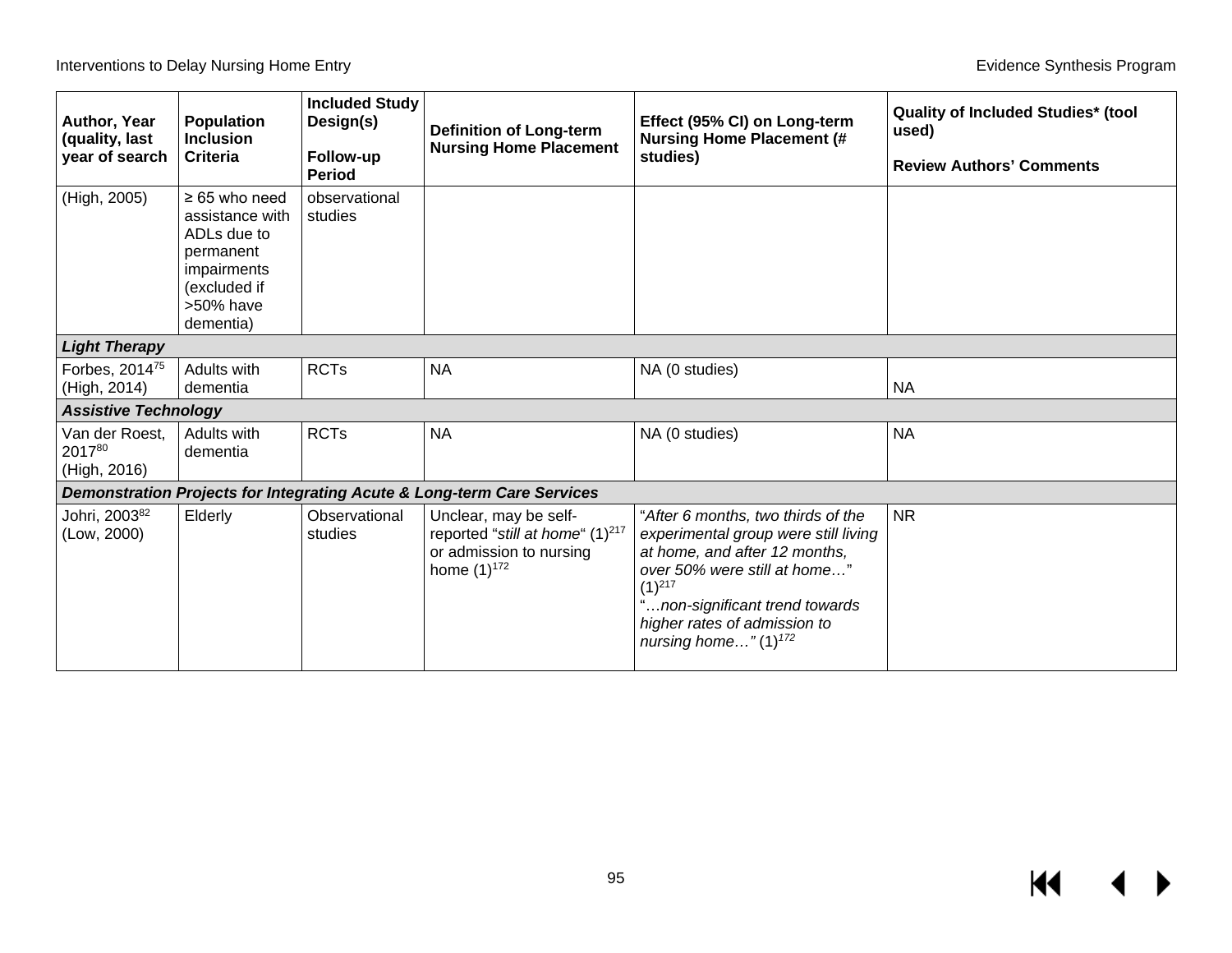| Author, Year (quality, last year of search | Population Inclusion Criteria | Included Study Design(s)<br><br>Follow-up Period | Definition of Long-term Nursing Home Placement | Effect (95% CI) on Long-term Nursing Home Placement (# studies) | Quality of Included Studies* (tool used)<br><br>Review Authors' Comments |
|---|---|---|---|---|---|
| (High, 2005) | ≥ 65 who need assistance with ADLs due to permanent impairments (excluded if >50% have dementia) | observational studies | | | |
| ***Light Therapy*** | | | | | |
| Forbes, 2014[75] (High, 2014) | Adults with dementia | RCTs | NA | NA (0 studies) | NA |
| ***Assistive Technology*** | | | | | |
| Van der Roest, 2017[80] (High, 2016) | Adults with dementia | RCTs | NA | NA (0 studies) | NA |
| ***Demonstration Projects for Integrating Acute & Long-term Care Services*** | | | | | |
| Johri, 2003[82] (Low, 2000) | Elderly | Observational studies | Unclear, may be self-reported "*still at home*" (1)[217] or admission to nursing home (1)[172] | "*After 6 months, two thirds of the experimental group were still living at home, and after 12 months, over 50% were still at home…*" (1)[217]<br>"*…non-significant trend towards higher rates of admission to nursing home…"* (1)[172] | NR |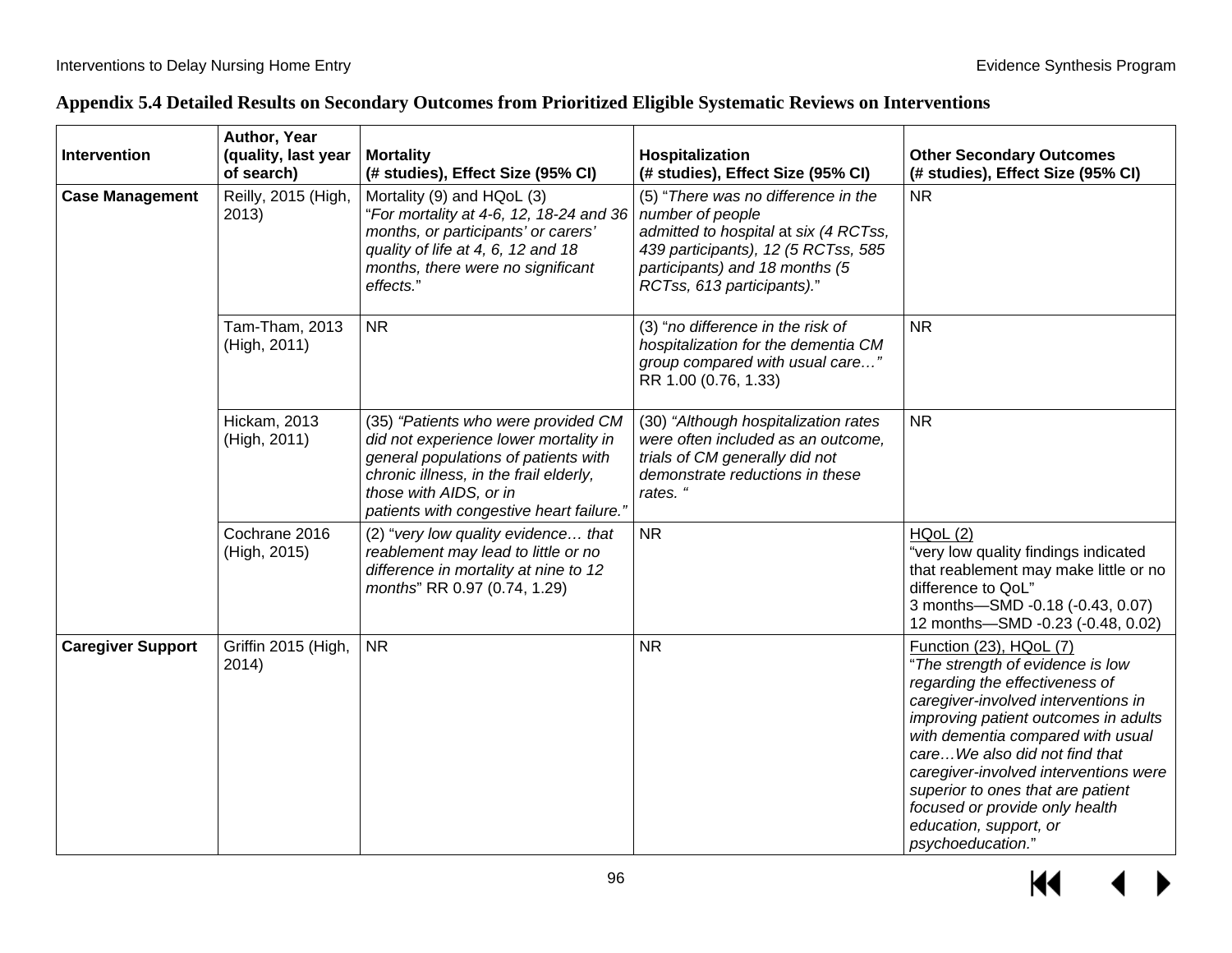## Appendix 5.4 Detailed Results on Secondary Outcomes from Prioritized Eligible Systematic Reviews on Interventions

| Intervention | Author, Year (quality, last year of search) | Mortality (# studies), Effect Size (95% CI) | Hospitalization (# studies), Effect Size (95% CI) | Other Secondary Outcomes (# studies), Effect Size (95% CI) |
|---|---|---|---|---|
| **Case Management** | Reilly, 2015 (High, 2013) | Mortality (9) and HQoL (3) "*For mortality at 4-6, 12, 18-24 and 36 months, or participants' or carers' quality of life at 4, 6, 12 and 18 months, there were no significant effects.*" | (5) "*There was no difference in the number of people admitted to hospital* at *six (4 RCTss, 439 participants), 12 (5 RCTss, 585 participants) and 18 months (5 RCTss, 613 participants).*" | NR |
| | Tam-Tham, 2013 (High, 2011) | NR | (3) "*no difference in the risk of hospitalization for the dementia CM group compared with usual care…"* RR 1.00 (0.76, 1.33) | NR |
| | Hickam, 2013 (High, 2011) | (35) *"Patients who were provided CM did not experience lower mortality in general populations of patients with chronic illness, in the frail elderly, those with AIDS, or in patients with congestive heart failure."* | (30) *"Although hospitalization rates were often included as an outcome, trials of CM generally did not demonstrate reductions in these rates. "* | NR |
| | Cochrane 2016 (High, 2015) | (2) "*very low quality evidence… that reablement may lead to little or no difference in mortality at nine to 12 months*" RR 0.97 (0.74, 1.29) | NR | HQoL (2) "very low quality findings indicated that reablement may make little or no difference to QoL" 3 months—SMD -0.18 (-0.43, 0.07) 12 months—SMD -0.23 (-0.48, 0.02) |
| **Caregiver Support** | Griffin 2015 (High, 2014) | NR | NR | Function (23), HQoL (7) "*The strength of evidence is low regarding the effectiveness of caregiver-involved interventions in improving patient outcomes in adults with dementia compared with usual care…We also did not find that caregiver-involved interventions were superior to ones that are patient focused or provide only health education, support, or psychoeducation.*" |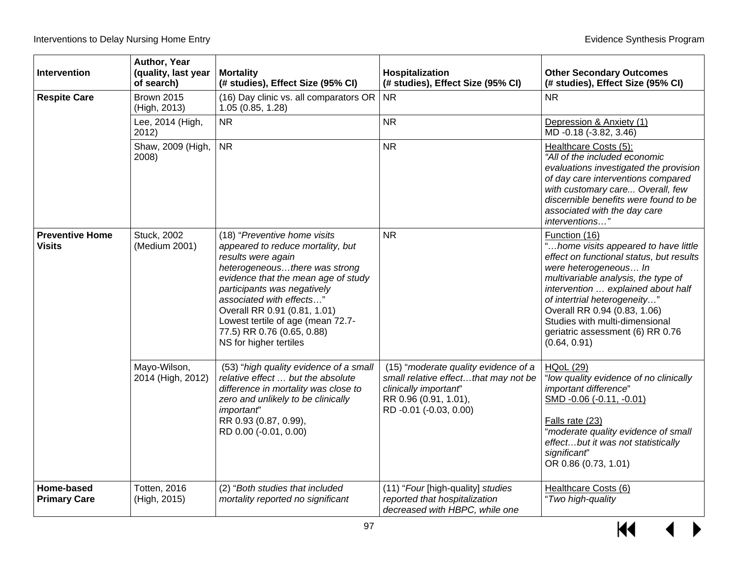| Intervention | Author, Year (quality, last year of search) | Mortality (# studies), Effect Size (95% CI) | Hospitalization (# studies), Effect Size (95% CI) | Other Secondary Outcomes (# studies), Effect Size (95% CI) |
|---|---|---|---|---|
| **Respite Care** | Brown 2015 (High, 2013) | (16) Day clinic vs. all comparators OR 1.05 (0.85, 1.28) | NR | NR |
| | Lee, 2014 (High, 2012) | NR | NR | Depression & Anxiety (1)<br>MD -0.18 (-3.82, 3.46) |
| | Shaw, 2009 (High, 2008) | NR | NR | Healthcare Costs (5):<br>*"All of the included economic evaluations investigated the provision of day care interventions compared with customary care... Overall, few discernible benefits were found to be associated with the day care interventions…"* |
| **Preventive Home Visits** | Stuck, 2002 (Medium 2001) | (18) "*Preventive home visits appeared to reduce mortality, but results were again heterogeneous…there was strong evidence that the mean age of study participants was negatively associated with effects*…"<br>Overall RR 0.91 (0.81, 1.01)<br>Lowest tertile of age (mean 72.7-77.5) RR 0.76 (0.65, 0.88)<br>NS for higher tertiles | NR | Function (16)<br>"*…home visits appeared to have little effect on functional status, but results were heterogeneous… In multivariable analysis, the type of intervention … explained about half of intertrial heterogeneity…*"<br>Overall RR 0.94 (0.83, 1.06)<br>Studies with multi-dimensional geriatric assessment (6) RR 0.76 (0.64, 0.91) |
| | Mayo-Wilson, 2014 (High, 2012) | (53) "*high quality evidence of a small relative effect … but the absolute difference in mortality was close to zero and unlikely to be clinically important*"<br>RR 0.93 (0.87, 0.99),<br>RD 0.00 (-0.01, 0.00) | (15) "*moderate quality evidence of a small relative effect…that may not be clinically important*"<br>RR 0.96 (0.91, 1.01),<br>RD -0.01 (-0.03, 0.00) | HQoL (29)<br>"*low quality evidence of no clinically important difference*"<br>SMD -0.06 (-0.11, -0.01)<br><br>Falls rate (23)<br>"*moderate quality evidence of small effect…but it was not statistically significant*"<br>OR 0.86 (0.73, 1.01) |
| **Home-based Primary Care** | Totten, 2016 (High, 2015) | (2) "*Both studies that included mortality reported no significant* | (11) "*Four* [high-quality] *studies reported that hospitalization decreased with HBPC, while one* | Healthcare Costs (6)<br>"*Two high-quality* |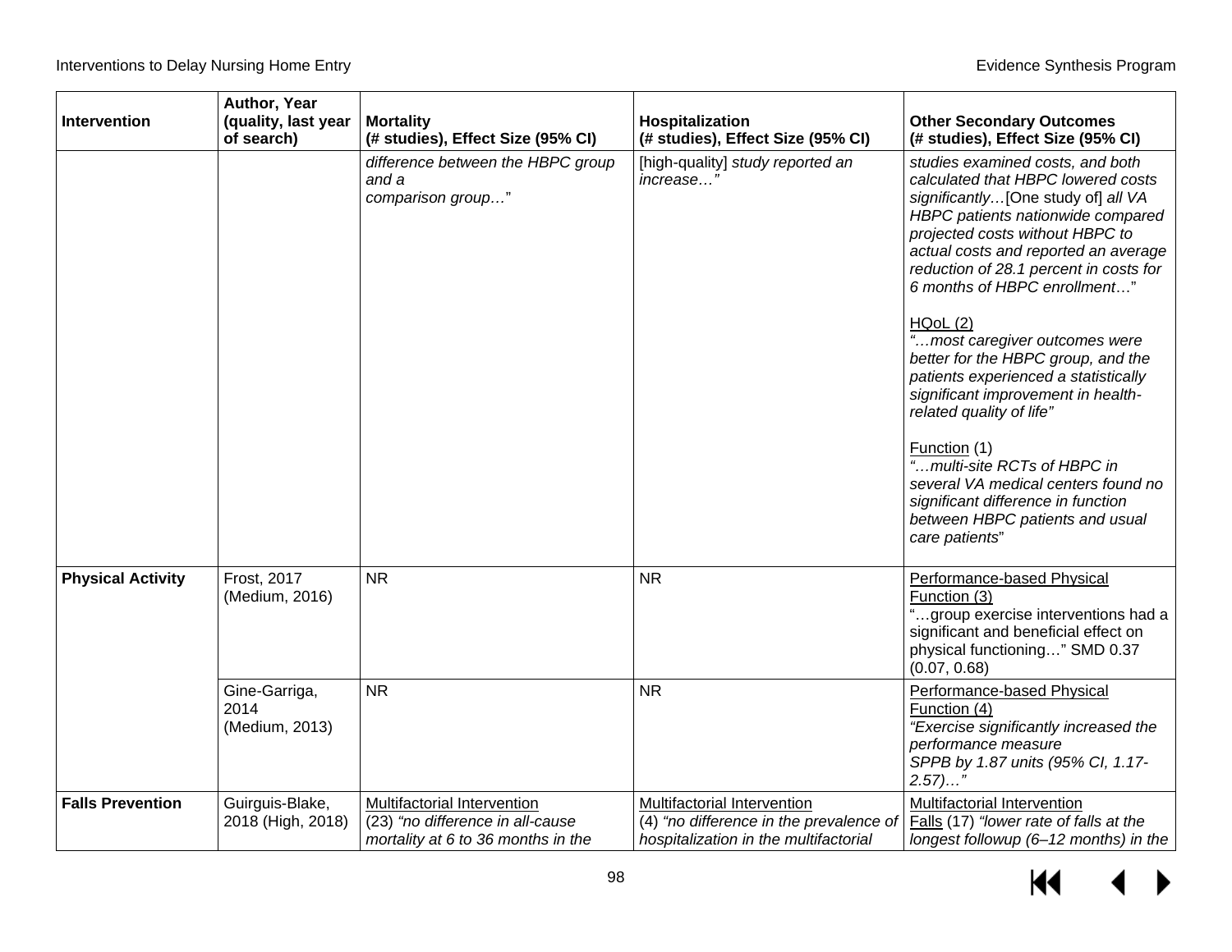| Intervention | Author, Year (quality, last year of search) | Mortality (# studies), Effect Size (95% CI) | Hospitalization (# studies), Effect Size (95% CI) | Other Secondary Outcomes (# studies), Effect Size (95% CI) |
|---|---|---|---|---|
| | | *difference between the HBPC group and a comparison group…*" | [high-quality] *study reported an increase…"* | *studies examined costs, and both calculated that HBPC lowered costs significantly…*[One study of] *all VA HBPC patients nationwide compared projected costs without HBPC to actual costs and reported an average reduction of 28.1 percent in costs for 6 months of HBPC enrollment…*"<br><br>HQoL (2)<br>*"…most caregiver outcomes were better for the HBPC group, and the patients experienced a statistically significant improvement in health-related quality of life"*<br><br>Function (1)<br>*"…multi-site RCTs of HBPC in several VA medical centers found no significant difference in function between HBPC patients and usual care patients*" |
| **Physical Activity** | Frost, 2017 (Medium, 2016) | NR | NR | Performance-based Physical Function (3)<br>"…group exercise interventions had a significant and beneficial effect on physical functioning…" SMD 0.37 (0.07, 0.68) |
| | Gine-Garriga, 2014 (Medium, 2013) | NR | NR | Performance-based Physical Function (4)<br>*"Exercise significantly increased the performance measure SPPB by 1.87 units (95% CI, 1.17-2.57)…"* |
| **Falls Prevention** | Guirguis-Blake, 2018 (High, 2018) | Multifactorial Intervention<br>(23) *"no difference in all-cause mortality at 6 to 36 months in the* | Multifactorial Intervention<br>(4) *"no difference in the prevalence of hospitalization in the multifactorial* | Multifactorial Intervention<br>Falls (17) *"lower rate of falls at the longest followup (6–12 months) in the* |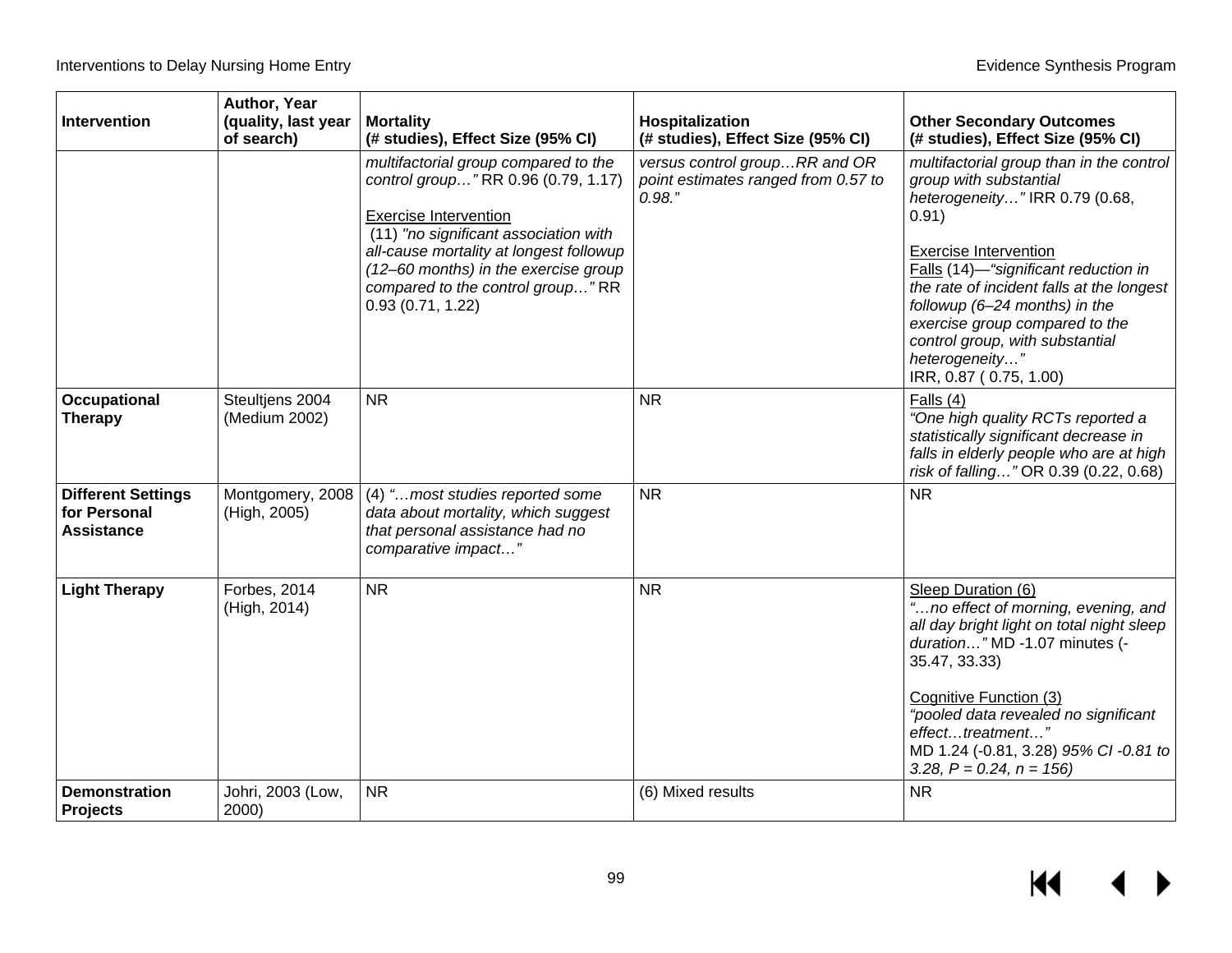| Intervention | Author, Year (quality, last year of search) | Mortality (# studies), Effect Size (95% CI) | Hospitalization (# studies), Effect Size (95% CI) | Other Secondary Outcomes (# studies), Effect Size (95% CI) |
|---|---|---|---|---|
| | | *multifactorial group compared to the control group…"* RR 0.96 (0.79, 1.17)<br><br><u>Exercise Intervention</u><br>(11) *"no significant association with all-cause mortality at longest followup (12–60 months) in the exercise group compared to the control group…"* RR 0.93 (0.71, 1.22) | *versus control group…RR and OR point estimates ranged from 0.57 to 0.98."* | *multifactorial group than in the control group with substantial heterogeneity…"* IRR 0.79 (0.68, 0.91)<br><br><u>Exercise Intervention</u><br><u>Falls</u> (14)—*"significant reduction in the rate of incident falls at the longest followup (6–24 months) in the exercise group compared to the control group, with substantial heterogeneity…"*<br>IRR, 0.87 ( 0.75, 1.00) |
| **Occupational Therapy** | Steultjens 2004 (Medium 2002) | NR | NR | <u>Falls (4)</u><br>*"One high quality RCTs reported a statistically significant decrease in falls in elderly people who are at high risk of falling…"* OR 0.39 (0.22, 0.68) |
| **Different Settings for Personal Assistance** | Montgomery, 2008 (High, 2005) | (4) *"…most studies reported some data about mortality, which suggest that personal assistance had no comparative impact…"* | NR | NR |
| **Light Therapy** | Forbes, 2014 (High, 2014) | NR | NR | <u>Sleep Duration (6)</u><br>*"…no effect of morning, evening, and all day bright light on total night sleep duration…"* MD -1.07 minutes (-35.47, 33.33)<br><br><u>Cognitive Function (3)</u><br>*"pooled data revealed no significant effect…treatment…"*<br>MD 1.24 (-0.81, 3.28) *95% CI -0.81 to 3.28, P = 0.24, n = 156)* |
| **Demonstration Projects** | Johri, 2003 (Low, 2000) | NR | (6) Mixed results | NR |